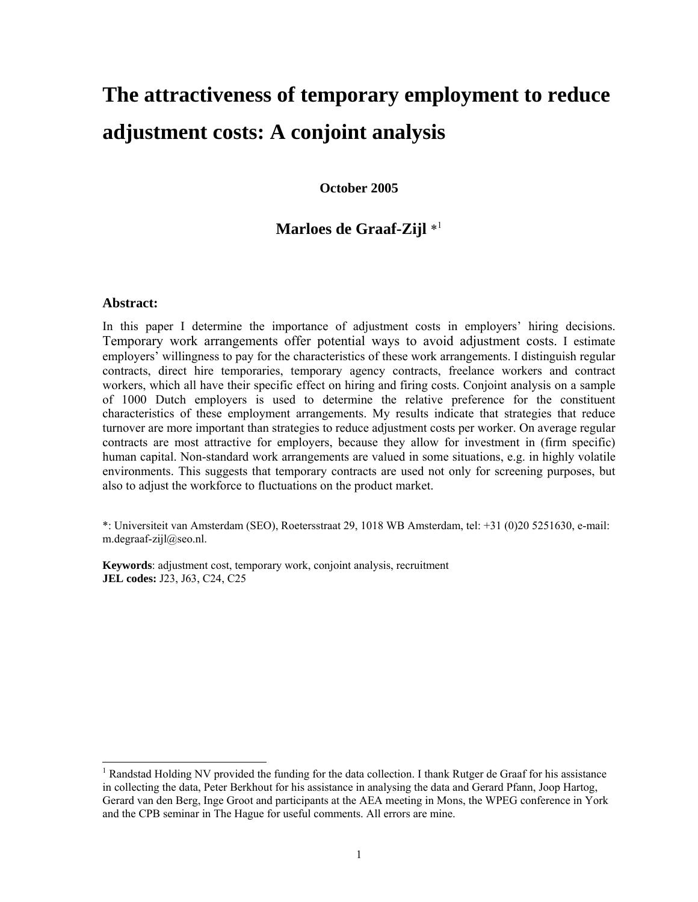# The attractiveness of temporary employment to reduce adjustment costs: A conjoint analysis

**October 2005**

**Marloes de Graaf-Zijl** *[1]

### Abstract:

In this paper I determine the importance of adjustment costs in employers' hiring decisions. Temporary work arrangements offer potential ways to avoid adjustment costs. I estimate employers' willingness to pay for the characteristics of these work arrangements. I distinguish regular contracts, direct hire temporaries, temporary agency contracts, freelance workers and contract workers, which all have their specific effect on hiring and firing costs. Conjoint analysis on a sample of 1000 Dutch employers is used to determine the relative preference for the constituent characteristics of these employment arrangements. My results indicate that strategies that reduce turnover are more important than strategies to reduce adjustment costs per worker. On average regular contracts are most attractive for employers, because they allow for investment in (firm specific) human capital. Non-standard work arrangements are valued in some situations, e.g. in highly volatile environments. This suggests that temporary contracts are used not only for screening purposes, but also to adjust the workforce to fluctuations on the product market.

*: Universiteit van Amsterdam (SEO), Roetersstraat 29, 1018 WB Amsterdam, tel: +31 (0)20 5251630, e-mail: m.degraaf-zijl@seo.nl.

**Keywords**: adjustment cost, temporary work, conjoint analysis, recruitment
**JEL codes:** J23, J63, C24, C25

[1] Randstad Holding NV provided the funding for the data collection. I thank Rutger de Graaf for his assistance in collecting the data, Peter Berkhout for his assistance in analysing the data and Gerard Pfann, Joop Hartog, Gerard van den Berg, Inge Groot and participants at the AEA meeting in Mons, the WPEG conference in York and the CPB seminar in The Hague for useful comments. All errors are mine.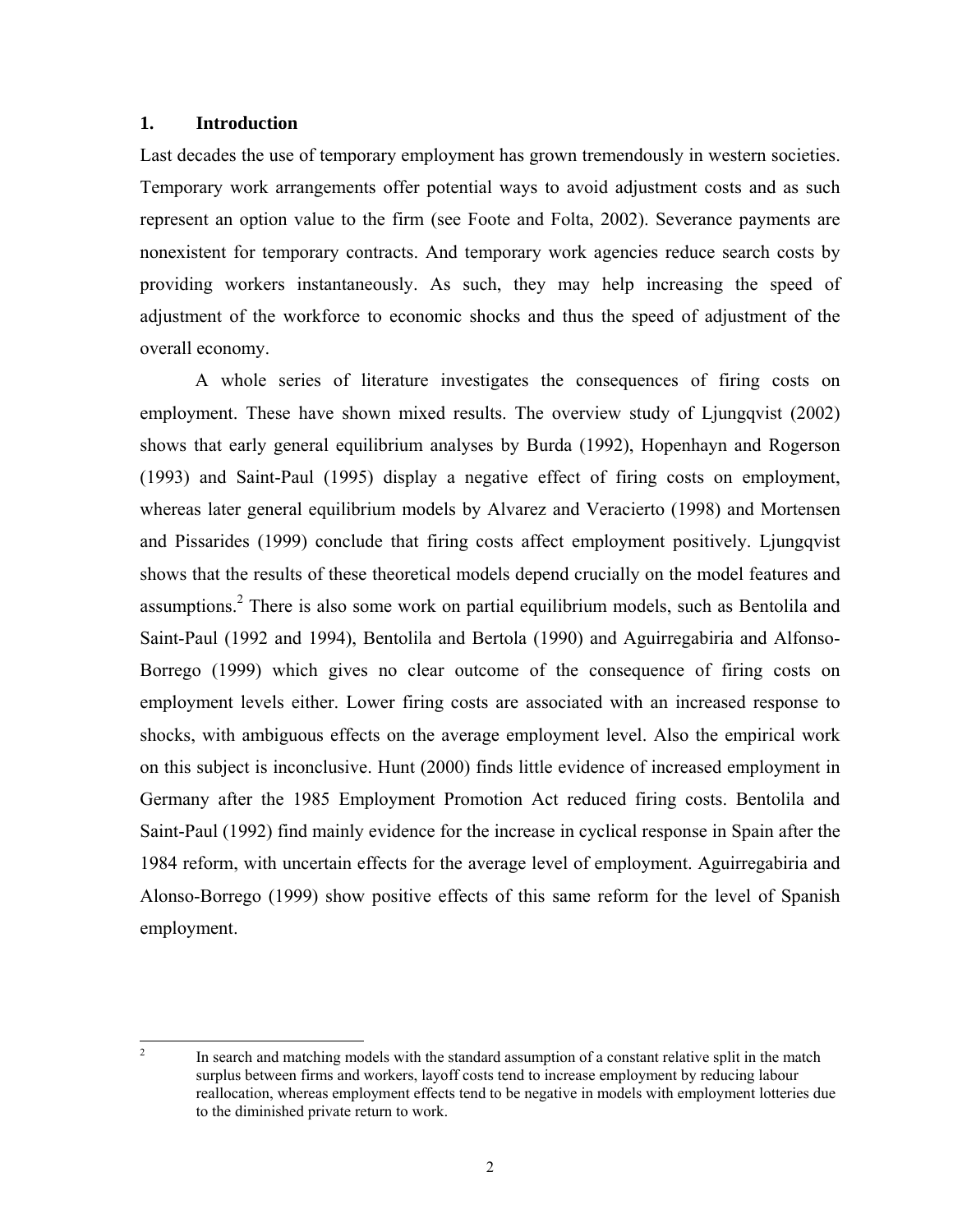## 1. Introduction

Last decades the use of temporary employment has grown tremendously in western societies. Temporary work arrangements offer potential ways to avoid adjustment costs and as such represent an option value to the firm (see Foote and Folta, 2002). Severance payments are nonexistent for temporary contracts. And temporary work agencies reduce search costs by providing workers instantaneously. As such, they may help increasing the speed of adjustment of the workforce to economic shocks and thus the speed of adjustment of the overall economy.

A whole series of literature investigates the consequences of firing costs on employment. These have shown mixed results. The overview study of Ljungqvist (2002) shows that early general equilibrium analyses by Burda (1992), Hopenhayn and Rogerson (1993) and Saint-Paul (1995) display a negative effect of firing costs on employment, whereas later general equilibrium models by Alvarez and Veracierto (1998) and Mortensen and Pissarides (1999) conclude that firing costs affect employment positively. Ljungqvist shows that the results of these theoretical models depend crucially on the model features and assumptions.[2] There is also some work on partial equilibrium models, such as Bentolila and Saint-Paul (1992 and 1994), Bentolila and Bertola (1990) and Aguirregabiria and Alfonso-Borrego (1999) which gives no clear outcome of the consequence of firing costs on employment levels either. Lower firing costs are associated with an increased response to shocks, with ambiguous effects on the average employment level. Also the empirical work on this subject is inconclusive. Hunt (2000) finds little evidence of increased employment in Germany after the 1985 Employment Promotion Act reduced firing costs. Bentolila and Saint-Paul (1992) find mainly evidence for the increase in cyclical response in Spain after the 1984 reform, with uncertain effects for the average level of employment. Aguirregabiria and Alonso-Borrego (1999) show positive effects of this same reform for the level of Spanish employment.

[2] In search and matching models with the standard assumption of a constant relative split in the match surplus between firms and workers, layoff costs tend to increase employment by reducing labour reallocation, whereas employment effects tend to be negative in models with employment lotteries due to the diminished private return to work.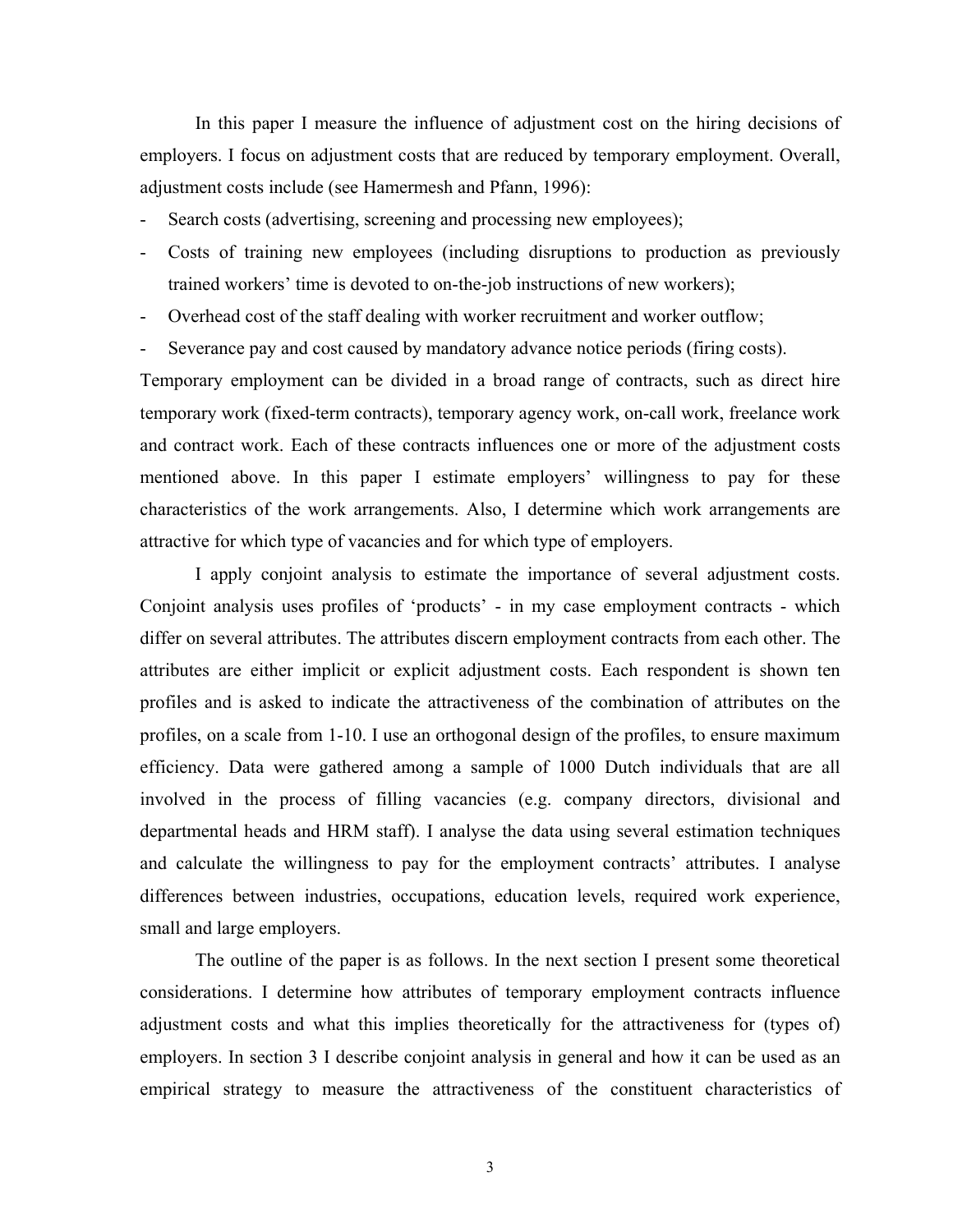In this paper I measure the influence of adjustment cost on the hiring decisions of employers. I focus on adjustment costs that are reduced by temporary employment. Overall, adjustment costs include (see Hamermesh and Pfann, 1996):

- Search costs (advertising, screening and processing new employees);
- Costs of training new employees (including disruptions to production as previously trained workers' time is devoted to on-the-job instructions of new workers);
- Overhead cost of the staff dealing with worker recruitment and worker outflow;
- Severance pay and cost caused by mandatory advance notice periods (firing costs).

Temporary employment can be divided in a broad range of contracts, such as direct hire temporary work (fixed-term contracts), temporary agency work, on-call work, freelance work and contract work. Each of these contracts influences one or more of the adjustment costs mentioned above. In this paper I estimate employers' willingness to pay for these characteristics of the work arrangements. Also, I determine which work arrangements are attractive for which type of vacancies and for which type of employers.

I apply conjoint analysis to estimate the importance of several adjustment costs. Conjoint analysis uses profiles of 'products' - in my case employment contracts - which differ on several attributes. The attributes discern employment contracts from each other. The attributes are either implicit or explicit adjustment costs. Each respondent is shown ten profiles and is asked to indicate the attractiveness of the combination of attributes on the profiles, on a scale from 1-10. I use an orthogonal design of the profiles, to ensure maximum efficiency. Data were gathered among a sample of 1000 Dutch individuals that are all involved in the process of filling vacancies (e.g. company directors, divisional and departmental heads and HRM staff). I analyse the data using several estimation techniques and calculate the willingness to pay for the employment contracts' attributes. I analyse differences between industries, occupations, education levels, required work experience, small and large employers.

The outline of the paper is as follows. In the next section I present some theoretical considerations. I determine how attributes of temporary employment contracts influence adjustment costs and what this implies theoretically for the attractiveness for (types of) employers. In section 3 I describe conjoint analysis in general and how it can be used as an empirical strategy to measure the attractiveness of the constituent characteristics of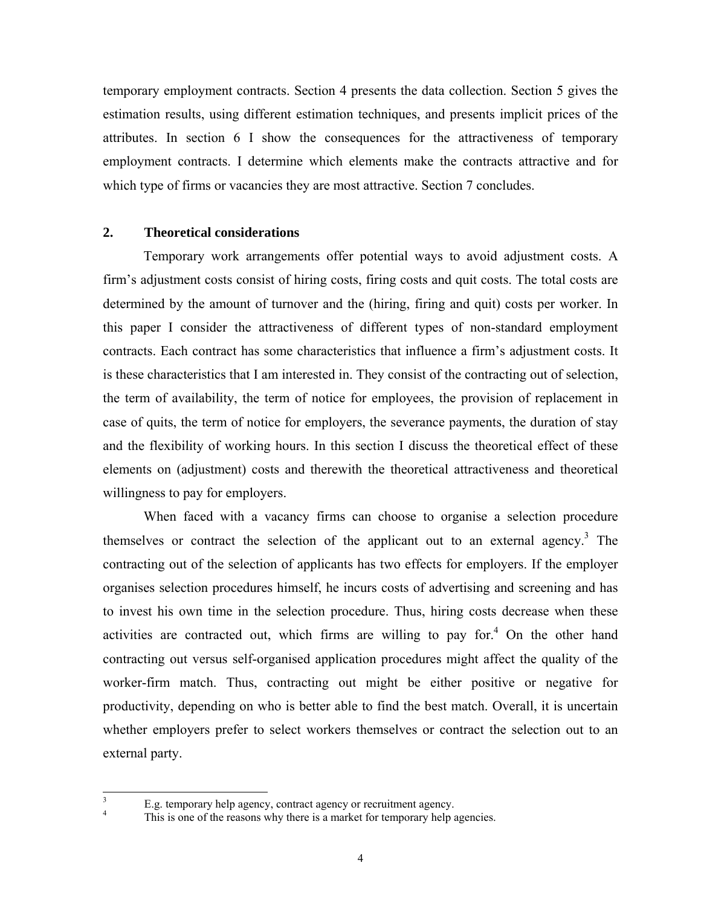temporary employment contracts. Section 4 presents the data collection. Section 5 gives the estimation results, using different estimation techniques, and presents implicit prices of the attributes. In section 6 I show the consequences for the attractiveness of temporary employment contracts. I determine which elements make the contracts attractive and for which type of firms or vacancies they are most attractive. Section 7 concludes.

## 2. Theoretical considerations

Temporary work arrangements offer potential ways to avoid adjustment costs. A firm's adjustment costs consist of hiring costs, firing costs and quit costs. The total costs are determined by the amount of turnover and the (hiring, firing and quit) costs per worker. In this paper I consider the attractiveness of different types of non-standard employment contracts. Each contract has some characteristics that influence a firm's adjustment costs. It is these characteristics that I am interested in. They consist of the contracting out of selection, the term of availability, the term of notice for employees, the provision of replacement in case of quits, the term of notice for employers, the severance payments, the duration of stay and the flexibility of working hours. In this section I discuss the theoretical effect of these elements on (adjustment) costs and therewith the theoretical attractiveness and theoretical willingness to pay for employers.

When faced with a vacancy firms can choose to organise a selection procedure themselves or contract the selection of the applicant out to an external agency.[3] The contracting out of the selection of applicants has two effects for employers. If the employer organises selection procedures himself, he incurs costs of advertising and screening and has to invest his own time in the selection procedure. Thus, hiring costs decrease when these activities are contracted out, which firms are willing to pay for.[4] On the other hand contracting out versus self-organised application procedures might affect the quality of the worker-firm match. Thus, contracting out might be either positive or negative for productivity, depending on who is better able to find the best match. Overall, it is uncertain whether employers prefer to select workers themselves or contract the selection out to an external party.

---

[3] E.g. temporary help agency, contract agency or recruitment agency.

[4] This is one of the reasons why there is a market for temporary help agencies.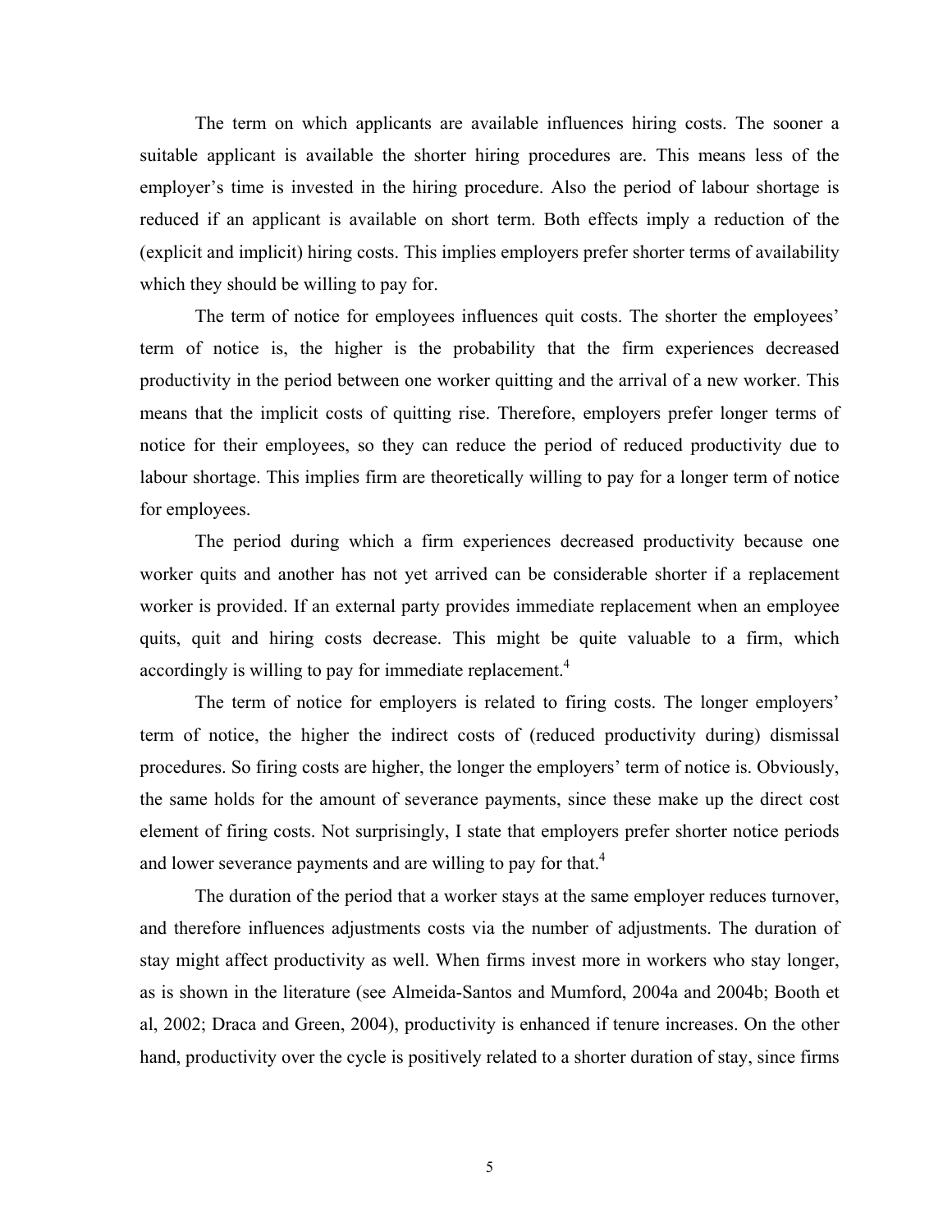The term on which applicants are available influences hiring costs. The sooner a suitable applicant is available the shorter hiring procedures are. This means less of the employer's time is invested in the hiring procedure. Also the period of labour shortage is reduced if an applicant is available on short term. Both effects imply a reduction of the (explicit and implicit) hiring costs. This implies employers prefer shorter terms of availability which they should be willing to pay for.

The term of notice for employees influences quit costs. The shorter the employees' term of notice is, the higher is the probability that the firm experiences decreased productivity in the period between one worker quitting and the arrival of a new worker. This means that the implicit costs of quitting rise. Therefore, employers prefer longer terms of notice for their employees, so they can reduce the period of reduced productivity due to labour shortage. This implies firm are theoretically willing to pay for a longer term of notice for employees.

The period during which a firm experiences decreased productivity because one worker quits and another has not yet arrived can be considerable shorter if a replacement worker is provided. If an external party provides immediate replacement when an employee quits, quit and hiring costs decrease. This might be quite valuable to a firm, which accordingly is willing to pay for immediate replacement.[4]

The term of notice for employers is related to firing costs. The longer employers' term of notice, the higher the indirect costs of (reduced productivity during) dismissal procedures. So firing costs are higher, the longer the employers' term of notice is. Obviously, the same holds for the amount of severance payments, since these make up the direct cost element of firing costs. Not surprisingly, I state that employers prefer shorter notice periods and lower severance payments and are willing to pay for that.[4]

The duration of the period that a worker stays at the same employer reduces turnover, and therefore influences adjustments costs via the number of adjustments. The duration of stay might affect productivity as well. When firms invest more in workers who stay longer, as is shown in the literature (see Almeida-Santos and Mumford, 2004a and 2004b; Booth et al, 2002; Draca and Green, 2004), productivity is enhanced if tenure increases. On the other hand, productivity over the cycle is positively related to a shorter duration of stay, since firms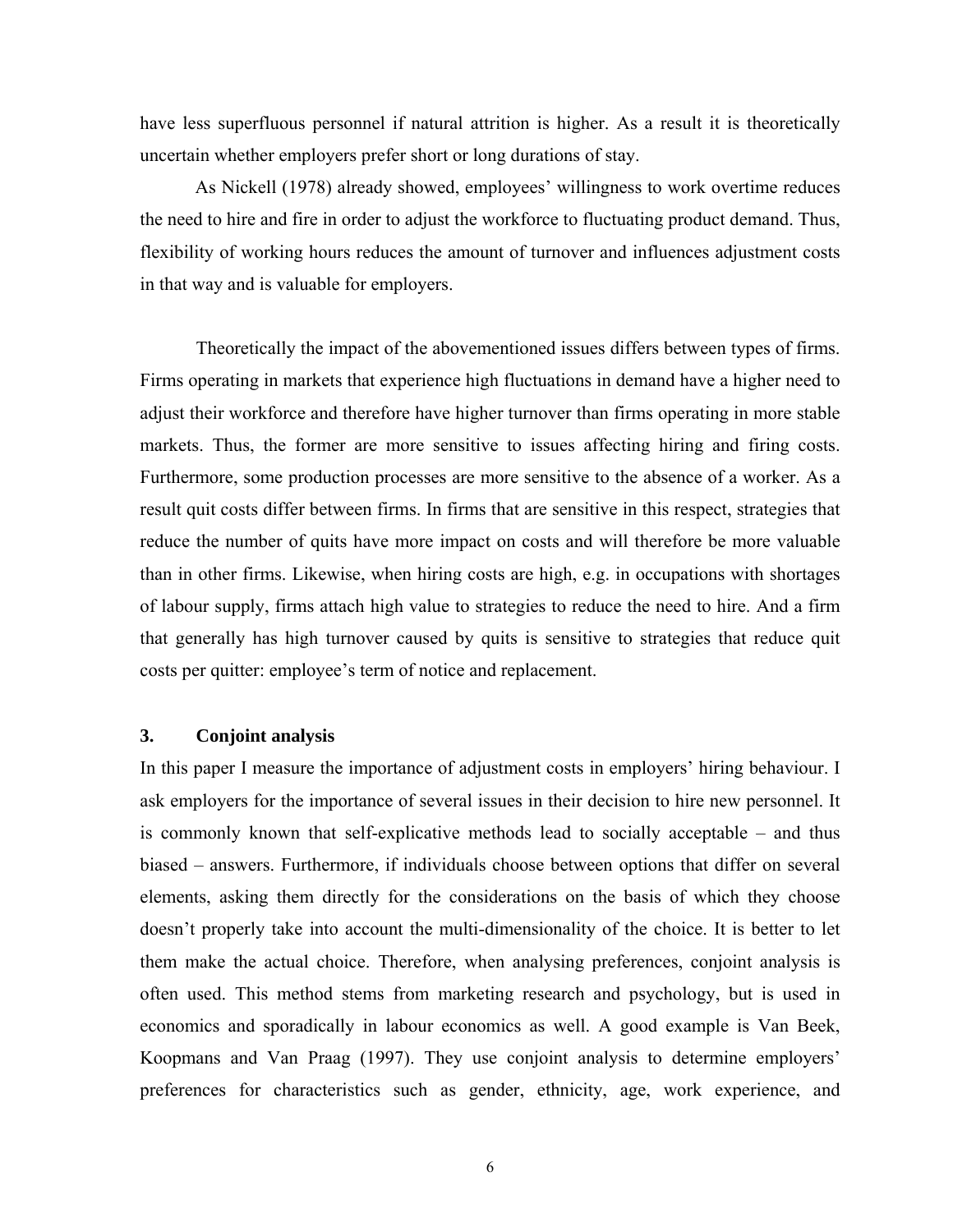have less superfluous personnel if natural attrition is higher. As a result it is theoretically uncertain whether employers prefer short or long durations of stay.

As Nickell (1978) already showed, employees' willingness to work overtime reduces the need to hire and fire in order to adjust the workforce to fluctuating product demand. Thus, flexibility of working hours reduces the amount of turnover and influences adjustment costs in that way and is valuable for employers.

Theoretically the impact of the abovementioned issues differs between types of firms. Firms operating in markets that experience high fluctuations in demand have a higher need to adjust their workforce and therefore have higher turnover than firms operating in more stable markets. Thus, the former are more sensitive to issues affecting hiring and firing costs. Furthermore, some production processes are more sensitive to the absence of a worker. As a result quit costs differ between firms. In firms that are sensitive in this respect, strategies that reduce the number of quits have more impact on costs and will therefore be more valuable than in other firms. Likewise, when hiring costs are high, e.g. in occupations with shortages of labour supply, firms attach high value to strategies to reduce the need to hire. And a firm that generally has high turnover caused by quits is sensitive to strategies that reduce quit costs per quitter: employee's term of notice and replacement.

## 3. Conjoint analysis

In this paper I measure the importance of adjustment costs in employers' hiring behaviour. I ask employers for the importance of several issues in their decision to hire new personnel. It is commonly known that self-explicative methods lead to socially acceptable – and thus biased – answers. Furthermore, if individuals choose between options that differ on several elements, asking them directly for the considerations on the basis of which they choose doesn't properly take into account the multi-dimensionality of the choice. It is better to let them make the actual choice. Therefore, when analysing preferences, conjoint analysis is often used. This method stems from marketing research and psychology, but is used in economics and sporadically in labour economics as well. A good example is Van Beek, Koopmans and Van Praag (1997). They use conjoint analysis to determine employers' preferences for characteristics such as gender, ethnicity, age, work experience, and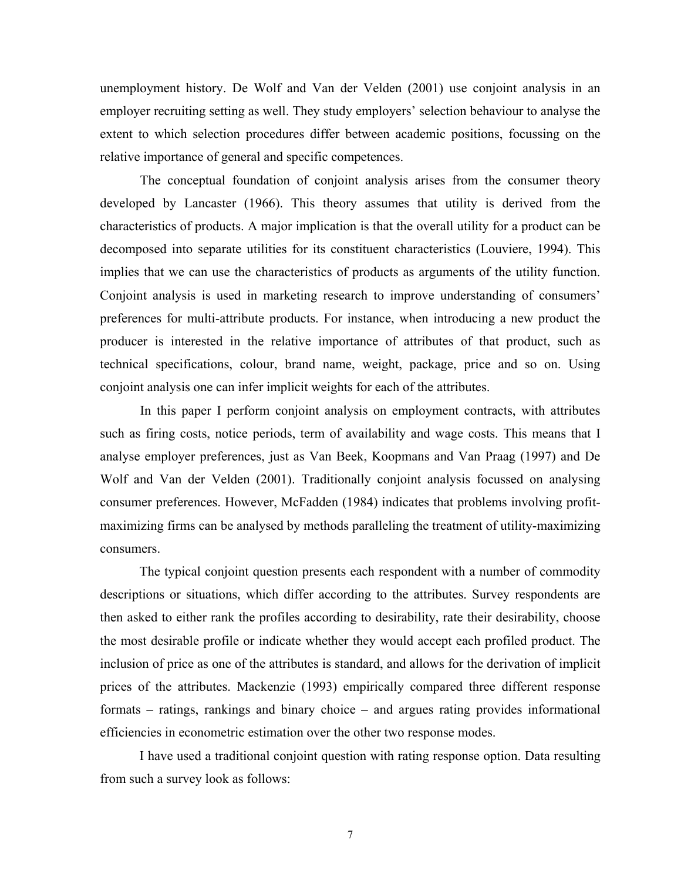unemployment history. De Wolf and Van der Velden (2001) use conjoint analysis in an employer recruiting setting as well. They study employers' selection behaviour to analyse the extent to which selection procedures differ between academic positions, focussing on the relative importance of general and specific competences.

The conceptual foundation of conjoint analysis arises from the consumer theory developed by Lancaster (1966). This theory assumes that utility is derived from the characteristics of products. A major implication is that the overall utility for a product can be decomposed into separate utilities for its constituent characteristics (Louviere, 1994). This implies that we can use the characteristics of products as arguments of the utility function. Conjoint analysis is used in marketing research to improve understanding of consumers' preferences for multi-attribute products. For instance, when introducing a new product the producer is interested in the relative importance of attributes of that product, such as technical specifications, colour, brand name, weight, package, price and so on. Using conjoint analysis one can infer implicit weights for each of the attributes.

In this paper I perform conjoint analysis on employment contracts, with attributes such as firing costs, notice periods, term of availability and wage costs. This means that I analyse employer preferences, just as Van Beek, Koopmans and Van Praag (1997) and De Wolf and Van der Velden (2001). Traditionally conjoint analysis focussed on analysing consumer preferences. However, McFadden (1984) indicates that problems involving profit-maximizing firms can be analysed by methods paralleling the treatment of utility-maximizing consumers.

The typical conjoint question presents each respondent with a number of commodity descriptions or situations, which differ according to the attributes. Survey respondents are then asked to either rank the profiles according to desirability, rate their desirability, choose the most desirable profile or indicate whether they would accept each profiled product. The inclusion of price as one of the attributes is standard, and allows for the derivation of implicit prices of the attributes. Mackenzie (1993) empirically compared three different response formats – ratings, rankings and binary choice – and argues rating provides informational efficiencies in econometric estimation over the other two response modes.

I have used a traditional conjoint question with rating response option. Data resulting from such a survey look as follows: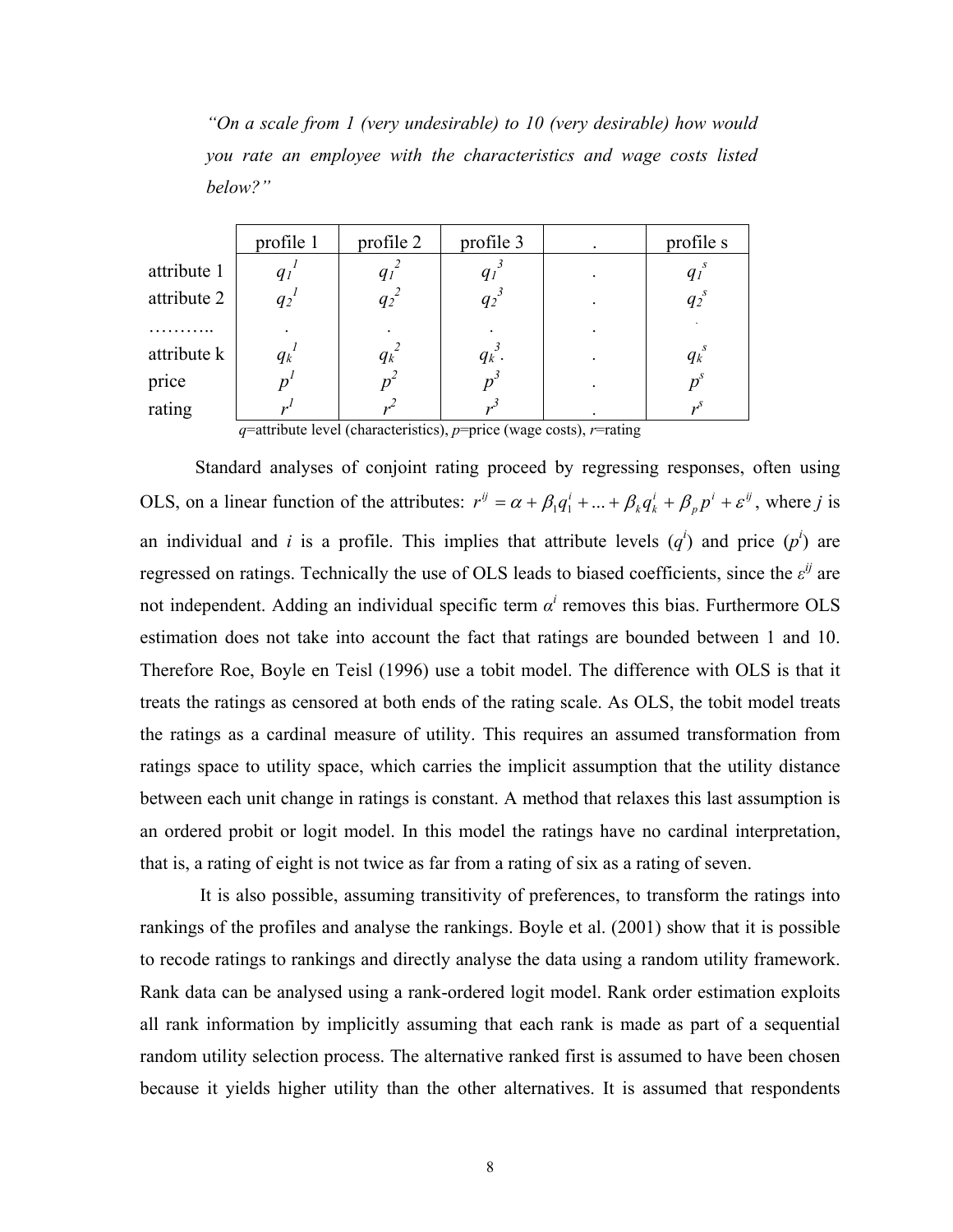*"On a scale from 1 (very undesirable) to 10 (very desirable) how would you rate an employee with the characteristics and wage costs listed below?"*

| | profile 1 | profile 2 | profile 3 | . | profile s |
|---|---|---|---|---|---|
| attribute 1 | $q_1^1$ | $q_1^2$ | $q_1^3$ | . | $q_1^s$ |
| attribute 2 | $q_2^1$ | $q_2^2$ | $q_2^3$ | . | $q_2^s$ |
| ……….. | . | . | . | . | . |
| attribute k | $q_k^1$ | $q_k^2$ | $q_k^3$. | . | $q_k^s$ |
| price | $p^1$ | $p^2$ | $p^3$ | . | $p^s$ |
| rating | $r^1$ | $r^2$ | $r^3$ | . | $r^s$ |

*q*=attribute level (characteristics), *p*=price (wage costs), *r*=rating

Standard analyses of conjoint rating proceed by regressing responses, often using OLS, on a linear function of the attributes: $r^{ij} = \alpha + \beta_1 q_1^i + ... + \beta_k q_k^i + \beta_p p^i + \varepsilon^{ij}$, where *j* is an individual and *i* is a profile. This implies that attribute levels ($q^i$) and price ($p^i$) are regressed on ratings. Technically the use of OLS leads to biased coefficients, since the $\varepsilon^{ij}$ are not independent. Adding an individual specific term $\alpha^i$ removes this bias. Furthermore OLS estimation does not take into account the fact that ratings are bounded between 1 and 10. Therefore Roe, Boyle en Teisl (1996) use a tobit model. The difference with OLS is that it treats the ratings as censored at both ends of the rating scale. As OLS, the tobit model treats the ratings as a cardinal measure of utility. This requires an assumed transformation from ratings space to utility space, which carries the implicit assumption that the utility distance between each unit change in ratings is constant. A method that relaxes this last assumption is an ordered probit or logit model. In this model the ratings have no cardinal interpretation, that is, a rating of eight is not twice as far from a rating of six as a rating of seven.

It is also possible, assuming transitivity of preferences, to transform the ratings into rankings of the profiles and analyse the rankings. Boyle et al. (2001) show that it is possible to recode ratings to rankings and directly analyse the data using a random utility framework. Rank data can be analysed using a rank-ordered logit model. Rank order estimation exploits all rank information by implicitly assuming that each rank is made as part of a sequential random utility selection process. The alternative ranked first is assumed to have been chosen because it yields higher utility than the other alternatives. It is assumed that respondents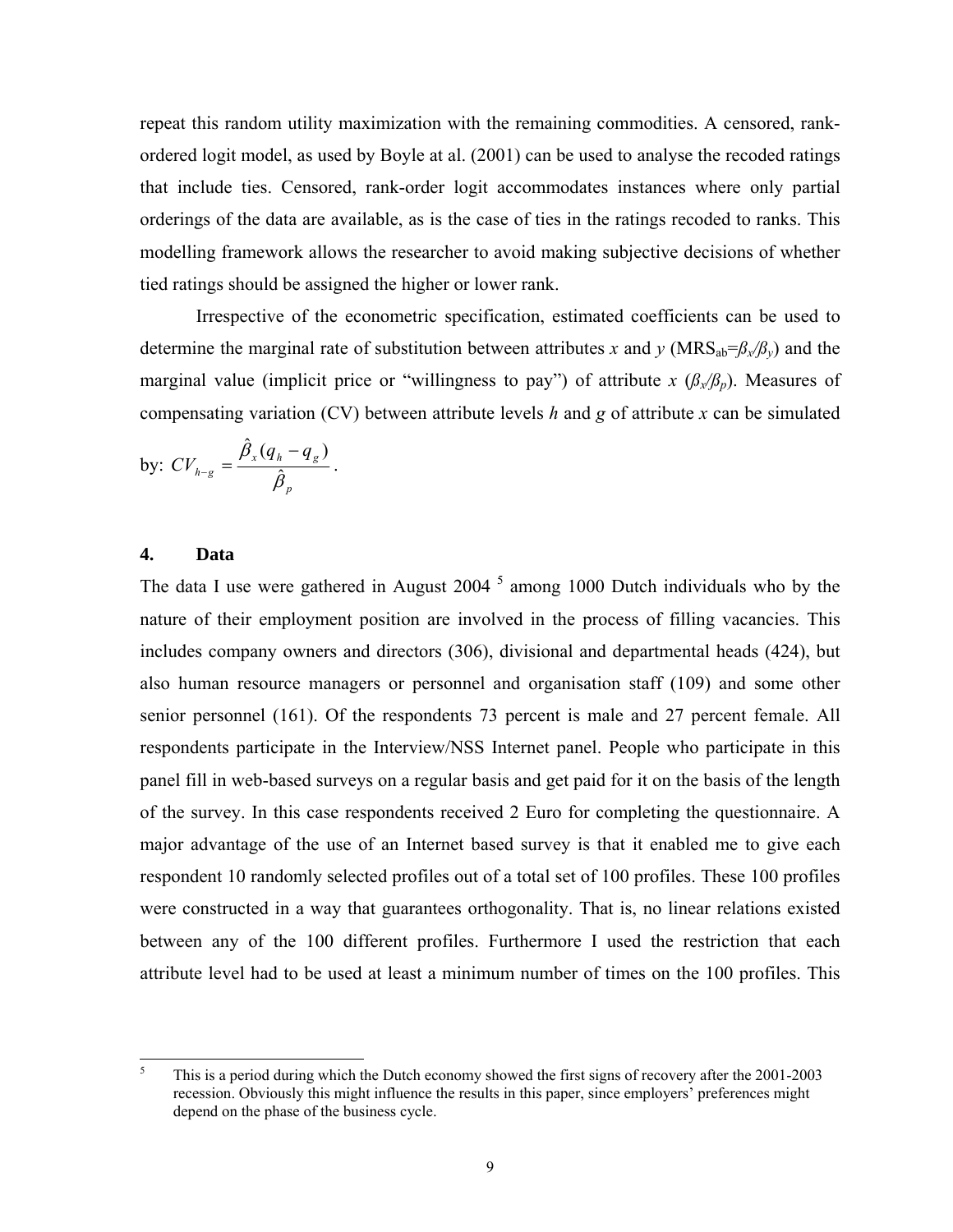repeat this random utility maximization with the remaining commodities. A censored, rank-ordered logit model, as used by Boyle at al. (2001) can be used to analyse the recoded ratings that include ties. Censored, rank-order logit accommodates instances where only partial orderings of the data are available, as is the case of ties in the ratings recoded to ranks. This modelling framework allows the researcher to avoid making subjective decisions of whether tied ratings should be assigned the higher or lower rank.

Irrespective of the econometric specification, estimated coefficients can be used to determine the marginal rate of substitution between attributes *x* and *y* ($MRS_{ab}=\beta_x/\beta_y$) and the marginal value (implicit price or "willingness to pay") of attribute *x* ($\beta_x/\beta_p$). Measures of compensating variation (CV) between attribute levels *h* and *g* of attribute *x* can be simulated by: $CV_{h-g} = \dfrac{\hat{\beta}_x (q_h - q_g)}{\hat{\beta}_p}$.

## 4. Data

The data I use were gathered in August 2004 [5] among 1000 Dutch individuals who by the nature of their employment position are involved in the process of filling vacancies. This includes company owners and directors (306), divisional and departmental heads (424), but also human resource managers or personnel and organisation staff (109) and some other senior personnel (161). Of the respondents 73 percent is male and 27 percent female. All respondents participate in the Interview/NSS Internet panel. People who participate in this panel fill in web-based surveys on a regular basis and get paid for it on the basis of the length of the survey. In this case respondents received 2 Euro for completing the questionnaire. A major advantage of the use of an Internet based survey is that it enabled me to give each respondent 10 randomly selected profiles out of a total set of 100 profiles. These 100 profiles were constructed in a way that guarantees orthogonality. That is, no linear relations existed between any of the 100 different profiles. Furthermore I used the restriction that each attribute level had to be used at least a minimum number of times on the 100 profiles. This

---

[5] This is a period during which the Dutch economy showed the first signs of recovery after the 2001-2003 recession. Obviously this might influence the results in this paper, since employers' preferences might depend on the phase of the business cycle.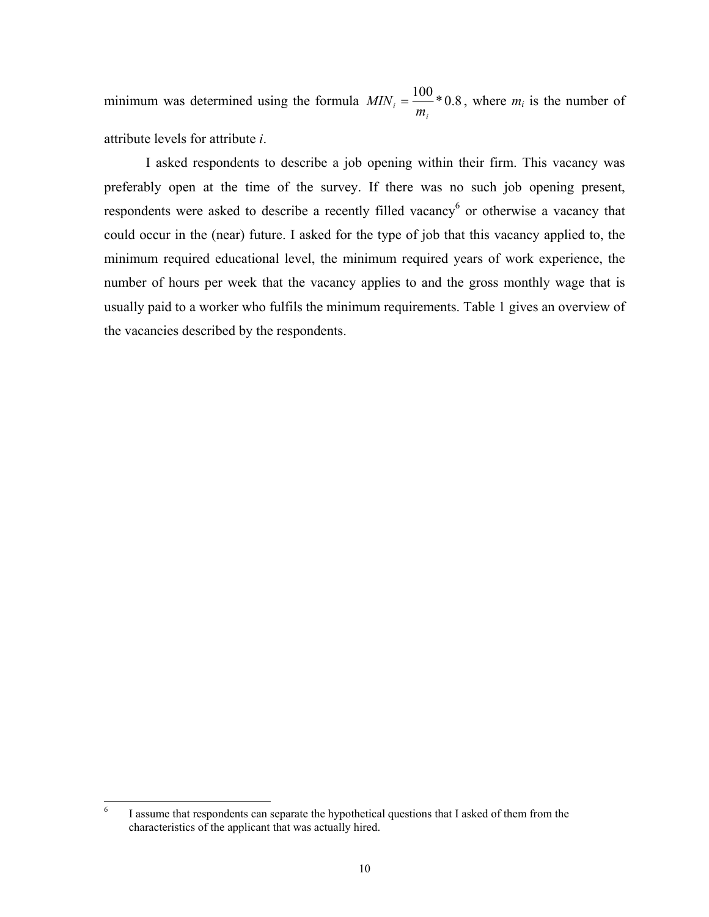minimum was determined using the formula $MIN_i = \frac{100}{m_i} * 0.8$, where $m_i$ is the number of attribute levels for attribute *i*.

I asked respondents to describe a job opening within their firm. This vacancy was preferably open at the time of the survey. If there was no such job opening present, respondents were asked to describe a recently filled vacancy[6] or otherwise a vacancy that could occur in the (near) future. I asked for the type of job that this vacancy applied to, the minimum required educational level, the minimum required years of work experience, the number of hours per week that the vacancy applies to and the gross monthly wage that is usually paid to a worker who fulfils the minimum requirements. Table 1 gives an overview of the vacancies described by the respondents.

[6] I assume that respondents can separate the hypothetical questions that I asked of them from the characteristics of the applicant that was actually hired.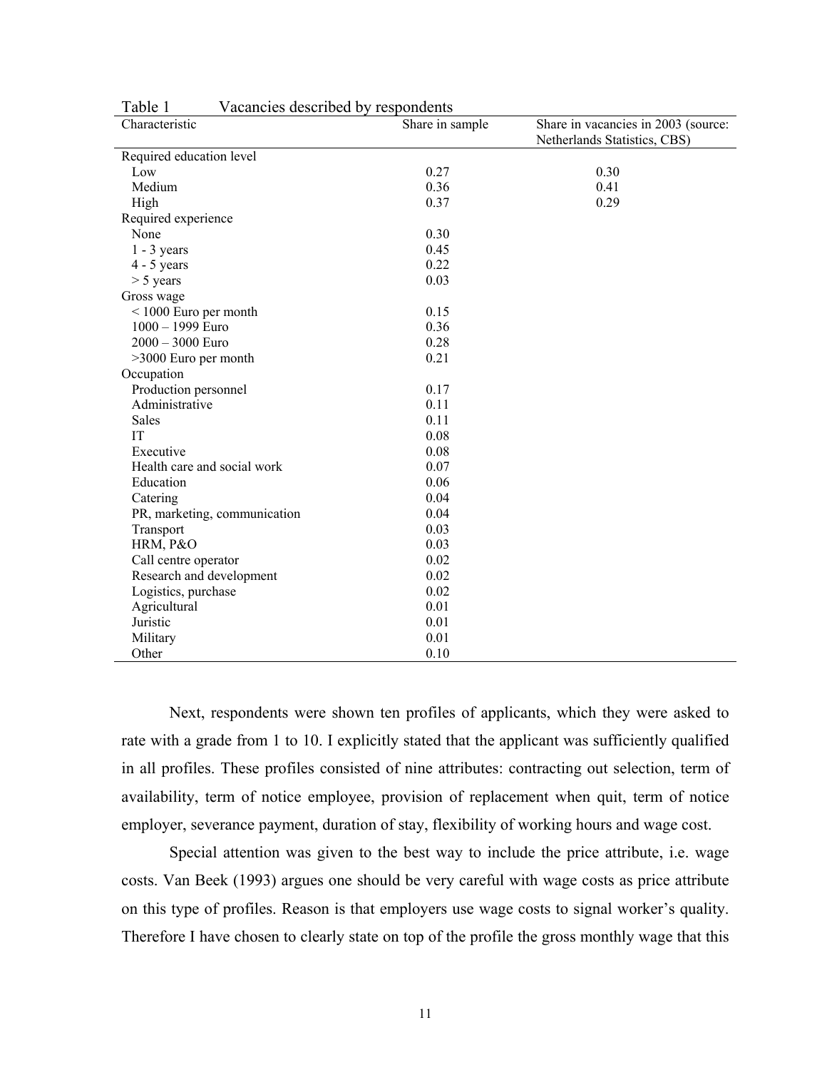Table 1 Vacancies described by respondents

| Characteristic | Share in sample | Share in vacancies in 2003 (source: Netherlands Statistics, CBS) |
|---|---|---|
| Required education level | | |
| Low | 0.27 | 0.30 |
| Medium | 0.36 | 0.41 |
| High | 0.37 | 0.29 |
| Required experience | | |
| None | 0.30 | |
| 1 - 3 years | 0.45 | |
| 4 - 5 years | 0.22 | |
| > 5 years | 0.03 | |
| Gross wage | | |
| < 1000 Euro per month | 0.15 | |
| 1000 – 1999 Euro | 0.36 | |
| 2000 – 3000 Euro | 0.28 | |
| >3000 Euro per month | 0.21 | |
| Occupation | | |
| Production personnel | 0.17 | |
| Administrative | 0.11 | |
| Sales | 0.11 | |
| IT | 0.08 | |
| Executive | 0.08 | |
| Health care and social work | 0.07 | |
| Education | 0.06 | |
| Catering | 0.04 | |
| PR, marketing, communication | 0.04 | |
| Transport | 0.03 | |
| HRM, P&O | 0.03 | |
| Call centre operator | 0.02 | |
| Research and development | 0.02 | |
| Logistics, purchase | 0.02 | |
| Agricultural | 0.01 | |
| Juristic | 0.01 | |
| Military | 0.01 | |
| Other | 0.10 | |

Next, respondents were shown ten profiles of applicants, which they were asked to rate with a grade from 1 to 10. I explicitly stated that the applicant was sufficiently qualified in all profiles. These profiles consisted of nine attributes: contracting out selection, term of availability, term of notice employee, provision of replacement when quit, term of notice employer, severance payment, duration of stay, flexibility of working hours and wage cost.

Special attention was given to the best way to include the price attribute, i.e. wage costs. Van Beek (1993) argues one should be very careful with wage costs as price attribute on this type of profiles. Reason is that employers use wage costs to signal worker's quality. Therefore I have chosen to clearly state on top of the profile the gross monthly wage that this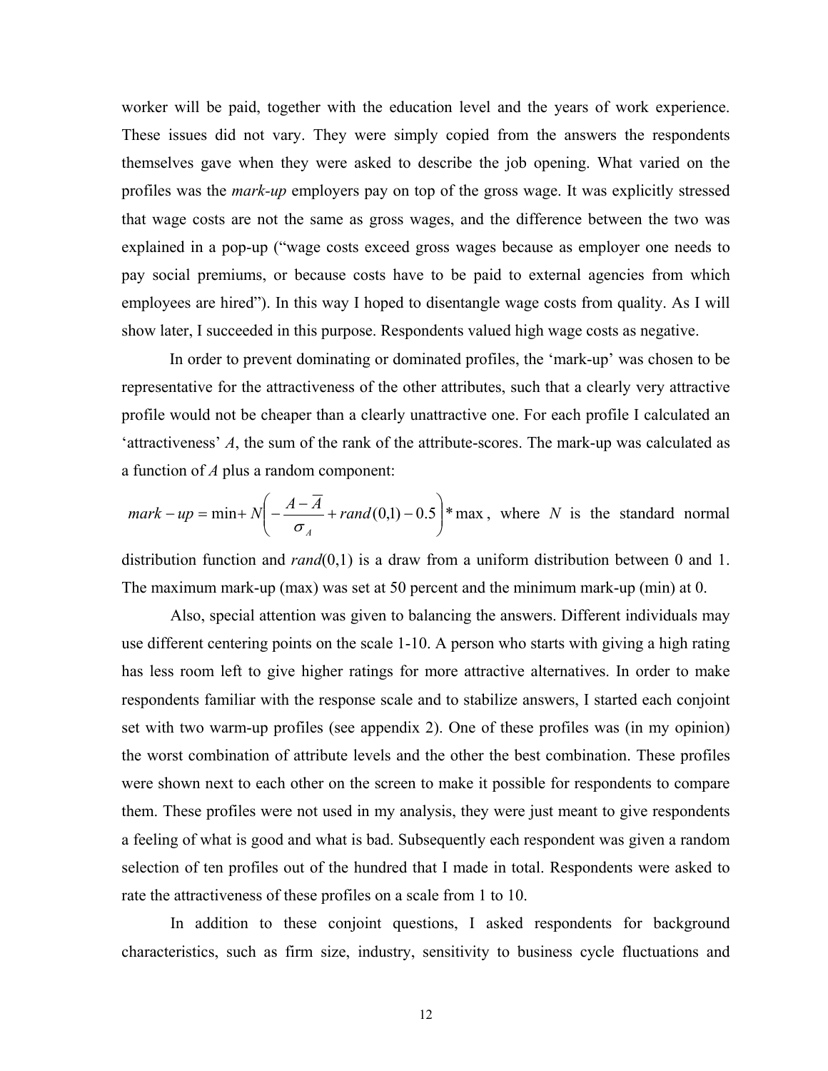worker will be paid, together with the education level and the years of work experience. These issues did not vary. They were simply copied from the answers the respondents themselves gave when they were asked to describe the job opening. What varied on the profiles was the *mark-up* employers pay on top of the gross wage. It was explicitly stressed that wage costs are not the same as gross wages, and the difference between the two was explained in a pop-up ("wage costs exceed gross wages because as employer one needs to pay social premiums, or because costs have to be paid to external agencies from which employees are hired"). In this way I hoped to disentangle wage costs from quality. As I will show later, I succeeded in this purpose. Respondents valued high wage costs as negative.

In order to prevent dominating or dominated profiles, the 'mark-up' was chosen to be representative for the attractiveness of the other attributes, such that a clearly very attractive profile would not be cheaper than a clearly unattractive one. For each profile I calculated an 'attractiveness' $A$, the sum of the rank of the attribute-scores. The mark-up was calculated as a function of $A$ plus a random component:

$mark-up = \min + N\left(-\frac{A-\overline{A}}{\sigma_A} + rand(0,1) - 0.5\right) * \max$, where $N$ is the standard normal distribution function and $rand(0,1)$ is a draw from a uniform distribution between 0 and 1. The maximum mark-up (max) was set at 50 percent and the minimum mark-up (min) at 0.

Also, special attention was given to balancing the answers. Different individuals may use different centering points on the scale 1-10. A person who starts with giving a high rating has less room left to give higher ratings for more attractive alternatives. In order to make respondents familiar with the response scale and to stabilize answers, I started each conjoint set with two warm-up profiles (see appendix 2). One of these profiles was (in my opinion) the worst combination of attribute levels and the other the best combination. These profiles were shown next to each other on the screen to make it possible for respondents to compare them. These profiles were not used in my analysis, they were just meant to give respondents a feeling of what is good and what is bad. Subsequently each respondent was given a random selection of ten profiles out of the hundred that I made in total. Respondents were asked to rate the attractiveness of these profiles on a scale from 1 to 10.

In addition to these conjoint questions, I asked respondents for background characteristics, such as firm size, industry, sensitivity to business cycle fluctuations and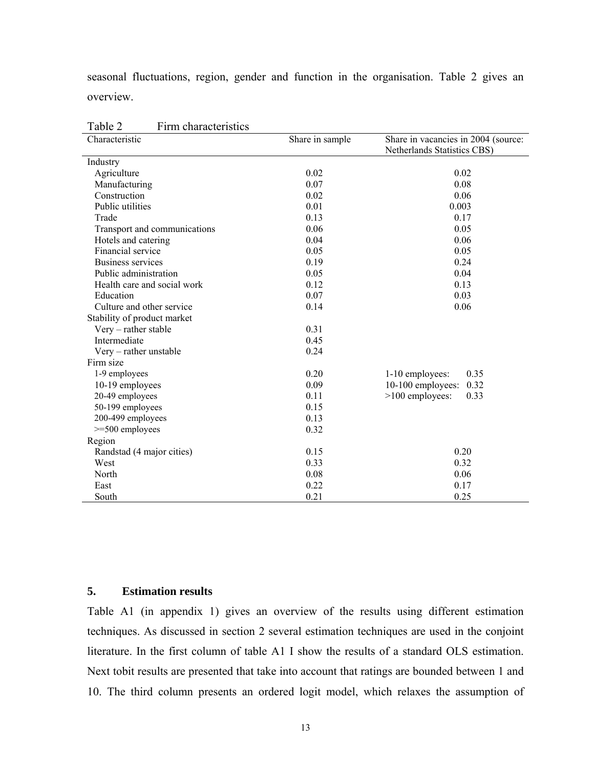seasonal fluctuations, region, gender and function in the organisation. Table 2 gives an overview.

Table 2 Firm characteristics

| Characteristic | Share in sample | Share in vacancies in 2004 (source: Netherlands Statistics CBS) |
|---|---|---|
| Industry | | |
| Agriculture | 0.02 | 0.02 |
| Manufacturing | 0.07 | 0.08 |
| Construction | 0.02 | 0.06 |
| Public utilities | 0.01 | 0.003 |
| Trade | 0.13 | 0.17 |
| Transport and communications | 0.06 | 0.05 |
| Hotels and catering | 0.04 | 0.06 |
| Financial service | 0.05 | 0.05 |
| Business services | 0.19 | 0.24 |
| Public administration | 0.05 | 0.04 |
| Health care and social work | 0.12 | 0.13 |
| Education | 0.07 | 0.03 |
| Culture and other service | 0.14 | 0.06 |
| Stability of product market | | |
| Very – rather stable | 0.31 | |
| Intermediate | 0.45 | |
| Very – rather unstable | 0.24 | |
| Firm size | | |
| 1-9 employees | 0.20 | 1-10 employees: 0.35 |
| 10-19 employees | 0.09 | 10-100 employees: 0.32 |
| 20-49 employees | 0.11 | >100 employees: 0.33 |
| 50-199 employees | 0.15 | |
| 200-499 employees | 0.13 | |
| >=500 employees | 0.32 | |
| Region | | |
| Randstad (4 major cities) | 0.15 | 0.20 |
| West | 0.33 | 0.32 |
| North | 0.08 | 0.06 |
| East | 0.22 | 0.17 |
| South | 0.21 | 0.25 |

## 5. Estimation results

Table A1 (in appendix 1) gives an overview of the results using different estimation techniques. As discussed in section 2 several estimation techniques are used in the conjoint literature. In the first column of table A1 I show the results of a standard OLS estimation. Next tobit results are presented that take into account that ratings are bounded between 1 and 10. The third column presents an ordered logit model, which relaxes the assumption of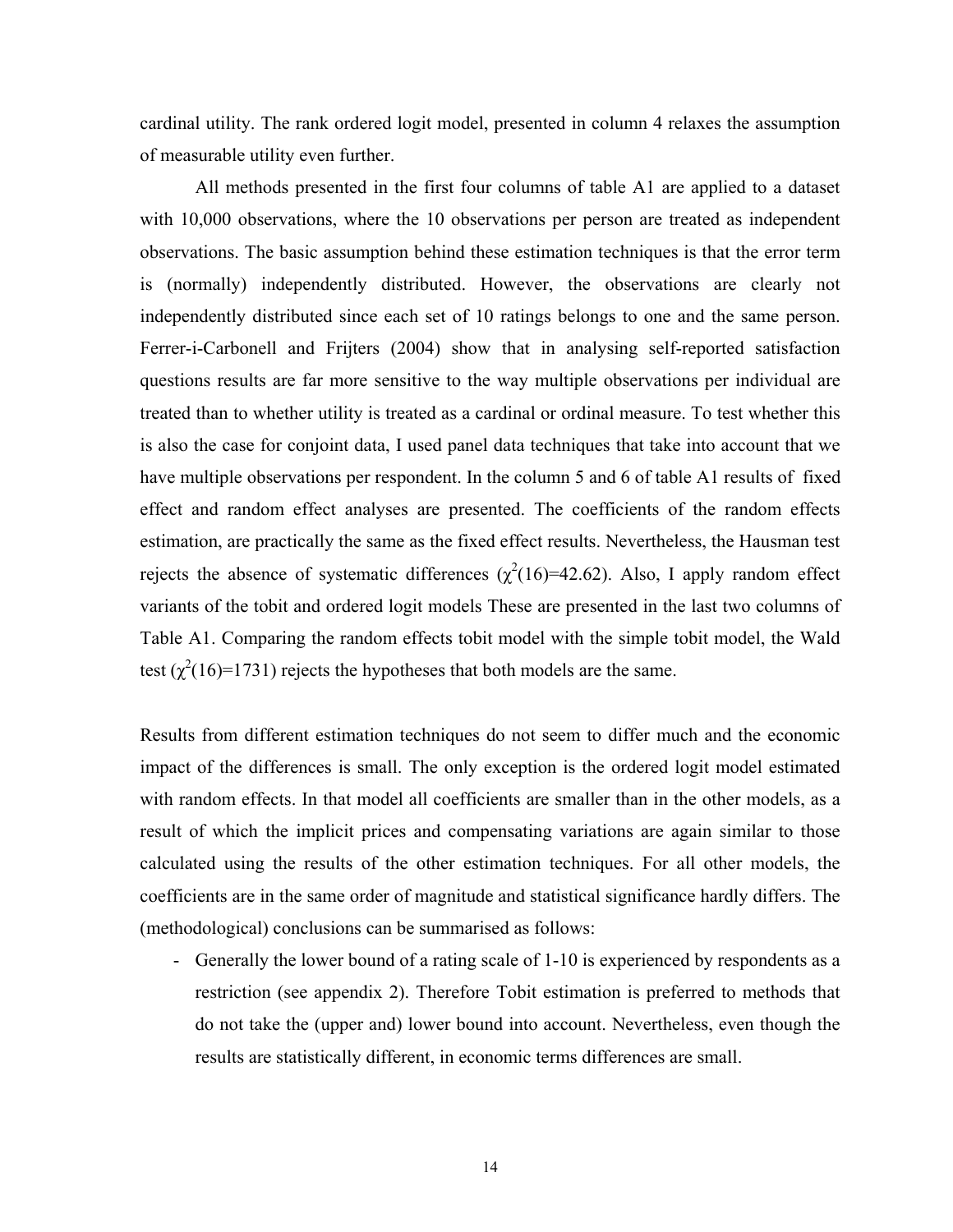cardinal utility. The rank ordered logit model, presented in column 4 relaxes the assumption of measurable utility even further.

All methods presented in the first four columns of table A1 are applied to a dataset with 10,000 observations, where the 10 observations per person are treated as independent observations. The basic assumption behind these estimation techniques is that the error term is (normally) independently distributed. However, the observations are clearly not independently distributed since each set of 10 ratings belongs to one and the same person. Ferrer-i-Carbonell and Frijters (2004) show that in analysing self-reported satisfaction questions results are far more sensitive to the way multiple observations per individual are treated than to whether utility is treated as a cardinal or ordinal measure. To test whether this is also the case for conjoint data, I used panel data techniques that take into account that we have multiple observations per respondent. In the column 5 and 6 of table A1 results of fixed effect and random effect analyses are presented. The coefficients of the random effects estimation, are practically the same as the fixed effect results. Nevertheless, the Hausman test rejects the absence of systematic differences ($\chi^2(16)=42.62$). Also, I apply random effect variants of the tobit and ordered logit models These are presented in the last two columns of Table A1. Comparing the random effects tobit model with the simple tobit model, the Wald test ($\chi^2(16)=1731$) rejects the hypotheses that both models are the same.

Results from different estimation techniques do not seem to differ much and the economic impact of the differences is small. The only exception is the ordered logit model estimated with random effects. In that model all coefficients are smaller than in the other models, as a result of which the implicit prices and compensating variations are again similar to those calculated using the results of the other estimation techniques. For all other models, the coefficients are in the same order of magnitude and statistical significance hardly differs. The (methodological) conclusions can be summarised as follows:

- Generally the lower bound of a rating scale of 1-10 is experienced by respondents as a restriction (see appendix 2). Therefore Tobit estimation is preferred to methods that do not take the (upper and) lower bound into account. Nevertheless, even though the results are statistically different, in economic terms differences are small.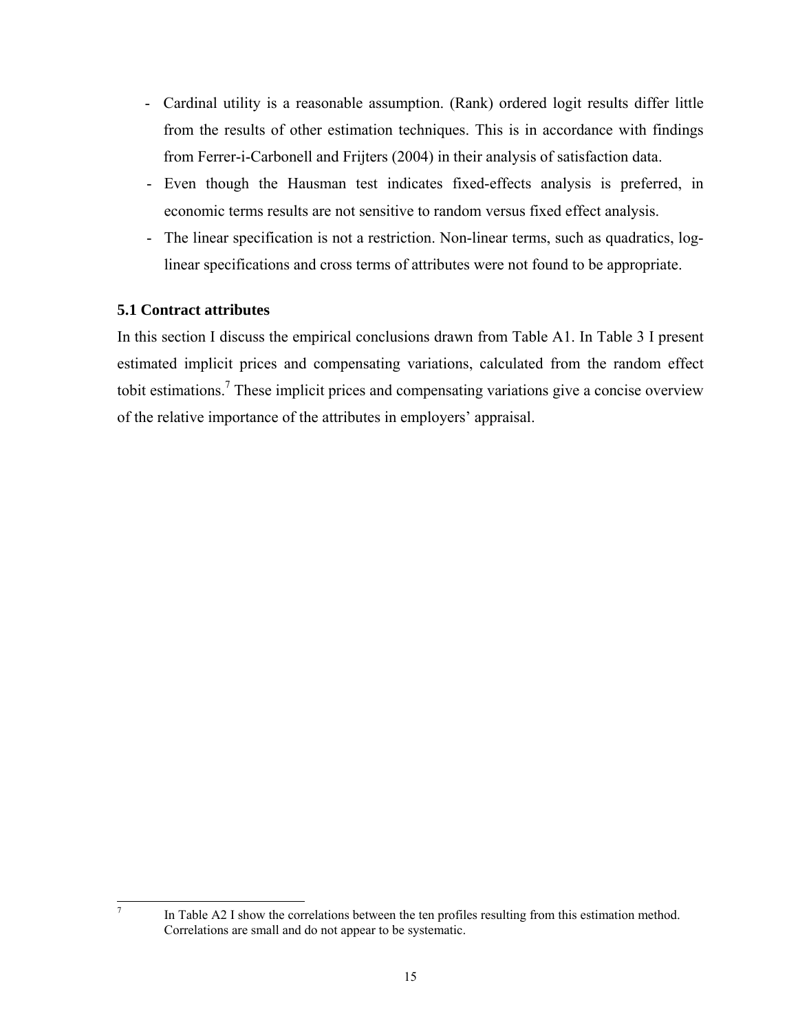- Cardinal utility is a reasonable assumption. (Rank) ordered logit results differ little from the results of other estimation techniques. This is in accordance with findings from Ferrer-i-Carbonell and Frijters (2004) in their analysis of satisfaction data.
- Even though the Hausman test indicates fixed-effects analysis is preferred, in economic terms results are not sensitive to random versus fixed effect analysis.
- The linear specification is not a restriction. Non-linear terms, such as quadratics, log-linear specifications and cross terms of attributes were not found to be appropriate.

### 5.1 Contract attributes

In this section I discuss the empirical conclusions drawn from Table A1. In Table 3 I present estimated implicit prices and compensating variations, calculated from the random effect tobit estimations.[7] These implicit prices and compensating variations give a concise overview of the relative importance of the attributes in employers' appraisal.

[7] In Table A2 I show the correlations between the ten profiles resulting from this estimation method. Correlations are small and do not appear to be systematic.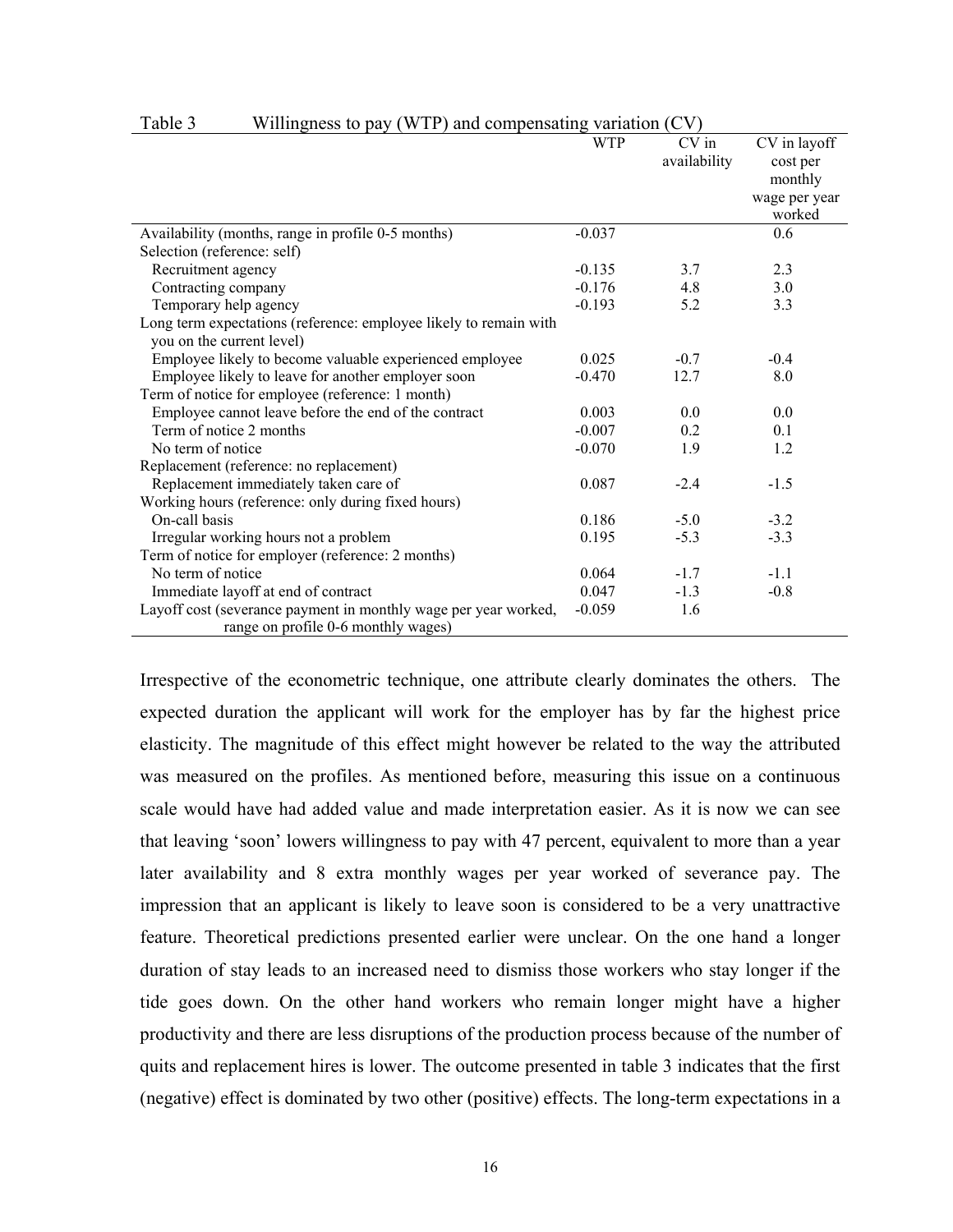Table 3 Willingness to pay (WTP) and compensating variation (CV)

| | WTP | CV in availability | CV in layoff cost per monthly wage per year worked |
|---|---|---|---|
| Availability (months, range in profile 0-5 months) | -0.037 | | 0.6 |
| Selection (reference: self) | | | |
| Recruitment agency | -0.135 | 3.7 | 2.3 |
| Contracting company | -0.176 | 4.8 | 3.0 |
| Temporary help agency | -0.193 | 5.2 | 3.3 |
| Long term expectations (reference: employee likely to remain with you on the current level) | | | |
| Employee likely to become valuable experienced employee | 0.025 | -0.7 | -0.4 |
| Employee likely to leave for another employer soon | -0.470 | 12.7 | 8.0 |
| Term of notice for employee (reference: 1 month) | | | |
| Employee cannot leave before the end of the contract | 0.003 | 0.0 | 0.0 |
| Term of notice 2 months | -0.007 | 0.2 | 0.1 |
| No term of notice | -0.070 | 1.9 | 1.2 |
| Replacement (reference: no replacement) | | | |
| Replacement immediately taken care of | 0.087 | -2.4 | -1.5 |
| Working hours (reference: only during fixed hours) | | | |
| On-call basis | 0.186 | -5.0 | -3.2 |
| Irregular working hours not a problem | 0.195 | -5.3 | -3.3 |
| Term of notice for employer (reference: 2 months) | | | |
| No term of notice | 0.064 | -1.7 | -1.1 |
| Immediate layoff at end of contract | 0.047 | -1.3 | -0.8 |
| Layoff cost (severance payment in monthly wage per year worked, range on profile 0-6 monthly wages) | -0.059 | 1.6 | |

Irrespective of the econometric technique, one attribute clearly dominates the others. The expected duration the applicant will work for the employer has by far the highest price elasticity. The magnitude of this effect might however be related to the way the attributed was measured on the profiles. As mentioned before, measuring this issue on a continuous scale would have had added value and made interpretation easier. As it is now we can see that leaving 'soon' lowers willingness to pay with 47 percent, equivalent to more than a year later availability and 8 extra monthly wages per year worked of severance pay. The impression that an applicant is likely to leave soon is considered to be a very unattractive feature. Theoretical predictions presented earlier were unclear. On the one hand a longer duration of stay leads to an increased need to dismiss those workers who stay longer if the tide goes down. On the other hand workers who remain longer might have a higher productivity and there are less disruptions of the production process because of the number of quits and replacement hires is lower. The outcome presented in table 3 indicates that the first (negative) effect is dominated by two other (positive) effects. The long-term expectations in a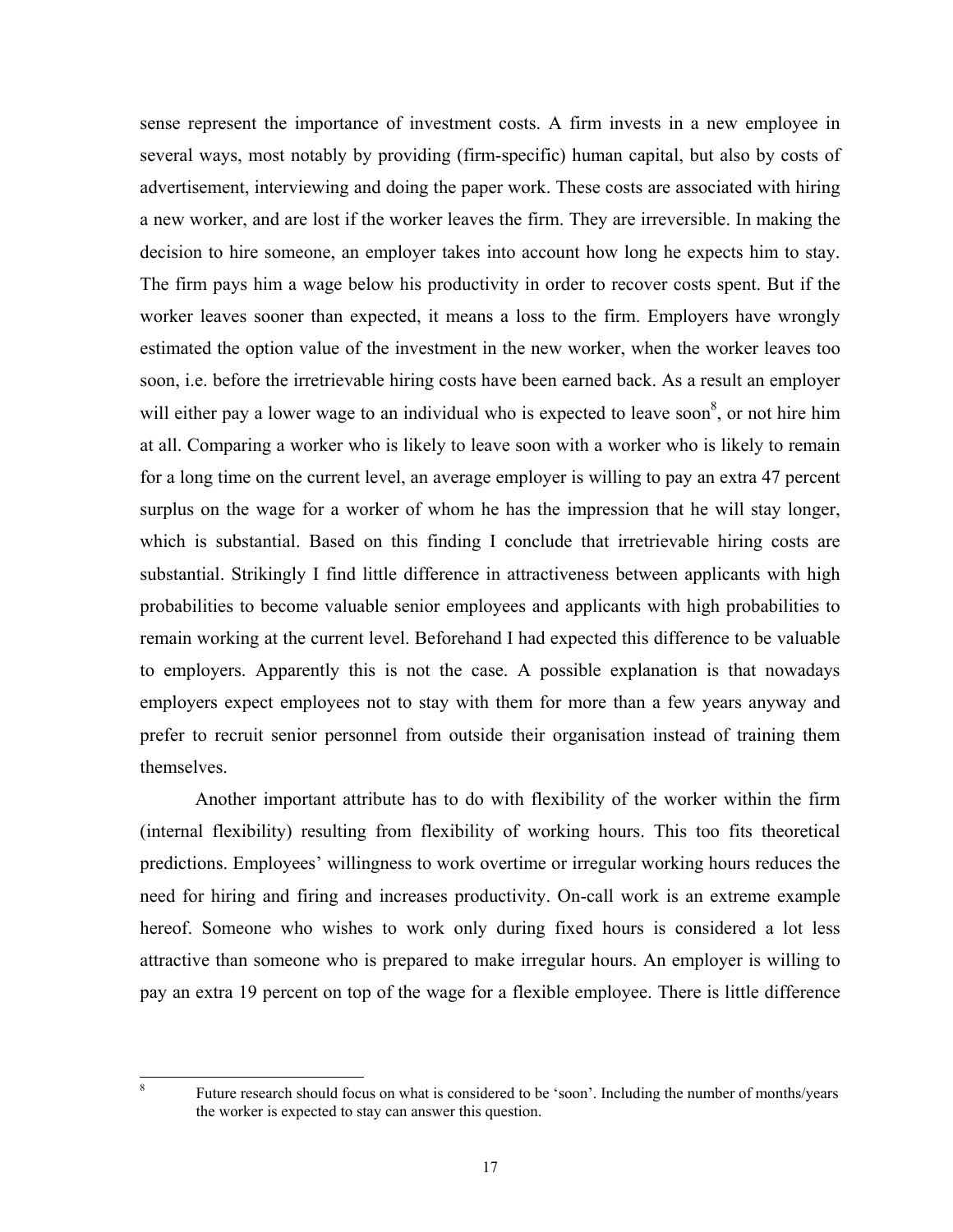sense represent the importance of investment costs. A firm invests in a new employee in several ways, most notably by providing (firm-specific) human capital, but also by costs of advertisement, interviewing and doing the paper work. These costs are associated with hiring a new worker, and are lost if the worker leaves the firm. They are irreversible. In making the decision to hire someone, an employer takes into account how long he expects him to stay. The firm pays him a wage below his productivity in order to recover costs spent. But if the worker leaves sooner than expected, it means a loss to the firm. Employers have wrongly estimated the option value of the investment in the new worker, when the worker leaves too soon, i.e. before the irretrievable hiring costs have been earned back. As a result an employer will either pay a lower wage to an individual who is expected to leave soon[8], or not hire him at all. Comparing a worker who is likely to leave soon with a worker who is likely to remain for a long time on the current level, an average employer is willing to pay an extra 47 percent surplus on the wage for a worker of whom he has the impression that he will stay longer, which is substantial. Based on this finding I conclude that irretrievable hiring costs are substantial. Strikingly I find little difference in attractiveness between applicants with high probabilities to become valuable senior employees and applicants with high probabilities to remain working at the current level. Beforehand I had expected this difference to be valuable to employers. Apparently this is not the case. A possible explanation is that nowadays employers expect employees not to stay with them for more than a few years anyway and prefer to recruit senior personnel from outside their organisation instead of training them themselves.

Another important attribute has to do with flexibility of the worker within the firm (internal flexibility) resulting from flexibility of working hours. This too fits theoretical predictions. Employees' willingness to work overtime or irregular working hours reduces the need for hiring and firing and increases productivity. On-call work is an extreme example hereof. Someone who wishes to work only during fixed hours is considered a lot less attractive than someone who is prepared to make irregular hours. An employer is willing to pay an extra 19 percent on top of the wage for a flexible employee. There is little difference

[8] Future research should focus on what is considered to be 'soon'. Including the number of months/years the worker is expected to stay can answer this question.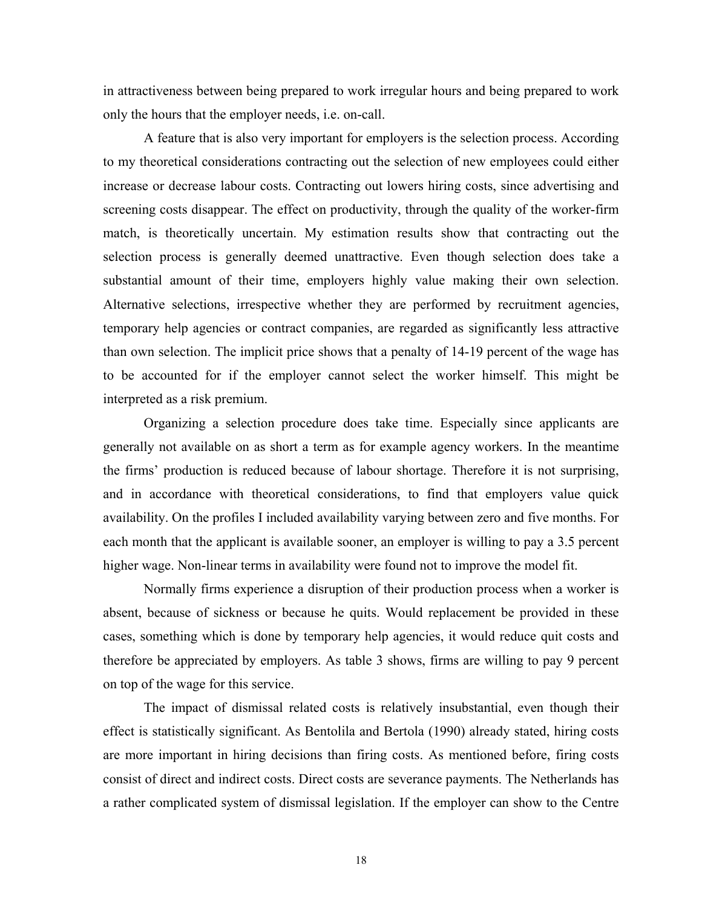in attractiveness between being prepared to work irregular hours and being prepared to work only the hours that the employer needs, i.e. on-call.

A feature that is also very important for employers is the selection process. According to my theoretical considerations contracting out the selection of new employees could either increase or decrease labour costs. Contracting out lowers hiring costs, since advertising and screening costs disappear. The effect on productivity, through the quality of the worker-firm match, is theoretically uncertain. My estimation results show that contracting out the selection process is generally deemed unattractive. Even though selection does take a substantial amount of their time, employers highly value making their own selection. Alternative selections, irrespective whether they are performed by recruitment agencies, temporary help agencies or contract companies, are regarded as significantly less attractive than own selection. The implicit price shows that a penalty of 14-19 percent of the wage has to be accounted for if the employer cannot select the worker himself. This might be interpreted as a risk premium.

Organizing a selection procedure does take time. Especially since applicants are generally not available on as short a term as for example agency workers. In the meantime the firms' production is reduced because of labour shortage. Therefore it is not surprising, and in accordance with theoretical considerations, to find that employers value quick availability. On the profiles I included availability varying between zero and five months. For each month that the applicant is available sooner, an employer is willing to pay a 3.5 percent higher wage. Non-linear terms in availability were found not to improve the model fit.

Normally firms experience a disruption of their production process when a worker is absent, because of sickness or because he quits. Would replacement be provided in these cases, something which is done by temporary help agencies, it would reduce quit costs and therefore be appreciated by employers. As table 3 shows, firms are willing to pay 9 percent on top of the wage for this service.

The impact of dismissal related costs is relatively insubstantial, even though their effect is statistically significant. As Bentolila and Bertola (1990) already stated, hiring costs are more important in hiring decisions than firing costs. As mentioned before, firing costs consist of direct and indirect costs. Direct costs are severance payments. The Netherlands has a rather complicated system of dismissal legislation. If the employer can show to the Centre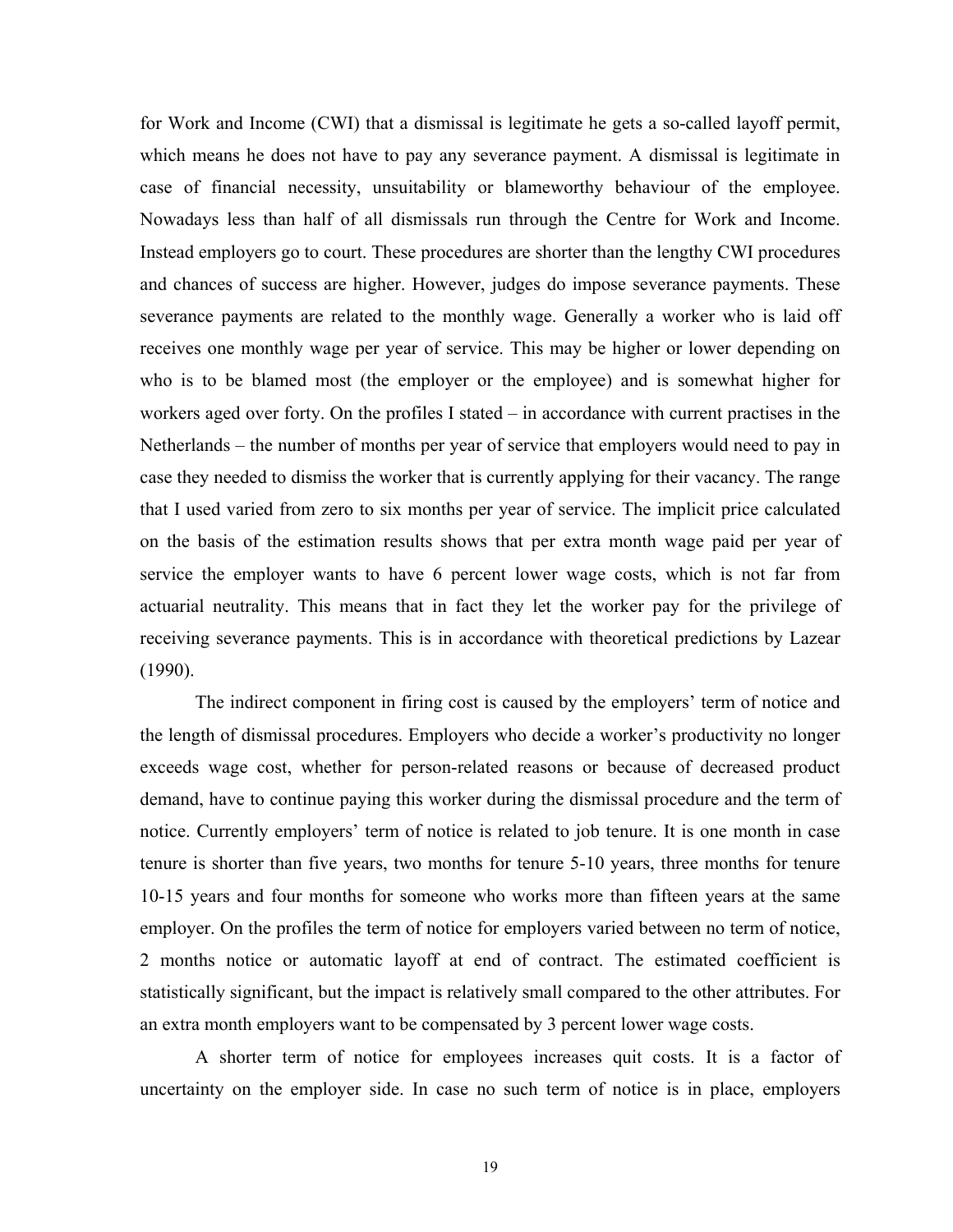for Work and Income (CWI) that a dismissal is legitimate he gets a so-called layoff permit, which means he does not have to pay any severance payment. A dismissal is legitimate in case of financial necessity, unsuitability or blameworthy behaviour of the employee. Nowadays less than half of all dismissals run through the Centre for Work and Income. Instead employers go to court. These procedures are shorter than the lengthy CWI procedures and chances of success are higher. However, judges do impose severance payments. These severance payments are related to the monthly wage. Generally a worker who is laid off receives one monthly wage per year of service. This may be higher or lower depending on who is to be blamed most (the employer or the employee) and is somewhat higher for workers aged over forty. On the profiles I stated – in accordance with current practises in the Netherlands – the number of months per year of service that employers would need to pay in case they needed to dismiss the worker that is currently applying for their vacancy. The range that I used varied from zero to six months per year of service. The implicit price calculated on the basis of the estimation results shows that per extra month wage paid per year of service the employer wants to have 6 percent lower wage costs, which is not far from actuarial neutrality. This means that in fact they let the worker pay for the privilege of receiving severance payments. This is in accordance with theoretical predictions by Lazear (1990).

The indirect component in firing cost is caused by the employers' term of notice and the length of dismissal procedures. Employers who decide a worker's productivity no longer exceeds wage cost, whether for person-related reasons or because of decreased product demand, have to continue paying this worker during the dismissal procedure and the term of notice. Currently employers' term of notice is related to job tenure. It is one month in case tenure is shorter than five years, two months for tenure 5-10 years, three months for tenure 10-15 years and four months for someone who works more than fifteen years at the same employer. On the profiles the term of notice for employers varied between no term of notice, 2 months notice or automatic layoff at end of contract. The estimated coefficient is statistically significant, but the impact is relatively small compared to the other attributes. For an extra month employers want to be compensated by 3 percent lower wage costs.

A shorter term of notice for employees increases quit costs. It is a factor of uncertainty on the employer side. In case no such term of notice is in place, employers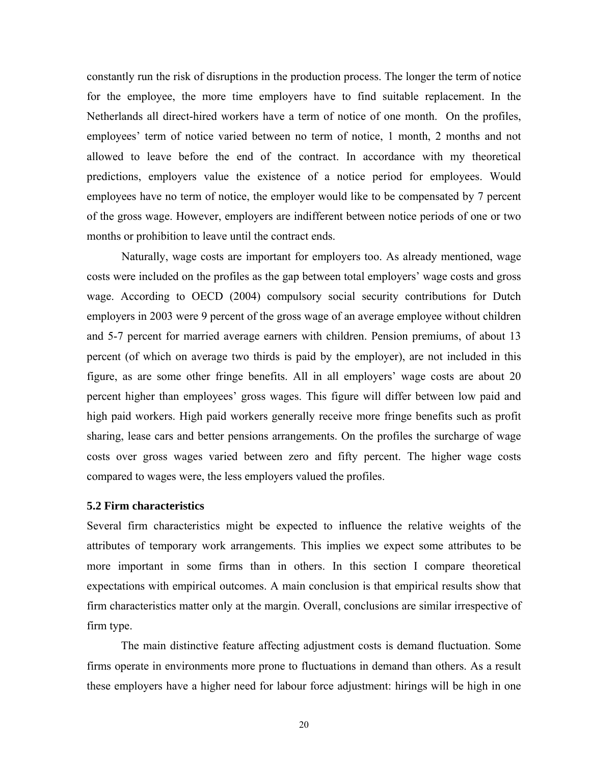constantly run the risk of disruptions in the production process. The longer the term of notice for the employee, the more time employers have to find suitable replacement. In the Netherlands all direct-hired workers have a term of notice of one month. On the profiles, employees' term of notice varied between no term of notice, 1 month, 2 months and not allowed to leave before the end of the contract. In accordance with my theoretical predictions, employers value the existence of a notice period for employees. Would employees have no term of notice, the employer would like to be compensated by 7 percent of the gross wage. However, employers are indifferent between notice periods of one or two months or prohibition to leave until the contract ends.

Naturally, wage costs are important for employers too. As already mentioned, wage costs were included on the profiles as the gap between total employers' wage costs and gross wage. According to OECD (2004) compulsory social security contributions for Dutch employers in 2003 were 9 percent of the gross wage of an average employee without children and 5-7 percent for married average earners with children. Pension premiums, of about 13 percent (of which on average two thirds is paid by the employer), are not included in this figure, as are some other fringe benefits. All in all employers' wage costs are about 20 percent higher than employees' gross wages. This figure will differ between low paid and high paid workers. High paid workers generally receive more fringe benefits such as profit sharing, lease cars and better pensions arrangements. On the profiles the surcharge of wage costs over gross wages varied between zero and fifty percent. The higher wage costs compared to wages were, the less employers valued the profiles.

### 5.2 Firm characteristics

Several firm characteristics might be expected to influence the relative weights of the attributes of temporary work arrangements. This implies we expect some attributes to be more important in some firms than in others. In this section I compare theoretical expectations with empirical outcomes. A main conclusion is that empirical results show that firm characteristics matter only at the margin. Overall, conclusions are similar irrespective of firm type.

The main distinctive feature affecting adjustment costs is demand fluctuation. Some firms operate in environments more prone to fluctuations in demand than others. As a result these employers have a higher need for labour force adjustment: hirings will be high in one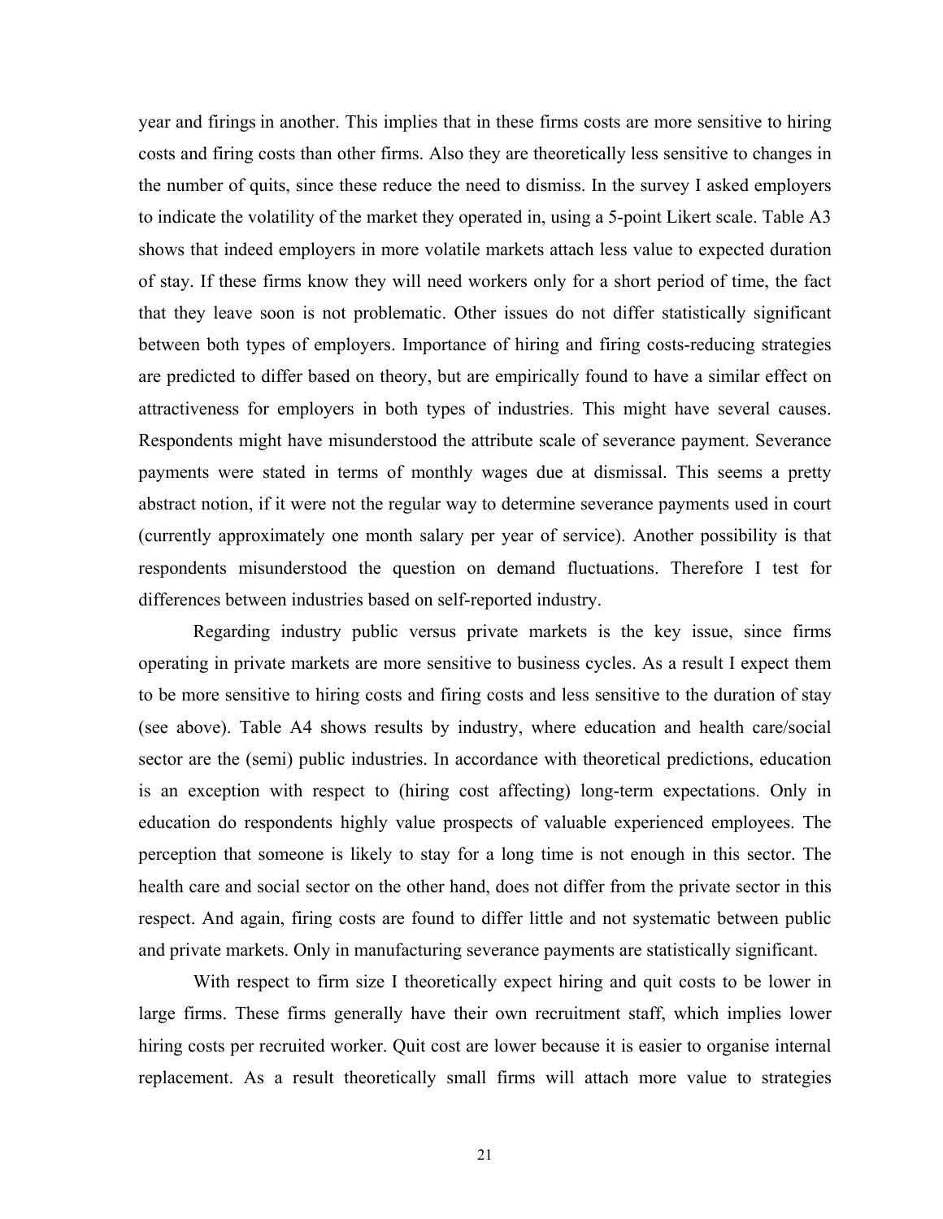year and firings in another. This implies that in these firms costs are more sensitive to hiring costs and firing costs than other firms. Also they are theoretically less sensitive to changes in the number of quits, since these reduce the need to dismiss. In the survey I asked employers to indicate the volatility of the market they operated in, using a 5-point Likert scale. Table A3 shows that indeed employers in more volatile markets attach less value to expected duration of stay. If these firms know they will need workers only for a short period of time, the fact that they leave soon is not problematic. Other issues do not differ statistically significant between both types of employers. Importance of hiring and firing costs-reducing strategies are predicted to differ based on theory, but are empirically found to have a similar effect on attractiveness for employers in both types of industries. This might have several causes. Respondents might have misunderstood the attribute scale of severance payment. Severance payments were stated in terms of monthly wages due at dismissal. This seems a pretty abstract notion, if it were not the regular way to determine severance payments used in court (currently approximately one month salary per year of service). Another possibility is that respondents misunderstood the question on demand fluctuations. Therefore I test for differences between industries based on self-reported industry.

Regarding industry public versus private markets is the key issue, since firms operating in private markets are more sensitive to business cycles. As a result I expect them to be more sensitive to hiring costs and firing costs and less sensitive to the duration of stay (see above). Table A4 shows results by industry, where education and health care/social sector are the (semi) public industries. In accordance with theoretical predictions, education is an exception with respect to (hiring cost affecting) long-term expectations. Only in education do respondents highly value prospects of valuable experienced employees. The perception that someone is likely to stay for a long time is not enough in this sector. The health care and social sector on the other hand, does not differ from the private sector in this respect. And again, firing costs are found to differ little and not systematic between public and private markets. Only in manufacturing severance payments are statistically significant.

With respect to firm size I theoretically expect hiring and quit costs to be lower in large firms. These firms generally have their own recruitment staff, which implies lower hiring costs per recruited worker. Quit cost are lower because it is easier to organise internal replacement. As a result theoretically small firms will attach more value to strategies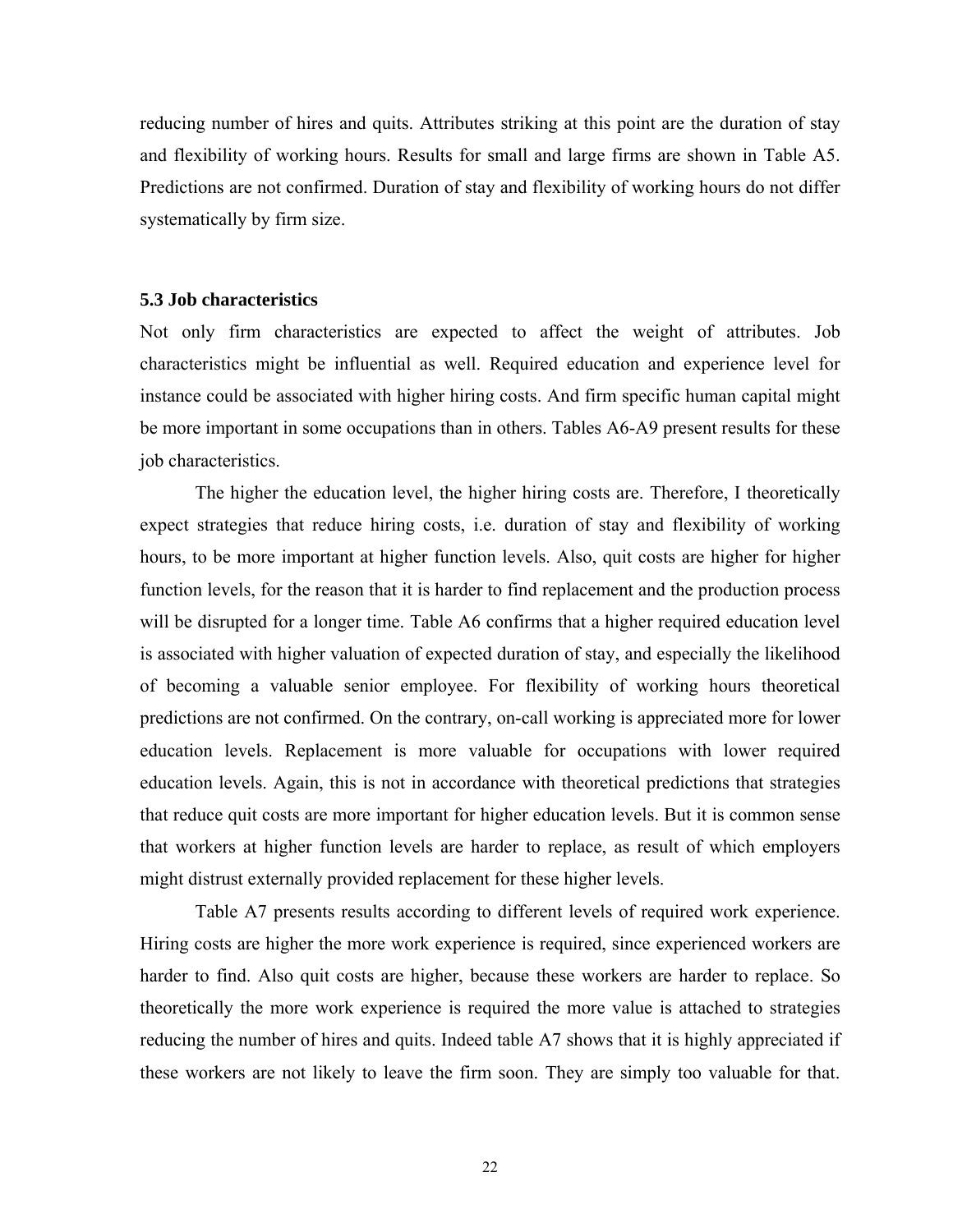reducing number of hires and quits. Attributes striking at this point are the duration of stay and flexibility of working hours. Results for small and large firms are shown in Table A5. Predictions are not confirmed. Duration of stay and flexibility of working hours do not differ systematically by firm size.

### 5.3 Job characteristics

Not only firm characteristics are expected to affect the weight of attributes. Job characteristics might be influential as well. Required education and experience level for instance could be associated with higher hiring costs. And firm specific human capital might be more important in some occupations than in others. Tables A6-A9 present results for these job characteristics.

The higher the education level, the higher hiring costs are. Therefore, I theoretically expect strategies that reduce hiring costs, i.e. duration of stay and flexibility of working hours, to be more important at higher function levels. Also, quit costs are higher for higher function levels, for the reason that it is harder to find replacement and the production process will be disrupted for a longer time. Table A6 confirms that a higher required education level is associated with higher valuation of expected duration of stay, and especially the likelihood of becoming a valuable senior employee. For flexibility of working hours theoretical predictions are not confirmed. On the contrary, on-call working is appreciated more for lower education levels. Replacement is more valuable for occupations with lower required education levels. Again, this is not in accordance with theoretical predictions that strategies that reduce quit costs are more important for higher education levels. But it is common sense that workers at higher function levels are harder to replace, as result of which employers might distrust externally provided replacement for these higher levels.

Table A7 presents results according to different levels of required work experience. Hiring costs are higher the more work experience is required, since experienced workers are harder to find. Also quit costs are higher, because these workers are harder to replace. So theoretically the more work experience is required the more value is attached to strategies reducing the number of hires and quits. Indeed table A7 shows that it is highly appreciated if these workers are not likely to leave the firm soon. They are simply too valuable for that.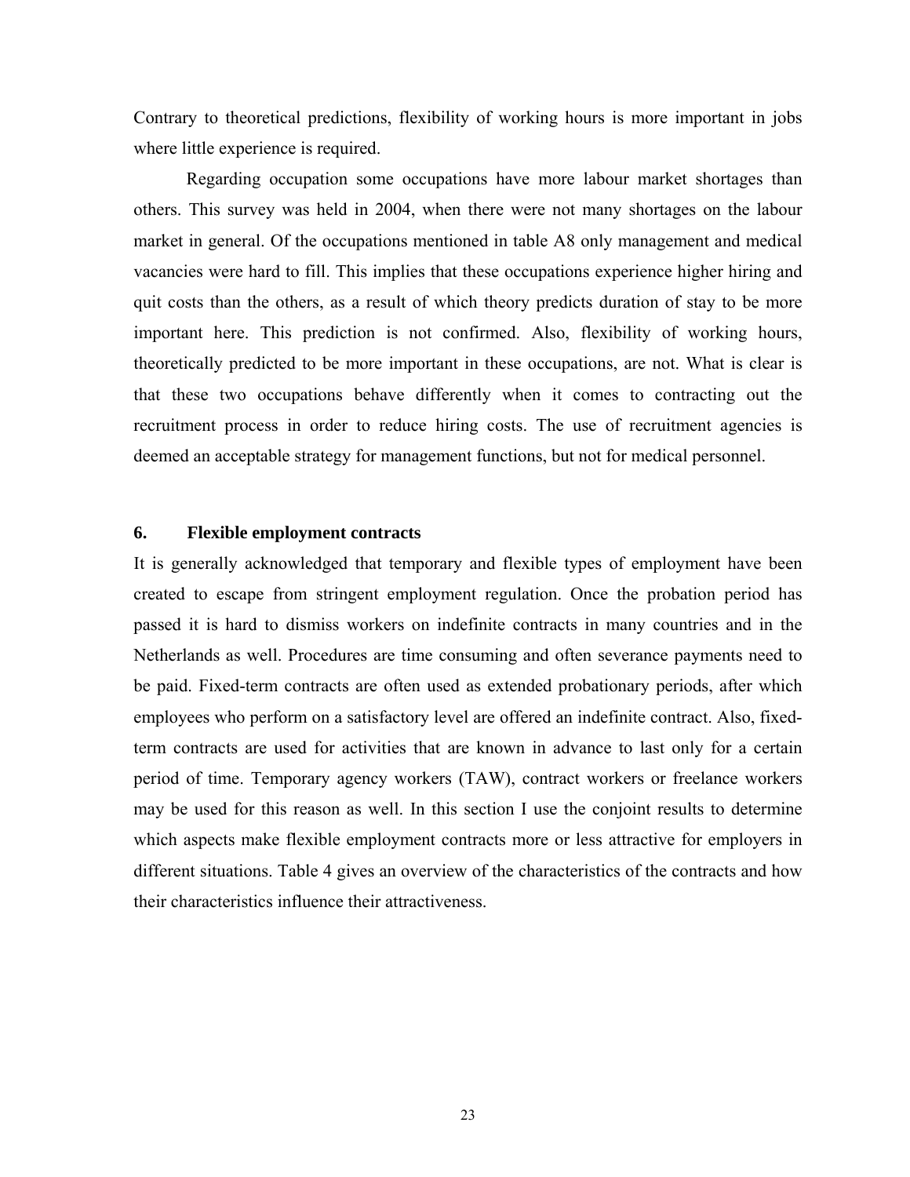Contrary to theoretical predictions, flexibility of working hours is more important in jobs where little experience is required.

Regarding occupation some occupations have more labour market shortages than others. This survey was held in 2004, when there were not many shortages on the labour market in general. Of the occupations mentioned in table A8 only management and medical vacancies were hard to fill. This implies that these occupations experience higher hiring and quit costs than the others, as a result of which theory predicts duration of stay to be more important here. This prediction is not confirmed. Also, flexibility of working hours, theoretically predicted to be more important in these occupations, are not. What is clear is that these two occupations behave differently when it comes to contracting out the recruitment process in order to reduce hiring costs. The use of recruitment agencies is deemed an acceptable strategy for management functions, but not for medical personnel.

## 6. Flexible employment contracts

It is generally acknowledged that temporary and flexible types of employment have been created to escape from stringent employment regulation. Once the probation period has passed it is hard to dismiss workers on indefinite contracts in many countries and in the Netherlands as well. Procedures are time consuming and often severance payments need to be paid. Fixed-term contracts are often used as extended probationary periods, after which employees who perform on a satisfactory level are offered an indefinite contract. Also, fixed-term contracts are used for activities that are known in advance to last only for a certain period of time. Temporary agency workers (TAW), contract workers or freelance workers may be used for this reason as well. In this section I use the conjoint results to determine which aspects make flexible employment contracts more or less attractive for employers in different situations. Table 4 gives an overview of the characteristics of the contracts and how their characteristics influence their attractiveness.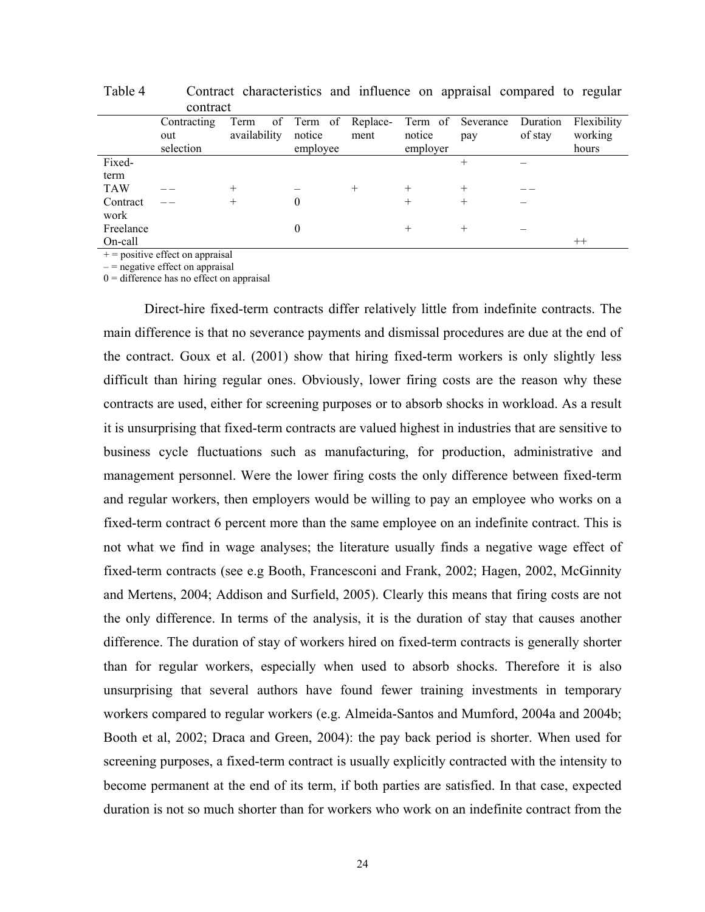Table 4 Contract characteristics and influence on appraisal compared to regular contract

| | Contracting out selection | Term of availability | Term of notice employee | Replace-ment | Term of notice employer | Severance pay | Duration of stay | Flexibility working hours |
|---|---|---|---|---|---|---|---|---|
| Fixed-term | | | | | | + | – | |
| TAW | – – | + | – | + | + | + | – – | |
| Contract work | – – | + | 0 | | + | + | – | |
| Freelance | | | 0 | | + | + | – | |
| On-call | | | | | | | | ++ |

+ = positive effect on appraisal
– = negative effect on appraisal
0 = difference has no effect on appraisal

Direct-hire fixed-term contracts differ relatively little from indefinite contracts. The main difference is that no severance payments and dismissal procedures are due at the end of the contract. Goux et al. (2001) show that hiring fixed-term workers is only slightly less difficult than hiring regular ones. Obviously, lower firing costs are the reason why these contracts are used, either for screening purposes or to absorb shocks in workload. As a result it is unsurprising that fixed-term contracts are valued highest in industries that are sensitive to business cycle fluctuations such as manufacturing, for production, administrative and management personnel. Were the lower firing costs the only difference between fixed-term and regular workers, then employers would be willing to pay an employee who works on a fixed-term contract 6 percent more than the same employee on an indefinite contract. This is not what we find in wage analyses; the literature usually finds a negative wage effect of fixed-term contracts (see e.g Booth, Francesconi and Frank, 2002; Hagen, 2002, McGinnity and Mertens, 2004; Addison and Surfield, 2005). Clearly this means that firing costs are not the only difference. In terms of the analysis, it is the duration of stay that causes another difference. The duration of stay of workers hired on fixed-term contracts is generally shorter than for regular workers, especially when used to absorb shocks. Therefore it is also unsurprising that several authors have found fewer training investments in temporary workers compared to regular workers (e.g. Almeida-Santos and Mumford, 2004a and 2004b; Booth et al, 2002; Draca and Green, 2004): the pay back period is shorter. When used for screening purposes, a fixed-term contract is usually explicitly contracted with the intensity to become permanent at the end of its term, if both parties are satisfied. In that case, expected duration is not so much shorter than for workers who work on an indefinite contract from the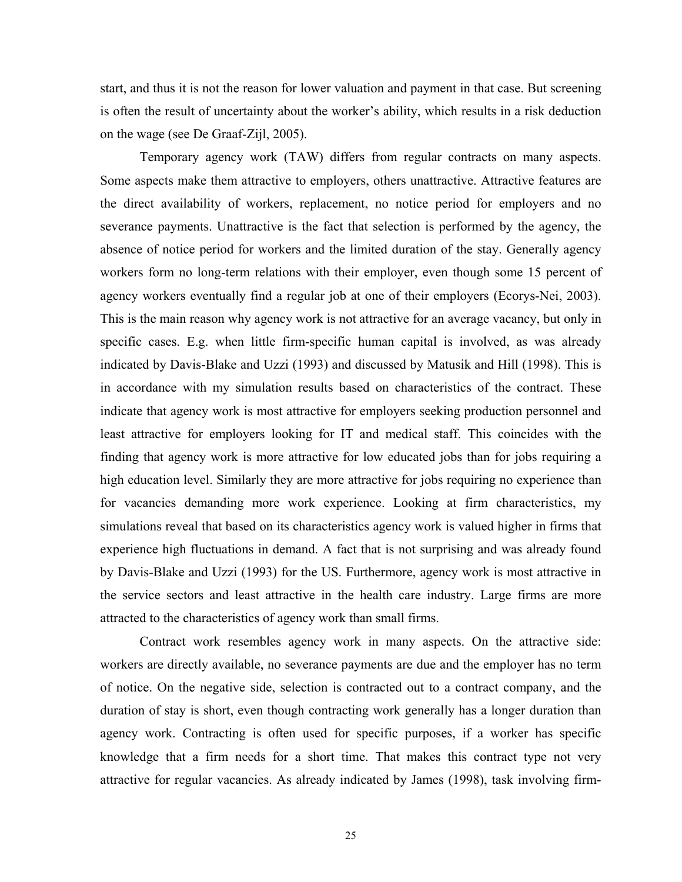start, and thus it is not the reason for lower valuation and payment in that case. But screening is often the result of uncertainty about the worker's ability, which results in a risk deduction on the wage (see De Graaf-Zijl, 2005).

Temporary agency work (TAW) differs from regular contracts on many aspects. Some aspects make them attractive to employers, others unattractive. Attractive features are the direct availability of workers, replacement, no notice period for employers and no severance payments. Unattractive is the fact that selection is performed by the agency, the absence of notice period for workers and the limited duration of the stay. Generally agency workers form no long-term relations with their employer, even though some 15 percent of agency workers eventually find a regular job at one of their employers (Ecorys-Nei, 2003). This is the main reason why agency work is not attractive for an average vacancy, but only in specific cases. E.g. when little firm-specific human capital is involved, as was already indicated by Davis-Blake and Uzzi (1993) and discussed by Matusik and Hill (1998). This is in accordance with my simulation results based on characteristics of the contract. These indicate that agency work is most attractive for employers seeking production personnel and least attractive for employers looking for IT and medical staff. This coincides with the finding that agency work is more attractive for low educated jobs than for jobs requiring a high education level. Similarly they are more attractive for jobs requiring no experience than for vacancies demanding more work experience. Looking at firm characteristics, my simulations reveal that based on its characteristics agency work is valued higher in firms that experience high fluctuations in demand. A fact that is not surprising and was already found by Davis-Blake and Uzzi (1993) for the US. Furthermore, agency work is most attractive in the service sectors and least attractive in the health care industry. Large firms are more attracted to the characteristics of agency work than small firms.

Contract work resembles agency work in many aspects. On the attractive side: workers are directly available, no severance payments are due and the employer has no term of notice. On the negative side, selection is contracted out to a contract company, and the duration of stay is short, even though contracting work generally has a longer duration than agency work. Contracting is often used for specific purposes, if a worker has specific knowledge that a firm needs for a short time. That makes this contract type not very attractive for regular vacancies. As already indicated by James (1998), task involving firm-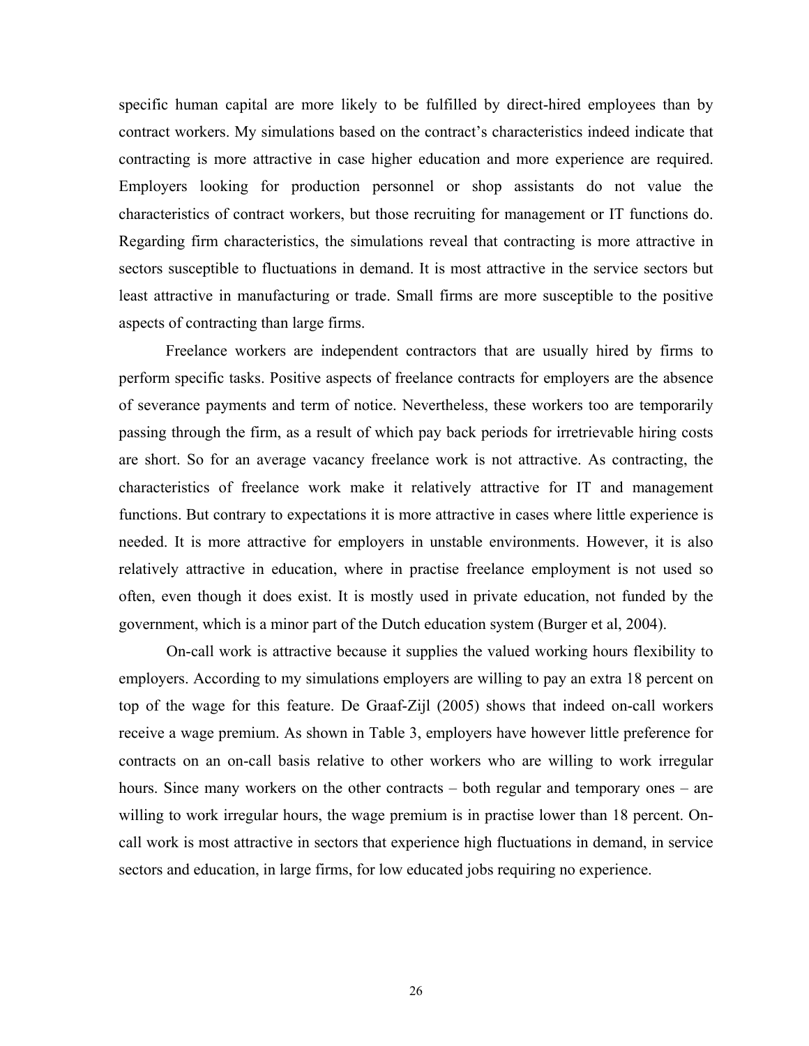specific human capital are more likely to be fulfilled by direct-hired employees than by contract workers. My simulations based on the contract's characteristics indeed indicate that contracting is more attractive in case higher education and more experience are required. Employers looking for production personnel or shop assistants do not value the characteristics of contract workers, but those recruiting for management or IT functions do. Regarding firm characteristics, the simulations reveal that contracting is more attractive in sectors susceptible to fluctuations in demand. It is most attractive in the service sectors but least attractive in manufacturing or trade. Small firms are more susceptible to the positive aspects of contracting than large firms.

Freelance workers are independent contractors that are usually hired by firms to perform specific tasks. Positive aspects of freelance contracts for employers are the absence of severance payments and term of notice. Nevertheless, these workers too are temporarily passing through the firm, as a result of which pay back periods for irretrievable hiring costs are short. So for an average vacancy freelance work is not attractive. As contracting, the characteristics of freelance work make it relatively attractive for IT and management functions. But contrary to expectations it is more attractive in cases where little experience is needed. It is more attractive for employers in unstable environments. However, it is also relatively attractive in education, where in practise freelance employment is not used so often, even though it does exist. It is mostly used in private education, not funded by the government, which is a minor part of the Dutch education system (Burger et al, 2004).

On-call work is attractive because it supplies the valued working hours flexibility to employers. According to my simulations employers are willing to pay an extra 18 percent on top of the wage for this feature. De Graaf-Zijl (2005) shows that indeed on-call workers receive a wage premium. As shown in Table 3, employers have however little preference for contracts on an on-call basis relative to other workers who are willing to work irregular hours. Since many workers on the other contracts – both regular and temporary ones – are willing to work irregular hours, the wage premium is in practise lower than 18 percent. On-call work is most attractive in sectors that experience high fluctuations in demand, in service sectors and education, in large firms, for low educated jobs requiring no experience.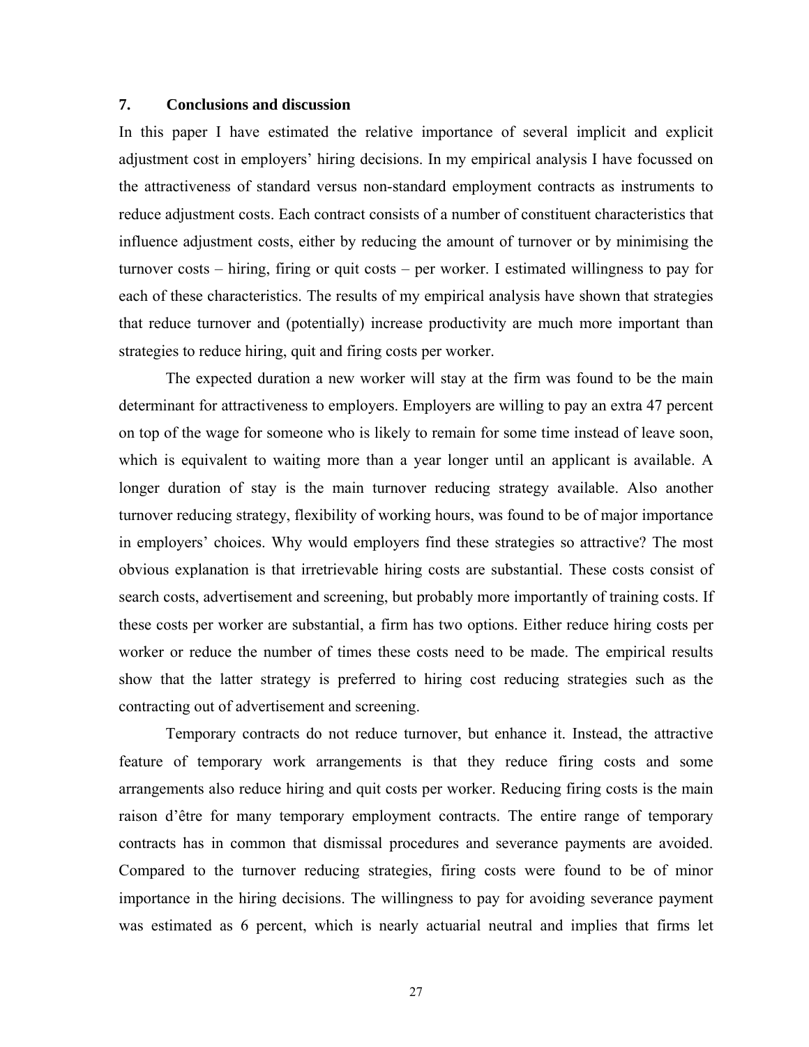## 7. Conclusions and discussion

In this paper I have estimated the relative importance of several implicit and explicit adjustment cost in employers' hiring decisions. In my empirical analysis I have focussed on the attractiveness of standard versus non-standard employment contracts as instruments to reduce adjustment costs. Each contract consists of a number of constituent characteristics that influence adjustment costs, either by reducing the amount of turnover or by minimising the turnover costs – hiring, firing or quit costs – per worker. I estimated willingness to pay for each of these characteristics. The results of my empirical analysis have shown that strategies that reduce turnover and (potentially) increase productivity are much more important than strategies to reduce hiring, quit and firing costs per worker.

The expected duration a new worker will stay at the firm was found to be the main determinant for attractiveness to employers. Employers are willing to pay an extra 47 percent on top of the wage for someone who is likely to remain for some time instead of leave soon, which is equivalent to waiting more than a year longer until an applicant is available. A longer duration of stay is the main turnover reducing strategy available. Also another turnover reducing strategy, flexibility of working hours, was found to be of major importance in employers' choices. Why would employers find these strategies so attractive? The most obvious explanation is that irretrievable hiring costs are substantial. These costs consist of search costs, advertisement and screening, but probably more importantly of training costs. If these costs per worker are substantial, a firm has two options. Either reduce hiring costs per worker or reduce the number of times these costs need to be made. The empirical results show that the latter strategy is preferred to hiring cost reducing strategies such as the contracting out of advertisement and screening.

Temporary contracts do not reduce turnover, but enhance it. Instead, the attractive feature of temporary work arrangements is that they reduce firing costs and some arrangements also reduce hiring and quit costs per worker. Reducing firing costs is the main raison d'être for many temporary employment contracts. The entire range of temporary contracts has in common that dismissal procedures and severance payments are avoided. Compared to the turnover reducing strategies, firing costs were found to be of minor importance in the hiring decisions. The willingness to pay for avoiding severance payment was estimated as 6 percent, which is nearly actuarial neutral and implies that firms let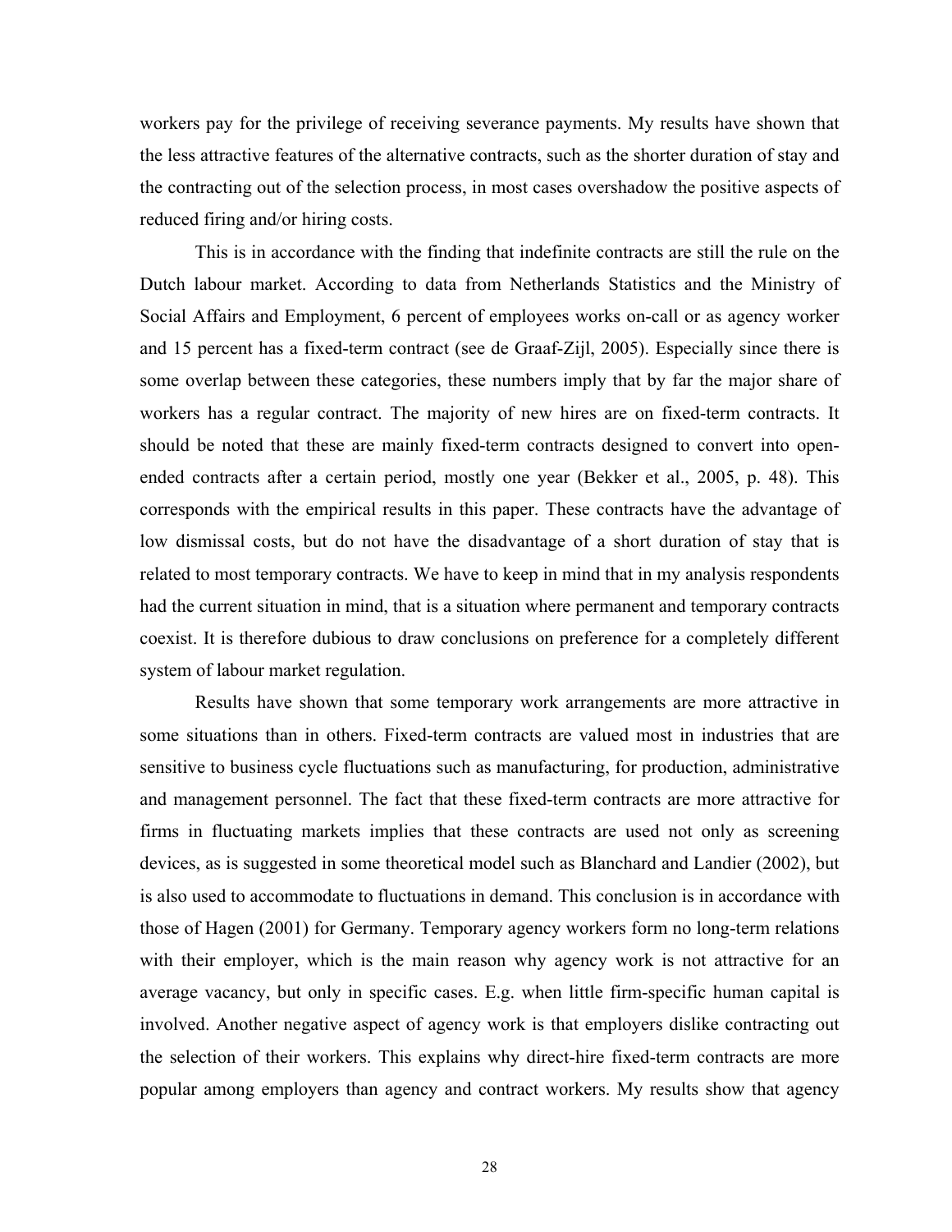workers pay for the privilege of receiving severance payments. My results have shown that the less attractive features of the alternative contracts, such as the shorter duration of stay and the contracting out of the selection process, in most cases overshadow the positive aspects of reduced firing and/or hiring costs.

This is in accordance with the finding that indefinite contracts are still the rule on the Dutch labour market. According to data from Netherlands Statistics and the Ministry of Social Affairs and Employment, 6 percent of employees works on-call or as agency worker and 15 percent has a fixed-term contract (see de Graaf-Zijl, 2005). Especially since there is some overlap between these categories, these numbers imply that by far the major share of workers has a regular contract. The majority of new hires are on fixed-term contracts. It should be noted that these are mainly fixed-term contracts designed to convert into open-ended contracts after a certain period, mostly one year (Bekker et al., 2005, p. 48). This corresponds with the empirical results in this paper. These contracts have the advantage of low dismissal costs, but do not have the disadvantage of a short duration of stay that is related to most temporary contracts. We have to keep in mind that in my analysis respondents had the current situation in mind, that is a situation where permanent and temporary contracts coexist. It is therefore dubious to draw conclusions on preference for a completely different system of labour market regulation.

Results have shown that some temporary work arrangements are more attractive in some situations than in others. Fixed-term contracts are valued most in industries that are sensitive to business cycle fluctuations such as manufacturing, for production, administrative and management personnel. The fact that these fixed-term contracts are more attractive for firms in fluctuating markets implies that these contracts are used not only as screening devices, as is suggested in some theoretical model such as Blanchard and Landier (2002), but is also used to accommodate to fluctuations in demand. This conclusion is in accordance with those of Hagen (2001) for Germany. Temporary agency workers form no long-term relations with their employer, which is the main reason why agency work is not attractive for an average vacancy, but only in specific cases. E.g. when little firm-specific human capital is involved. Another negative aspect of agency work is that employers dislike contracting out the selection of their workers. This explains why direct-hire fixed-term contracts are more popular among employers than agency and contract workers. My results show that agency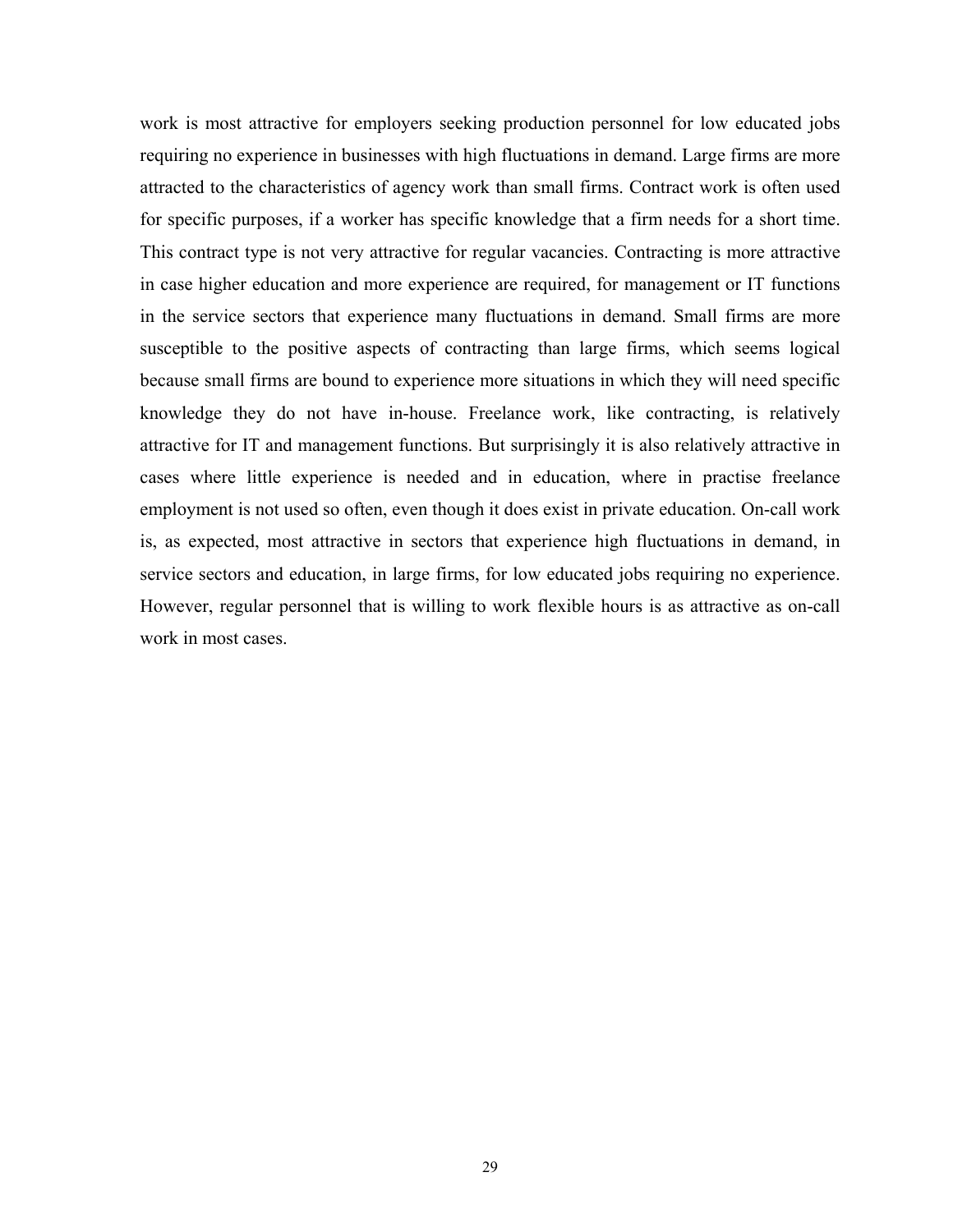work is most attractive for employers seeking production personnel for low educated jobs requiring no experience in businesses with high fluctuations in demand. Large firms are more attracted to the characteristics of agency work than small firms. Contract work is often used for specific purposes, if a worker has specific knowledge that a firm needs for a short time. This contract type is not very attractive for regular vacancies. Contracting is more attractive in case higher education and more experience are required, for management or IT functions in the service sectors that experience many fluctuations in demand. Small firms are more susceptible to the positive aspects of contracting than large firms, which seems logical because small firms are bound to experience more situations in which they will need specific knowledge they do not have in-house. Freelance work, like contracting, is relatively attractive for IT and management functions. But surprisingly it is also relatively attractive in cases where little experience is needed and in education, where in practise freelance employment is not used so often, even though it does exist in private education. On-call work is, as expected, most attractive in sectors that experience high fluctuations in demand, in service sectors and education, in large firms, for low educated jobs requiring no experience. However, regular personnel that is willing to work flexible hours is as attractive as on-call work in most cases.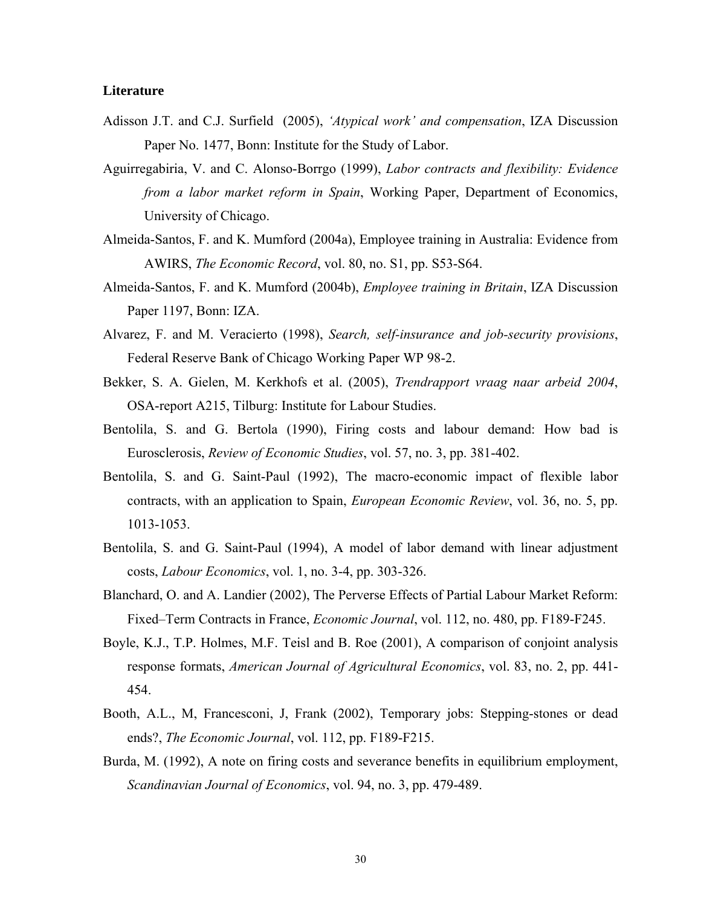**Literature**

Adisson J.T. and C.J. Surfield (2005), *'Atypical work' and compensation*, IZA Discussion Paper No. 1477, Bonn: Institute for the Study of Labor.

Aguirregabiria, V. and C. Alonso-Borrgo (1999), *Labor contracts and flexibility: Evidence from a labor market reform in Spain*, Working Paper, Department of Economics, University of Chicago.

Almeida-Santos, F. and K. Mumford (2004a), Employee training in Australia: Evidence from AWIRS, *The Economic Record*, vol. 80, no. S1, pp. S53-S64.

Almeida-Santos, F. and K. Mumford (2004b), *Employee training in Britain*, IZA Discussion Paper 1197, Bonn: IZA.

Alvarez, F. and M. Veracierto (1998), *Search, self-insurance and job-security provisions*, Federal Reserve Bank of Chicago Working Paper WP 98-2.

Bekker, S. A. Gielen, M. Kerkhofs et al. (2005), *Trendrapport vraag naar arbeid 2004*, OSA-report A215, Tilburg: Institute for Labour Studies.

Bentolila, S. and G. Bertola (1990), Firing costs and labour demand: How bad is Eurosclerosis, *Review of Economic Studies*, vol. 57, no. 3, pp. 381-402.

Bentolila, S. and G. Saint-Paul (1992), The macro-economic impact of flexible labor contracts, with an application to Spain, *European Economic Review*, vol. 36, no. 5, pp. 1013-1053.

Bentolila, S. and G. Saint-Paul (1994), A model of labor demand with linear adjustment costs, *Labour Economics*, vol. 1, no. 3-4, pp. 303-326.

Blanchard, O. and A. Landier (2002), The Perverse Effects of Partial Labour Market Reform: Fixed–Term Contracts in France, *Economic Journal*, vol. 112, no. 480, pp. F189-F245.

Boyle, K.J., T.P. Holmes, M.F. Teisl and B. Roe (2001), A comparison of conjoint analysis response formats, *American Journal of Agricultural Economics*, vol. 83, no. 2, pp. 441-454.

Booth, A.L., M, Francesconi, J, Frank (2002), Temporary jobs: Stepping-stones or dead ends?, *The Economic Journal*, vol. 112, pp. F189-F215.

Burda, M. (1992), A note on firing costs and severance benefits in equilibrium employment, *Scandinavian Journal of Economics*, vol. 94, no. 3, pp. 479-489.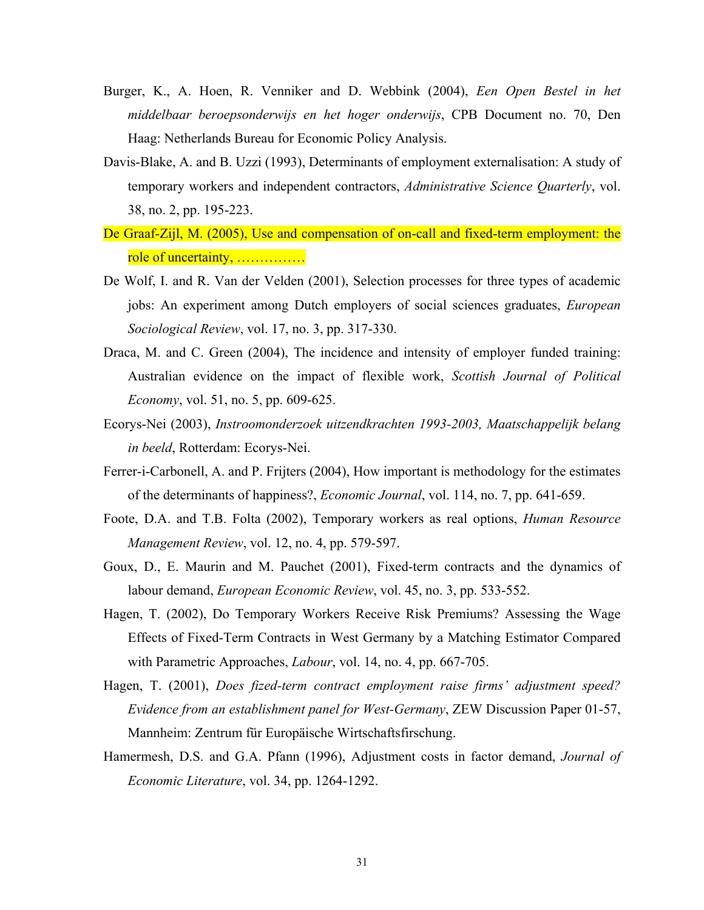Burger, K., A. Hoen, R. Venniker and D. Webbink (2004), *Een Open Bestel in het middelbaar beroepsonderwijs en het hoger onderwijs*, CPB Document no. 70, Den Haag: Netherlands Bureau for Economic Policy Analysis.

Davis-Blake, A. and B. Uzzi (1993), Determinants of employment externalisation: A study of temporary workers and independent contractors, *Administrative Science Quarterly*, vol. 38, no. 2, pp. 195-223.

De Graaf-Zijl, M. (2005), Use and compensation of on-call and fixed-term employment: the role of uncertainty, ……………

De Wolf, I. and R. Van der Velden (2001), Selection processes for three types of academic jobs: An experiment among Dutch employers of social sciences graduates, *European Sociological Review*, vol. 17, no. 3, pp. 317-330.

Draca, M. and C. Green (2004), The incidence and intensity of employer funded training: Australian evidence on the impact of flexible work, *Scottish Journal of Political Economy*, vol. 51, no. 5, pp. 609-625.

Ecorys-Nei (2003), *Instroomonderzoek uitzendkrachten 1993-2003, Maatschappelijk belang in beeld*, Rotterdam: Ecorys-Nei.

Ferrer-i-Carbonell, A. and P. Frijters (2004), How important is methodology for the estimates of the determinants of happiness?, *Economic Journal*, vol. 114, no. 7, pp. 641-659.

Foote, D.A. and T.B. Folta (2002), Temporary workers as real options, *Human Resource Management Review*, vol. 12, no. 4, pp. 579-597.

Goux, D., E. Maurin and M. Pauchet (2001), Fixed-term contracts and the dynamics of labour demand, *European Economic Review*, vol. 45, no. 3, pp. 533-552.

Hagen, T. (2002), Do Temporary Workers Receive Risk Premiums? Assessing the Wage Effects of Fixed-Term Contracts in West Germany by a Matching Estimator Compared with Parametric Approaches, *Labour*, vol. 14, no. 4, pp. 667-705.

Hagen, T. (2001), *Does fized-term contract employment raise firms' adjustment speed? Evidence from an establishment panel for West-Germany*, ZEW Discussion Paper 01-57, Mannheim: Zentrum für Europäische Wirtschaftsfirschung.

Hamermesh, D.S. and G.A. Pfann (1996), Adjustment costs in factor demand, *Journal of Economic Literature*, vol. 34, pp. 1264-1292.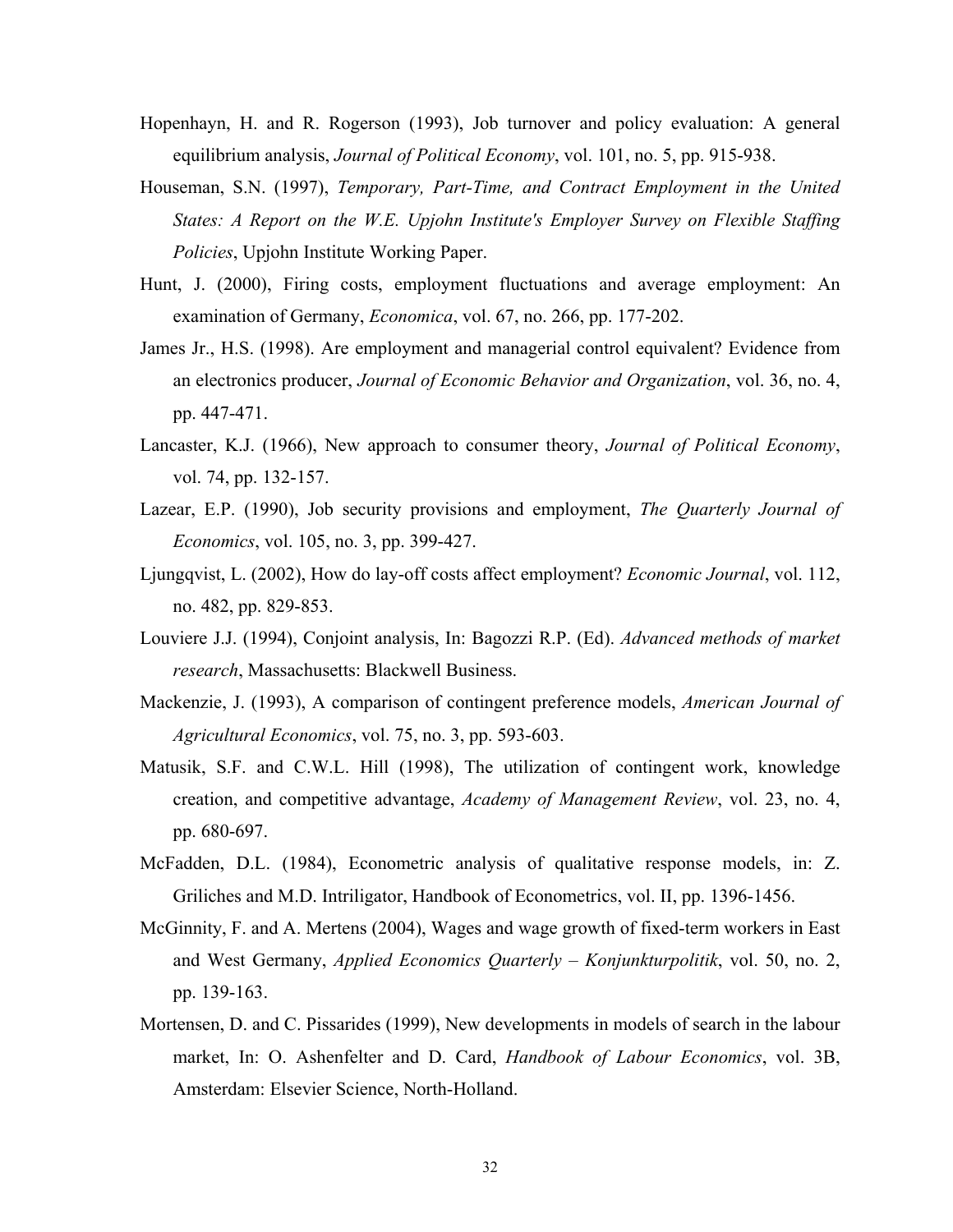Hopenhayn, H. and R. Rogerson (1993), Job turnover and policy evaluation: A general equilibrium analysis, *Journal of Political Economy*, vol. 101, no. 5, pp. 915-938.

Houseman, S.N. (1997), *Temporary, Part-Time, and Contract Employment in the United States: A Report on the W.E. Upjohn Institute's Employer Survey on Flexible Staffing Policies*, Upjohn Institute Working Paper.

Hunt, J. (2000), Firing costs, employment fluctuations and average employment: An examination of Germany, *Economica*, vol. 67, no. 266, pp. 177-202.

James Jr., H.S. (1998). Are employment and managerial control equivalent? Evidence from an electronics producer, *Journal of Economic Behavior and Organization*, vol. 36, no. 4, pp. 447-471.

Lancaster, K.J. (1966), New approach to consumer theory, *Journal of Political Economy*, vol. 74, pp. 132-157.

Lazear, E.P. (1990), Job security provisions and employment, *The Quarterly Journal of Economics*, vol. 105, no. 3, pp. 399-427.

Ljungqvist, L. (2002), How do lay-off costs affect employment? *Economic Journal*, vol. 112, no. 482, pp. 829-853.

Louviere J.J. (1994), Conjoint analysis, In: Bagozzi R.P. (Ed). *Advanced methods of market research*, Massachusetts: Blackwell Business.

Mackenzie, J. (1993), A comparison of contingent preference models, *American Journal of Agricultural Economics*, vol. 75, no. 3, pp. 593-603.

Matusik, S.F. and C.W.L. Hill (1998), The utilization of contingent work, knowledge creation, and competitive advantage, *Academy of Management Review*, vol. 23, no. 4, pp. 680-697.

McFadden, D.L. (1984), Econometric analysis of qualitative response models, in: Z. Griliches and M.D. Intriligator, Handbook of Econometrics, vol. II, pp. 1396-1456.

McGinnity, F. and A. Mertens (2004), Wages and wage growth of fixed-term workers in East and West Germany, *Applied Economics Quarterly – Konjunkturpolitik*, vol. 50, no. 2, pp. 139-163.

Mortensen, D. and C. Pissarides (1999), New developments in models of search in the labour market, In: O. Ashenfelter and D. Card, *Handbook of Labour Economics*, vol. 3B, Amsterdam: Elsevier Science, North-Holland.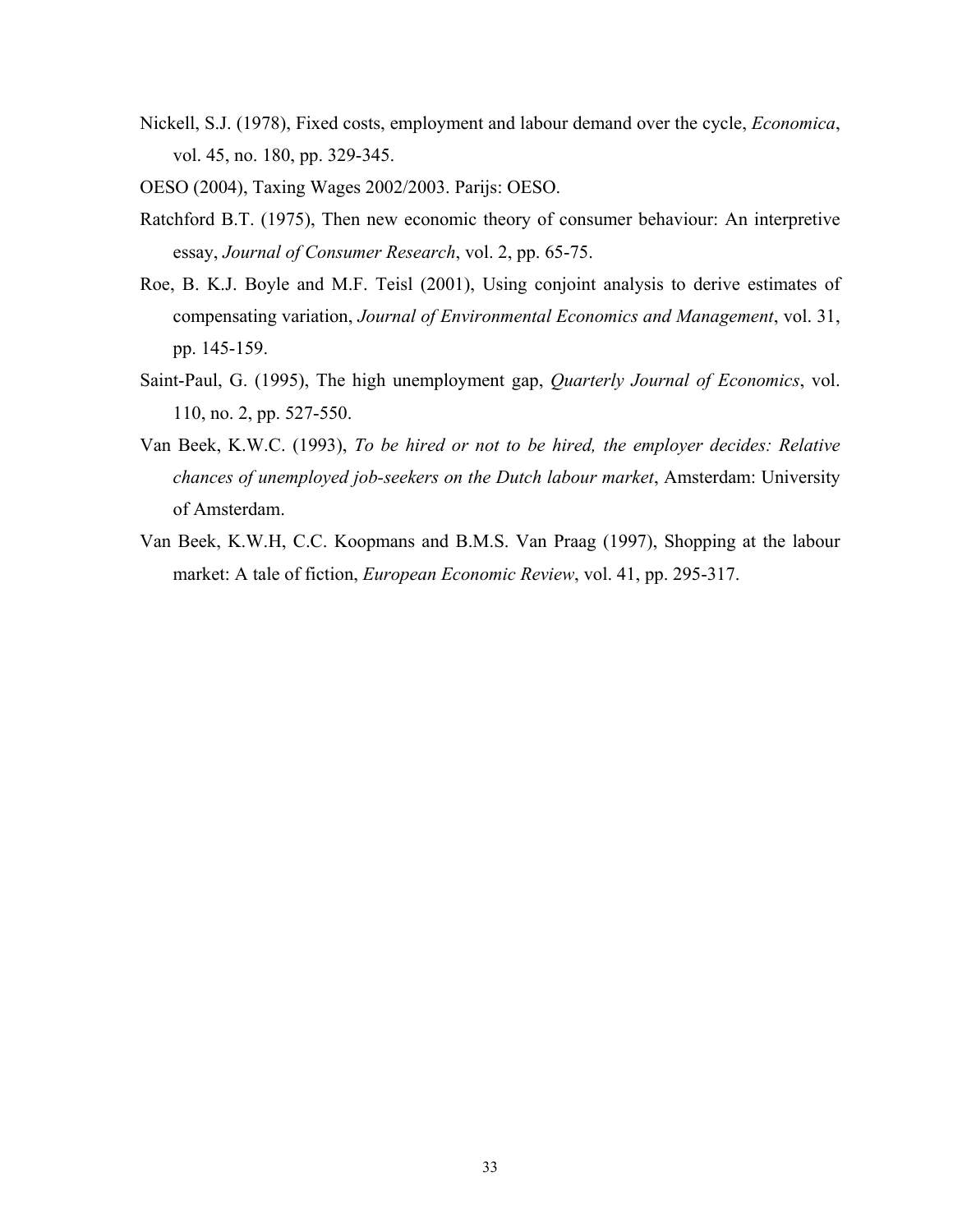Nickell, S.J. (1978), Fixed costs, employment and labour demand over the cycle, *Economica*, vol. 45, no. 180, pp. 329-345.

OESO (2004), Taxing Wages 2002/2003. Parijs: OESO.

Ratchford B.T. (1975), Then new economic theory of consumer behaviour: An interpretive essay, *Journal of Consumer Research*, vol. 2, pp. 65-75.

Roe, B. K.J. Boyle and M.F. Teisl (2001), Using conjoint analysis to derive estimates of compensating variation, *Journal of Environmental Economics and Management*, vol. 31, pp. 145-159.

Saint-Paul, G. (1995), The high unemployment gap, *Quarterly Journal of Economics*, vol. 110, no. 2, pp. 527-550.

Van Beek, K.W.C. (1993), *To be hired or not to be hired, the employer decides: Relative chances of unemployed job-seekers on the Dutch labour market*, Amsterdam: University of Amsterdam.

Van Beek, K.W.H, C.C. Koopmans and B.M.S. Van Praag (1997), Shopping at the labour market: A tale of fiction, *European Economic Review*, vol. 41, pp. 295-317.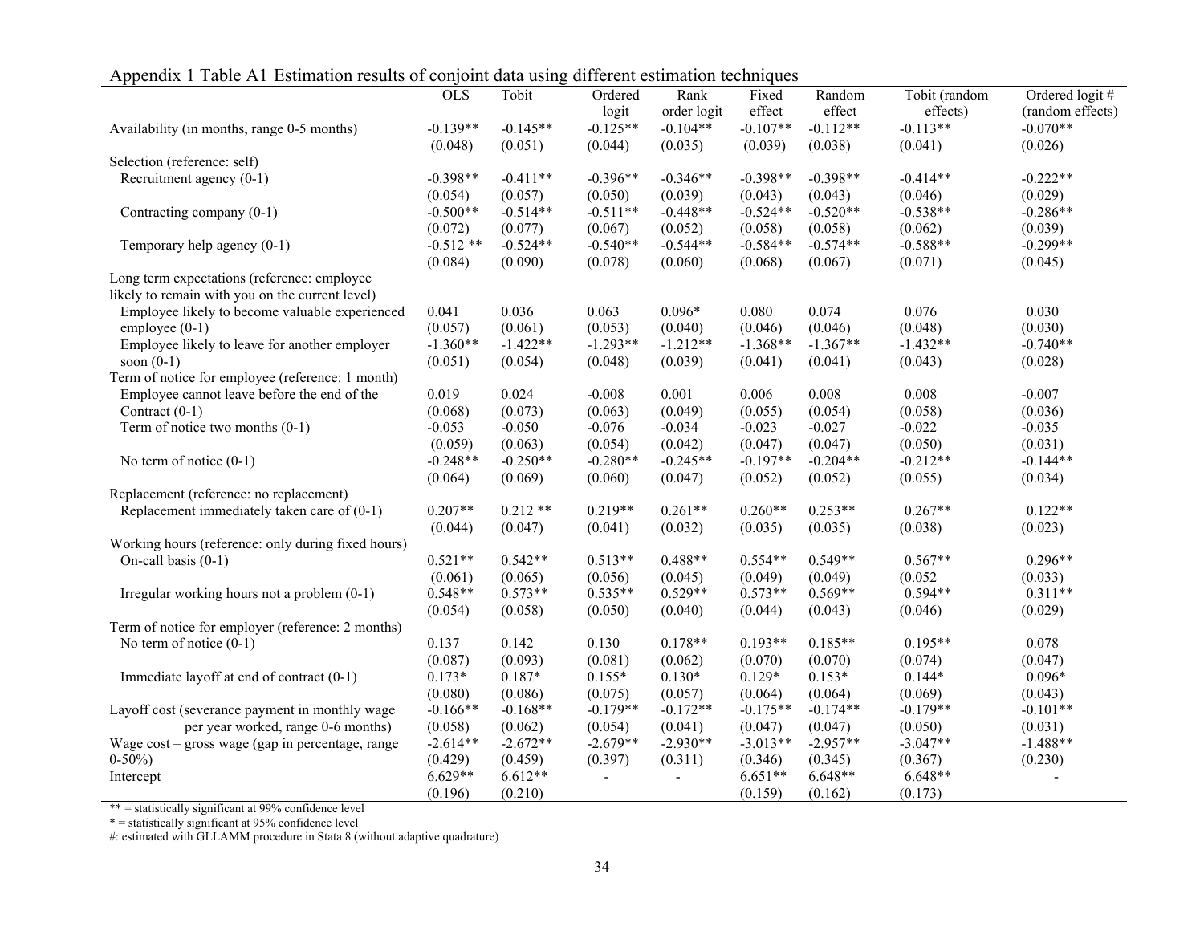Appendix 1 Table A1 Estimation results of conjoint data using different estimation techniques

| | OLS | Tobit | Ordered logit | Rank order logit | Fixed effect | Random effect | Tobit (random effects) | Ordered logit # (random effects) |
|---|---|---|---|---|---|---|---|---|
| Availability (in months, range 0-5 months) | -0.139** | -0.145** | -0.125** | -0.104** | -0.107** | -0.112** | -0.113** | -0.070** |
| | (0.048) | (0.051) | (0.044) | (0.035) | (0.039) | (0.038) | (0.041) | (0.026) |
| Selection (reference: self) | | | | | | | | |
| Recruitment agency (0-1) | -0.398** | -0.411** | -0.396** | -0.346** | -0.398** | -0.398** | -0.414** | -0.222** |
| | (0.054) | (0.057) | (0.050) | (0.039) | (0.043) | (0.043) | (0.046) | (0.029) |
| Contracting company (0-1) | -0.500** | -0.514** | -0.511** | -0.448** | -0.524** | -0.520** | -0.538** | -0.286** |
| | (0.072) | (0.077) | (0.067) | (0.052) | (0.058) | (0.058) | (0.062) | (0.039) |
| Temporary help agency (0-1) | -0.512 ** | -0.524** | -0.540** | -0.544** | -0.584** | -0.574** | -0.588** | -0.299** |
| | (0.084) | (0.090) | (0.078) | (0.060) | (0.068) | (0.067) | (0.071) | (0.045) |
| Long term expectations (reference: employee likely to remain with you on the current level) | | | | | | | | |
| Employee likely to become valuable experienced employee (0-1) | 0.041 | 0.036 | 0.063 | 0.096* | 0.080 | 0.074 | 0.076 | 0.030 |
| | (0.057) | (0.061) | (0.053) | (0.040) | (0.046) | (0.046) | (0.048) | (0.030) |
| Employee likely to leave for another employer soon (0-1) | -1.360** | -1.422** | -1.293** | -1.212** | -1.368** | -1.367** | -1.432** | -0.740** |
| | (0.051) | (0.054) | (0.048) | (0.039) | (0.041) | (0.041) | (0.043) | (0.028) |
| Term of notice for employee (reference: 1 month) | | | | | | | | |
| Employee cannot leave before the end of the Contract (0-1) | 0.019 | 0.024 | -0.008 | 0.001 | 0.006 | 0.008 | 0.008 | -0.007 |
| | (0.068) | (0.073) | (0.063) | (0.049) | (0.055) | (0.054) | (0.058) | (0.036) |
| Term of notice two months (0-1) | -0.053 | -0.050 | -0.076 | -0.034 | -0.023 | -0.027 | -0.022 | -0.035 |
| | (0.059) | (0.063) | (0.054) | (0.042) | (0.047) | (0.047) | (0.050) | (0.031) |
| No term of notice (0-1) | -0.248** | -0.250** | -0.280** | -0.245** | -0.197** | -0.204** | -0.212** | -0.144** |
| | (0.064) | (0.069) | (0.060) | (0.047) | (0.052) | (0.052) | (0.055) | (0.034) |
| Replacement (reference: no replacement) | | | | | | | | |
| Replacement immediately taken care of (0-1) | 0.207** | 0.212 ** | 0.219** | 0.261** | 0.260** | 0.253** | 0.267** | 0.122** |
| | (0.044) | (0.047) | (0.041) | (0.032) | (0.035) | (0.035) | (0.038) | (0.023) |
| Working hours (reference: only during fixed hours) | | | | | | | | |
| On-call basis (0-1) | 0.521** | 0.542** | 0.513** | 0.488** | 0.554** | 0.549** | 0.567** | 0.296** |
| | (0.061) | (0.065) | (0.056) | (0.045) | (0.049) | (0.049) | (0.052 | (0.033) |
| Irregular working hours not a problem (0-1) | 0.548** | 0.573** | 0.535** | 0.529** | 0.573** | 0.569** | 0.594** | 0.311** |
| | (0.054) | (0.058) | (0.050) | (0.040) | (0.044) | (0.043) | (0.046) | (0.029) |
| Term of notice for employer (reference: 2 months) | | | | | | | | |
| No term of notice (0-1) | 0.137 | 0.142 | 0.130 | 0.178** | 0.193** | 0.185** | 0.195** | 0.078 |
| | (0.087) | (0.093) | (0.081) | (0.062) | (0.070) | (0.070) | (0.074) | (0.047) |
| Immediate layoff at end of contract (0-1) | 0.173* | 0.187* | 0.155* | 0.130* | 0.129* | 0.153* | 0.144* | 0.096* |
| | (0.080) | (0.086) | (0.075) | (0.057) | (0.064) | (0.064) | (0.069) | (0.043) |
| Layoff cost (severance payment in monthly wage per year worked, range 0-6 months) | -0.166** | -0.168** | -0.179** | -0.172** | -0.175** | -0.174** | -0.179** | -0.101** |
| | (0.058) | (0.062) | (0.054) | (0.041) | (0.047) | (0.047) | (0.050) | (0.031) |
| Wage cost – gross wage (gap in percentage, range 0-50%) | -2.614** | -2.672** | -2.679** | -2.930** | -3.013** | -2.957** | -3.047** | -1.488** |
| | (0.429) | (0.459) | (0.397) | (0.311) | (0.346) | (0.345) | (0.367) | (0.230) |
| Intercept | 6.629** | 6.612** | - | - | 6.651** | 6.648** | 6.648** | - |
| | (0.196) | (0.210) | | | (0.159) | (0.162) | (0.173) | |

** = statistically significant at 99% confidence level

* = statistically significant at 95% confidence level

#: estimated with GLLAMM procedure in Stata 8 (without adaptive quadrature)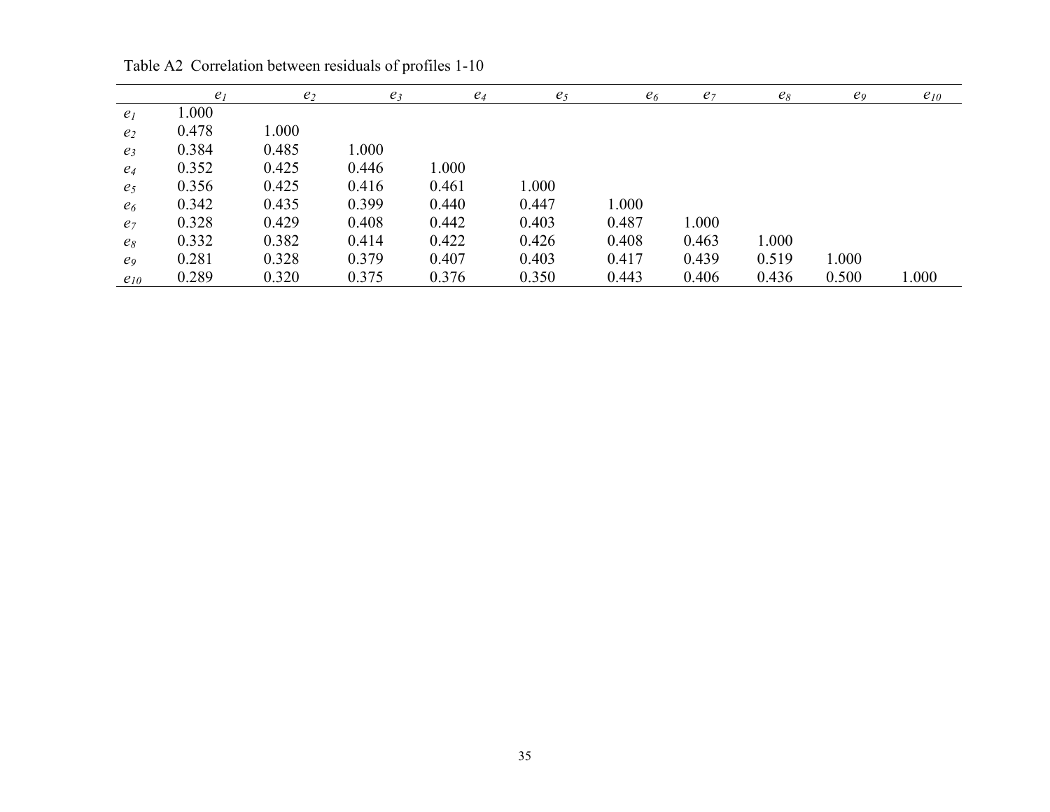Table A2 Correlation between residuals of profiles 1-10

| | $e_1$ | $e_2$ | $e_3$ | $e_4$ | $e_5$ | $e_6$ | $e_7$ | $e_8$ | $e_9$ | $e_{10}$ |
|---|---|---|---|---|---|---|---|---|---|---|
| $e_1$ | 1.000 | | | | | | | | | |
| $e_2$ | 0.478 | 1.000 | | | | | | | | |
| $e_3$ | 0.384 | 0.485 | 1.000 | | | | | | | |
| $e_4$ | 0.352 | 0.425 | 0.446 | 1.000 | | | | | | |
| $e_5$ | 0.356 | 0.425 | 0.416 | 0.461 | 1.000 | | | | | |
| $e_6$ | 0.342 | 0.435 | 0.399 | 0.440 | 0.447 | 1.000 | | | | |
| $e_7$ | 0.328 | 0.429 | 0.408 | 0.442 | 0.403 | 0.487 | 1.000 | | | |
| $e_8$ | 0.332 | 0.382 | 0.414 | 0.422 | 0.426 | 0.408 | 0.463 | 1.000 | | |
| $e_9$ | 0.281 | 0.328 | 0.379 | 0.407 | 0.403 | 0.417 | 0.439 | 0.519 | 1.000 | |
| $e_{10}$ | 0.289 | 0.320 | 0.375 | 0.376 | 0.350 | 0.443 | 0.406 | 0.436 | 0.500 | 1.000 |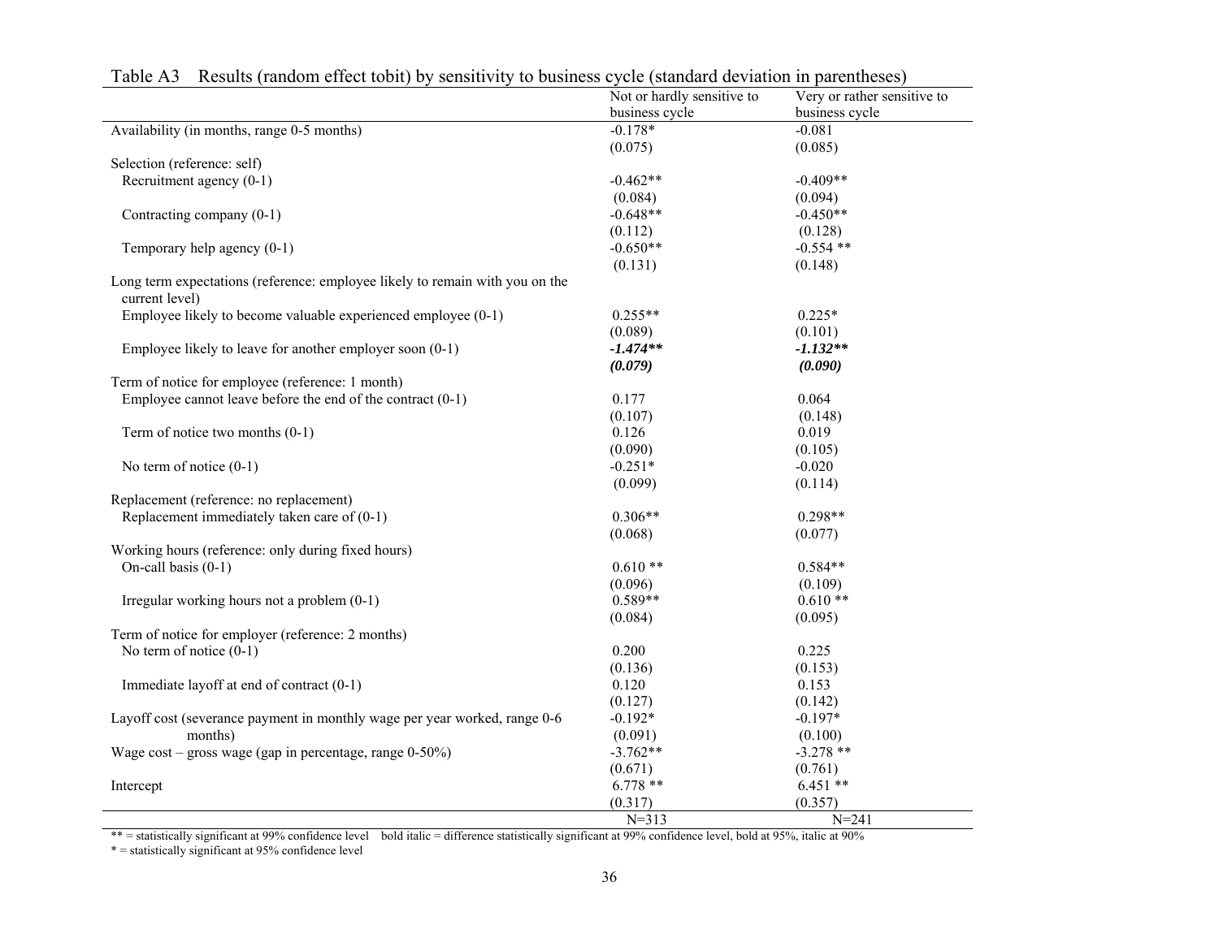Table A3 Results (random effect tobit) by sensitivity to business cycle (standard deviation in parentheses)

| | Not or hardly sensitive to business cycle | Very or rather sensitive to business cycle |
|---|---|---|
| Availability (in months, range 0-5 months) | -0.178* | -0.081 |
| | (0.075) | (0.085) |
| Selection (reference: self) | | |
| Recruitment agency (0-1) | -0.462** | -0.409** |
| | (0.084) | (0.094) |
| Contracting company (0-1) | -0.648** | -0.450** |
| | (0.112) | (0.128) |
| Temporary help agency (0-1) | -0.650** | -0.554 ** |
| | (0.131) | (0.148) |
| Long term expectations (reference: employee likely to remain with you on the current level) | | |
| Employee likely to become valuable experienced employee (0-1) | 0.255** | 0.225* |
| | (0.089) | (0.101) |
| Employee likely to leave for another employer soon (0-1) | ***-1.474**\*\**** | ***-1.132**\*\**** |
| | ***(0.079)*** | ***(0.090)*** |
| Term of notice for employee (reference: 1 month) | | |
| Employee cannot leave before the end of the contract (0-1) | 0.177 | 0.064 |
| | (0.107) | (0.148) |
| Term of notice two months (0-1) | 0.126 | 0.019 |
| | (0.090) | (0.105) |
| No term of notice (0-1) | -0.251* | -0.020 |
| | (0.099) | (0.114) |
| Replacement (reference: no replacement) | | |
| Replacement immediately taken care of (0-1) | 0.306** | 0.298** |
| | (0.068) | (0.077) |
| Working hours (reference: only during fixed hours) | | |
| On-call basis (0-1) | 0.610 ** | 0.584** |
| | (0.096) | (0.109) |
| Irregular working hours not a problem (0-1) | 0.589** | 0.610 ** |
| | (0.084) | (0.095) |
| Term of notice for employer (reference: 2 months) | | |
| No term of notice (0-1) | 0.200 | 0.225 |
| | (0.136) | (0.153) |
| Immediate layoff at end of contract (0-1) | 0.120 | 0.153 |
| | (0.127) | (0.142) |
| Layoff cost (severance payment in monthly wage per year worked, range 0-6 months) | -0.192* | -0.197* |
| | (0.091) | (0.100) |
| Wage cost – gross wage (gap in percentage, range 0-50%) | -3.762** | -3.278 ** |
| | (0.671) | (0.761) |
| Intercept | 6.778 ** | 6.451 ** |
| | (0.317) | (0.357) |
| | N=313 | N=241 |

** = statistically significant at 99% confidence level bold italic = difference statistically significant at 99% confidence level, bold at 95%, italic at 90%
* = statistically significant at 95% confidence level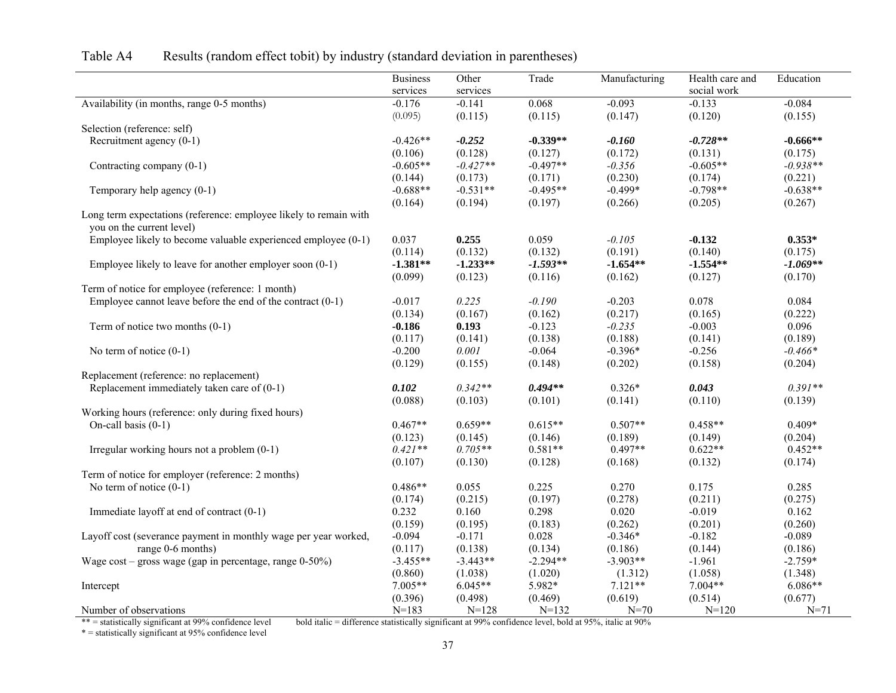Table A4 Results (random effect tobit) by industry (standard deviation in parentheses)

| | Business services | Other services | Trade | Manufacturing | Health care and social work | Education |
|---|---|---|---|---|---|---|
| Availability (in months, range 0-5 months) | -0.176 | -0.141 | 0.068 | -0.093 | -0.133 | -0.084 |
| | (0.095) | (0.115) | (0.115) | (0.147) | (0.120) | (0.155) |
| Selection (reference: self) | | | | | | |
| Recruitment agency (0-1) | -0.426** | ***-0.252*** | **-0.339**** | ***-0.160*** | ***-0.728**** | **-0.666**** |
| | (0.106) | (0.128) | (0.127) | (0.172) | (0.131) | (0.175) |
| Contracting company (0-1) | -0.605** | *-0.427*** | -0.497** | *-0.356* | -0.605** | *-0.938*** |
| | (0.144) | (0.173) | (0.171) | (0.230) | (0.174) | (0.221) |
| Temporary help agency (0-1) | -0.688** | -0.531** | -0.495** | -0.499* | -0.798** | -0.638** |
| | (0.164) | (0.194) | (0.197) | (0.266) | (0.205) | (0.267) |
| Long term expectations (reference: employee likely to remain with you on the current level) | | | | | | |
| Employee likely to become valuable experienced employee (0-1) | 0.037 | **0.255** | 0.059 | *-0.105* | **-0.132** | **0.353*** |
| | (0.114) | (0.132) | (0.132) | (0.191) | (0.140) | (0.175) |
| Employee likely to leave for another employer soon (0-1) | **-1.381**** | **-1.233**** | ***-1.593**** | **-1.654**** | **-1.554**** | ***-1.069**** |
| | (0.099) | (0.123) | (0.116) | (0.162) | (0.127) | (0.170) |
| Term of notice for employee (reference: 1 month) | | | | | | |
| Employee cannot leave before the end of the contract (0-1) | -0.017 | *0.225* | *-0.190* | -0.203 | 0.078 | 0.084 |
| | (0.134) | (0.167) | (0.162) | (0.217) | (0.165) | (0.222) |
| Term of notice two months (0-1) | **-0.186** | **0.193** | -0.123 | *-0.235* | -0.003 | 0.096 |
| | (0.117) | (0.141) | (0.138) | (0.188) | (0.141) | (0.189) |
| No term of notice (0-1) | -0.200 | *0.001* | -0.064 | -0.396* | -0.256 | *-0.466** |
| | (0.129) | (0.155) | (0.148) | (0.202) | (0.158) | (0.204) |
| Replacement (reference: no replacement) | | | | | | |
| Replacement immediately taken care of (0-1) | ***0.102*** | *0.342*** | ***0.494**** | 0.326* | ***0.043*** | *0.391*** |
| | (0.088) | (0.103) | (0.101) | (0.141) | (0.110) | (0.139) |
| Working hours (reference: only during fixed hours) | | | | | | |
| On-call basis (0-1) | 0.467** | 0.659** | 0.615** | 0.507** | 0.458** | 0.409* |
| | (0.123) | (0.145) | (0.146) | (0.189) | (0.149) | (0.204) |
| Irregular working hours not a problem (0-1) | *0.421*** | *0.705*** | 0.581** | 0.497** | 0.622** | 0.452** |
| | (0.107) | (0.130) | (0.128) | (0.168) | (0.132) | (0.174) |
| Term of notice for employer (reference: 2 months) | | | | | | |
| No term of notice (0-1) | 0.486** | 0.055 | 0.225 | 0.270 | 0.175 | 0.285 |
| | (0.174) | (0.215) | (0.197) | (0.278) | (0.211) | (0.275) |
| Immediate layoff at end of contract (0-1) | 0.232 | 0.160 | 0.298 | 0.020 | -0.019 | 0.162 |
| | (0.159) | (0.195) | (0.183) | (0.262) | (0.201) | (0.260) |
| Layoff cost (severance payment in monthly wage per year worked, range 0-6 months) | -0.094 | -0.171 | 0.028 | -0.346* | -0.182 | -0.089 |
| | (0.117) | (0.138) | (0.134) | (0.186) | (0.144) | (0.186) |
| Wage cost – gross wage (gap in percentage, range 0-50%) | -3.455** | -3.443** | -2.294** | -3.903** | -1.961 | -2.759* |
| | (0.860) | (1.038) | (1.020) | (1.312) | (1.058) | (1.348) |
| Intercept | 7.005** | 6.045** | 5.982* | 7.121** | 7.004** | 6.086** |
| | (0.396) | (0.498) | (0.469) | (0.619) | (0.514) | (0.677) |
| Number of observations | N=183 | N=128 | N=132 | N=70 | N=120 | N=71 |

** = statistically significant at 99% confidence level bold italic = difference statistically significant at 99% confidence level, bold at 95%, italic at 90%

* = statistically significant at 95% confidence level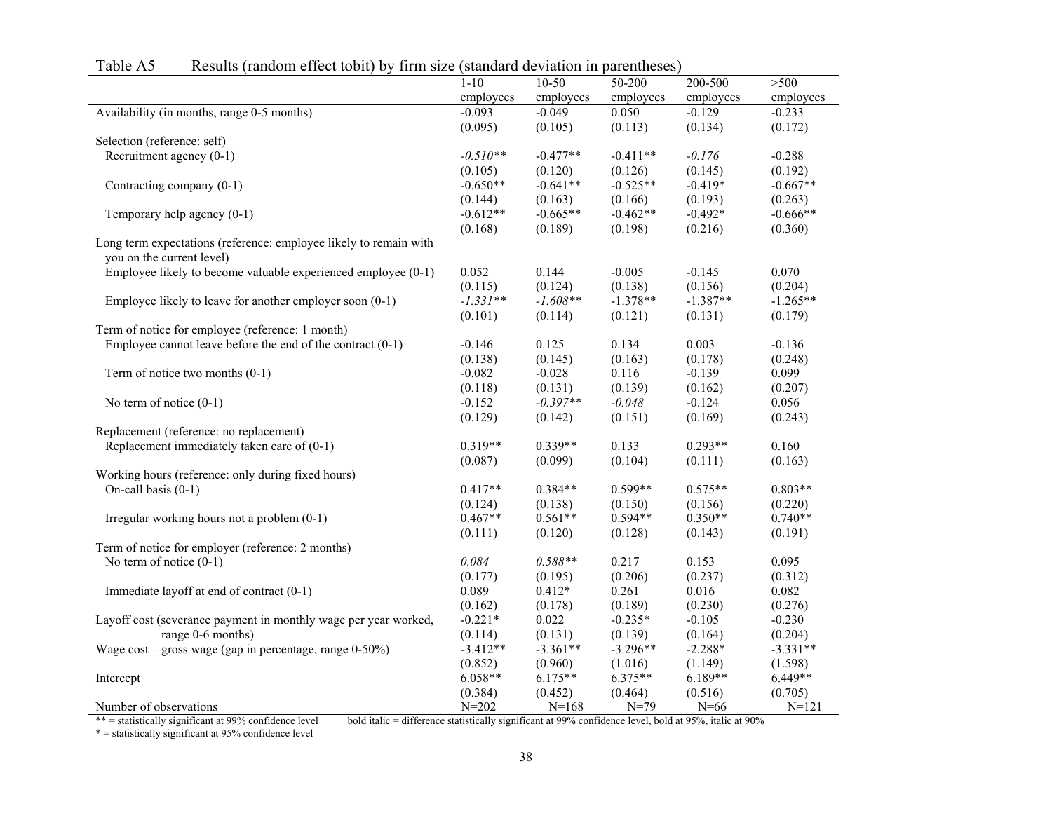Table A5 Results (random effect tobit) by firm size (standard deviation in parentheses)

| | 1-10 employees | 10-50 employees | 50-200 employees | 200-500 employees | >500 employees |
|---|---|---|---|---|---|
| Availability (in months, range 0-5 months) | -0.093 | -0.049 | 0.050 | -0.129 | -0.233 |
| | (0.095) | (0.105) | (0.113) | (0.134) | (0.172) |
| Selection (reference: self) | | | | | |
| Recruitment agency (0-1) | *-0.510*** | -0.477** | -0.411** | *-0.176* | -0.288 |
| | (0.105) | (0.120) | (0.126) | (0.145) | (0.192) |
| Contracting company (0-1) | -0.650** | -0.641** | -0.525** | -0.419* | -0.667** |
| | (0.144) | (0.163) | (0.166) | (0.193) | (0.263) |
| Temporary help agency (0-1) | -0.612** | -0.665** | -0.462** | -0.492* | -0.666** |
| | (0.168) | (0.189) | (0.198) | (0.216) | (0.360) |
| Long term expectations (reference: employee likely to remain with you on the current level) | | | | | |
| Employee likely to become valuable experienced employee (0-1) | 0.052 | 0.144 | -0.005 | -0.145 | 0.070 |
| | (0.115) | (0.124) | (0.138) | (0.156) | (0.204) |
| Employee likely to leave for another employer soon (0-1) | *-1.331*** | *-1.608*** | -1.378** | -1.387** | -1.265** |
| | (0.101) | (0.114) | (0.121) | (0.131) | (0.179) |
| Term of notice for employee (reference: 1 month) | | | | | |
| Employee cannot leave before the end of the contract (0-1) | -0.146 | 0.125 | 0.134 | 0.003 | -0.136 |
| | (0.138) | (0.145) | (0.163) | (0.178) | (0.248) |
| Term of notice two months (0-1) | -0.082 | -0.028 | 0.116 | -0.139 | 0.099 |
| | (0.118) | (0.131) | (0.139) | (0.162) | (0.207) |
| No term of notice (0-1) | -0.152 | *-0.397*** | *-0.048* | -0.124 | 0.056 |
| | (0.129) | (0.142) | (0.151) | (0.169) | (0.243) |
| Replacement (reference: no replacement) | | | | | |
| Replacement immediately taken care of (0-1) | 0.319** | 0.339** | 0.133 | 0.293** | 0.160 |
| | (0.087) | (0.099) | (0.104) | (0.111) | (0.163) |
| Working hours (reference: only during fixed hours) | | | | | |
| On-call basis (0-1) | 0.417** | 0.384** | 0.599** | 0.575** | 0.803** |
| | (0.124) | (0.138) | (0.150) | (0.156) | (0.220) |
| Irregular working hours not a problem (0-1) | 0.467** | 0.561** | 0.594** | 0.350** | 0.740** |
| | (0.111) | (0.120) | (0.128) | (0.143) | (0.191) |
| Term of notice for employer (reference: 2 months) | | | | | |
| No term of notice (0-1) | *0.084* | *0.588*** | 0.217 | 0.153 | 0.095 |
| | (0.177) | (0.195) | (0.206) | (0.237) | (0.312) |
| Immediate layoff at end of contract (0-1) | 0.089 | 0.412* | 0.261 | 0.016 | 0.082 |
| | (0.162) | (0.178) | (0.189) | (0.230) | (0.276) |
| Layoff cost (severance payment in monthly wage per year worked, range 0-6 months) | -0.221* | 0.022 | -0.235* | -0.105 | -0.230 |
| | (0.114) | (0.131) | (0.139) | (0.164) | (0.204) |
| Wage cost – gross wage (gap in percentage, range 0-50%) | -3.412** | -3.361** | -3.296** | -2.288* | -3.331** |
| | (0.852) | (0.960) | (1.016) | (1.149) | (1.598) |
| Intercept | 6.058** | 6.175** | 6.375** | 6.189** | 6.449** |
| | (0.384) | (0.452) | (0.464) | (0.516) | (0.705) |
| Number of observations | N=202 | N=168 | N=79 | N=66 | N=121 |

** = statistically significant at 99% confidence level   bold italic = difference statistically significant at 99% confidence level, bold at 95%, italic at 90%

* = statistically significant at 95% confidence level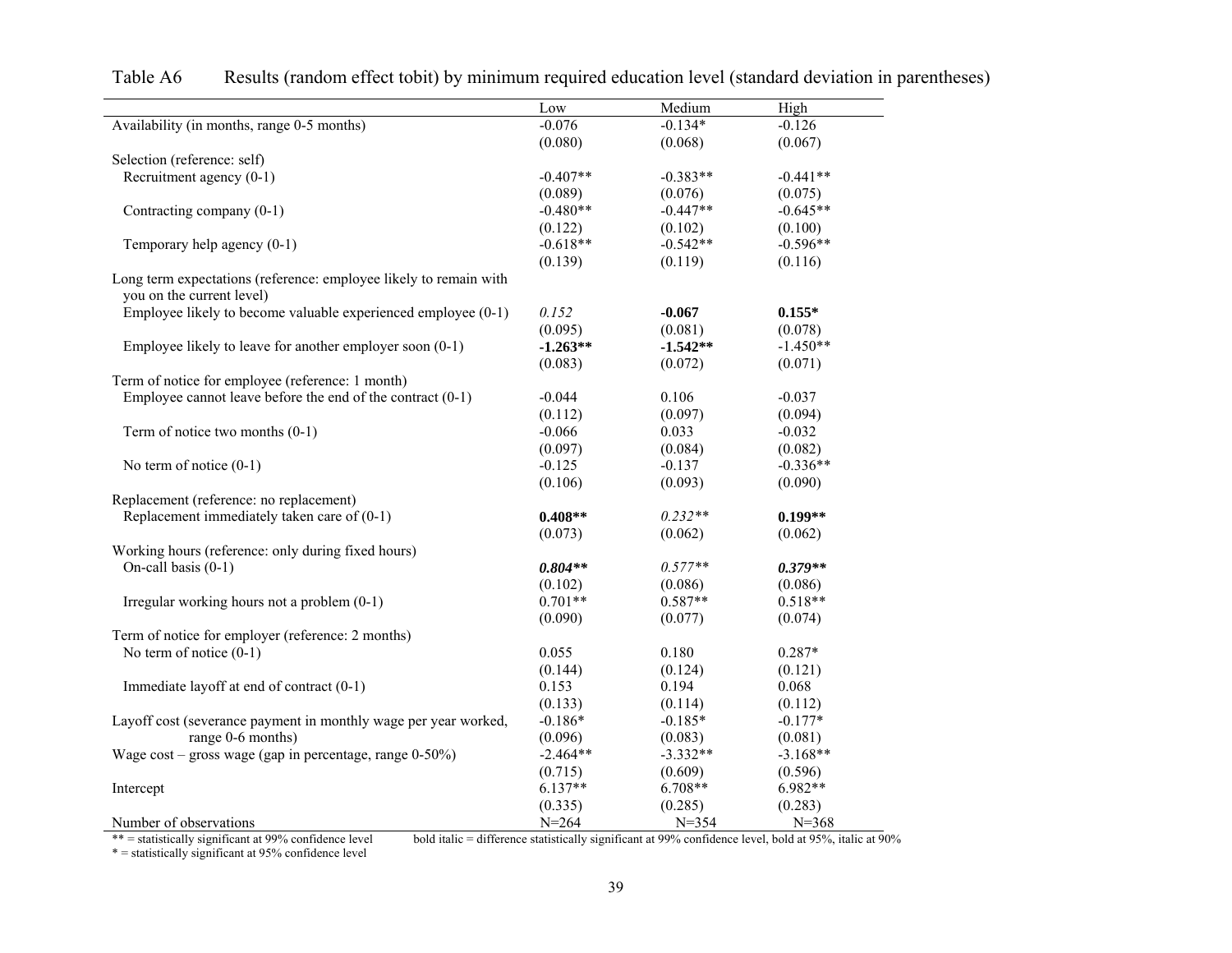Table A6 Results (random effect tobit) by minimum required education level (standard deviation in parentheses)

| | Low | Medium | High |
|---|---|---|---|
| Availability (in months, range 0-5 months) | -0.076 | -0.134* | -0.126 |
| | (0.080) | (0.068) | (0.067) |
| Selection (reference: self) | | | |
| Recruitment agency (0-1) | -0.407** | -0.383** | -0.441** |
| | (0.089) | (0.076) | (0.075) |
| Contracting company (0-1) | -0.480** | -0.447** | -0.645** |
| | (0.122) | (0.102) | (0.100) |
| Temporary help agency (0-1) | -0.618** | -0.542** | -0.596** |
| | (0.139) | (0.119) | (0.116) |
| Long term expectations (reference: employee likely to remain with you on the current level) | | | |
| Employee likely to become valuable experienced employee (0-1) | *0.152* | **-0.067** | **0.155*** |
| | (0.095) | (0.081) | (0.078) |
| Employee likely to leave for another employer soon (0-1) | **-1.263**** | **-1.542**** | -1.450** |
| | (0.083) | (0.072) | (0.071) |
| Term of notice for employee (reference: 1 month) | | | |
| Employee cannot leave before the end of the contract (0-1) | -0.044 | 0.106 | -0.037 |
| | (0.112) | (0.097) | (0.094) |
| Term of notice two months (0-1) | -0.066 | 0.033 | -0.032 |
| | (0.097) | (0.084) | (0.082) |
| No term of notice (0-1) | -0.125 | -0.137 | -0.336** |
| | (0.106) | (0.093) | (0.090) |
| Replacement (reference: no replacement) | | | |
| Replacement immediately taken care of (0-1) | **0.408**** | *0.232*** | **0.199**** |
| | (0.073) | (0.062) | (0.062) |
| Working hours (reference: only during fixed hours) | | | |
| On-call basis (0-1) | ***0.804***** | *0.577*** | ***0.379***** |
| | (0.102) | (0.086) | (0.086) |
| Irregular working hours not a problem (0-1) | 0.701** | 0.587** | 0.518** |
| | (0.090) | (0.077) | (0.074) |
| Term of notice for employer (reference: 2 months) | | | |
| No term of notice (0-1) | 0.055 | 0.180 | 0.287* |
| | (0.144) | (0.124) | (0.121) |
| Immediate layoff at end of contract (0-1) | 0.153 | 0.194 | 0.068 |
| | (0.133) | (0.114) | (0.112) |
| Layoff cost (severance payment in monthly wage per year worked, range 0-6 months) | -0.186* | -0.185* | -0.177* |
| | (0.096) | (0.083) | (0.081) |
| Wage cost – gross wage (gap in percentage, range 0-50%) | -2.464** | -3.332** | -3.168** |
| | (0.715) | (0.609) | (0.596) |
| Intercept | 6.137** | 6.708** | 6.982** |
| | (0.335) | (0.285) | (0.283) |
| Number of observations | N=264 | N=354 | N=368 |

** = statistically significant at 99% confidence level bold italic = difference statistically significant at 99% confidence level, bold at 95%, italic at 90%
* = statistically significant at 95% confidence level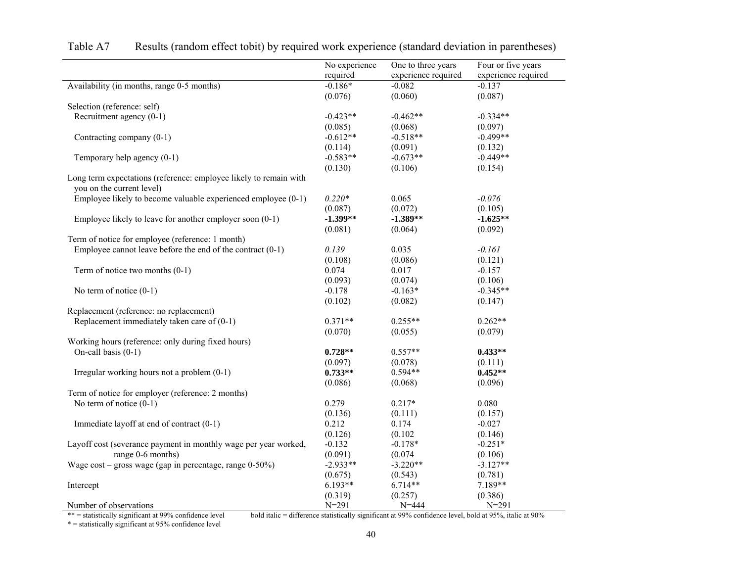Table A7 Results (random effect tobit) by required work experience (standard deviation in parentheses)

| | No experience required | One to three years experience required | Four or five years experience required |
|---|---|---|---|
| Availability (in months, range 0-5 months) | -0.186* | -0.082 | -0.137 |
| | (0.076) | (0.060) | (0.087) |
| Selection (reference: self) | | | |
| Recruitment agency (0-1) | -0.423** | -0.462** | -0.334** |
| | (0.085) | (0.068) | (0.097) |
| Contracting company (0-1) | -0.612** | -0.518** | -0.499** |
| | (0.114) | (0.091) | (0.132) |
| Temporary help agency (0-1) | -0.583** | -0.673** | -0.449** |
| | (0.130) | (0.106) | (0.154) |
| Long term expectations (reference: employee likely to remain with you on the current level) | | | |
| Employee likely to become valuable experienced employee (0-1) | *0.220** | 0.065 | *-0.076* |
| | (0.087) | (0.072) | (0.105) |
| Employee likely to leave for another employer soon (0-1) | **-1.399**** | **-1.389**** | **-1.625**** |
| | (0.081) | (0.064) | (0.092) |
| Term of notice for employee (reference: 1 month) | | | |
| Employee cannot leave before the end of the contract (0-1) | *0.139* | 0.035 | *-0.161* |
| | (0.108) | (0.086) | (0.121) |
| Term of notice two months (0-1) | 0.074 | 0.017 | -0.157 |
| | (0.093) | (0.074) | (0.106) |
| No term of notice (0-1) | -0.178 | -0.163* | -0.345** |
| | (0.102) | (0.082) | (0.147) |
| Replacement (reference: no replacement) | | | |
| Replacement immediately taken care of (0-1) | 0.371** | 0.255** | 0.262** |
| | (0.070) | (0.055) | (0.079) |
| Working hours (reference: only during fixed hours) | | | |
| On-call basis (0-1) | **0.728**** | 0.557** | **0.433**** |
| | (0.097) | (0.078) | (0.111) |
| Irregular working hours not a problem (0-1) | **0.733**** | 0.594** | **0.452**** |
| | (0.086) | (0.068) | (0.096) |
| Term of notice for employer (reference: 2 months) | | | |
| No term of notice (0-1) | 0.279 | 0.217* | 0.080 |
| | (0.136) | (0.111) | (0.157) |
| Immediate layoff at end of contract (0-1) | 0.212 | 0.174 | -0.027 |
| | (0.126) | (0.102 | (0.146) |
| Layoff cost (severance payment in monthly wage per year worked, range 0-6 months) | -0.132 | -0.178* | -0.251* |
| | (0.091) | (0.074 | (0.106) |
| Wage cost – gross wage (gap in percentage, range 0-50%) | -2.933** | -3.220** | -3.127** |
| | (0.675) | (0.543) | (0.781) |
| Intercept | 6.193** | 6.714** | 7.189** |
| | (0.319) | (0.257) | (0.386) |
| Number of observations | N=291 | N=444 | N=291 |

** = statistically significant at 99% confidence level  bold italic = difference statistically significant at 99% confidence level, bold at 95%, italic at 90%
* = statistically significant at 95% confidence level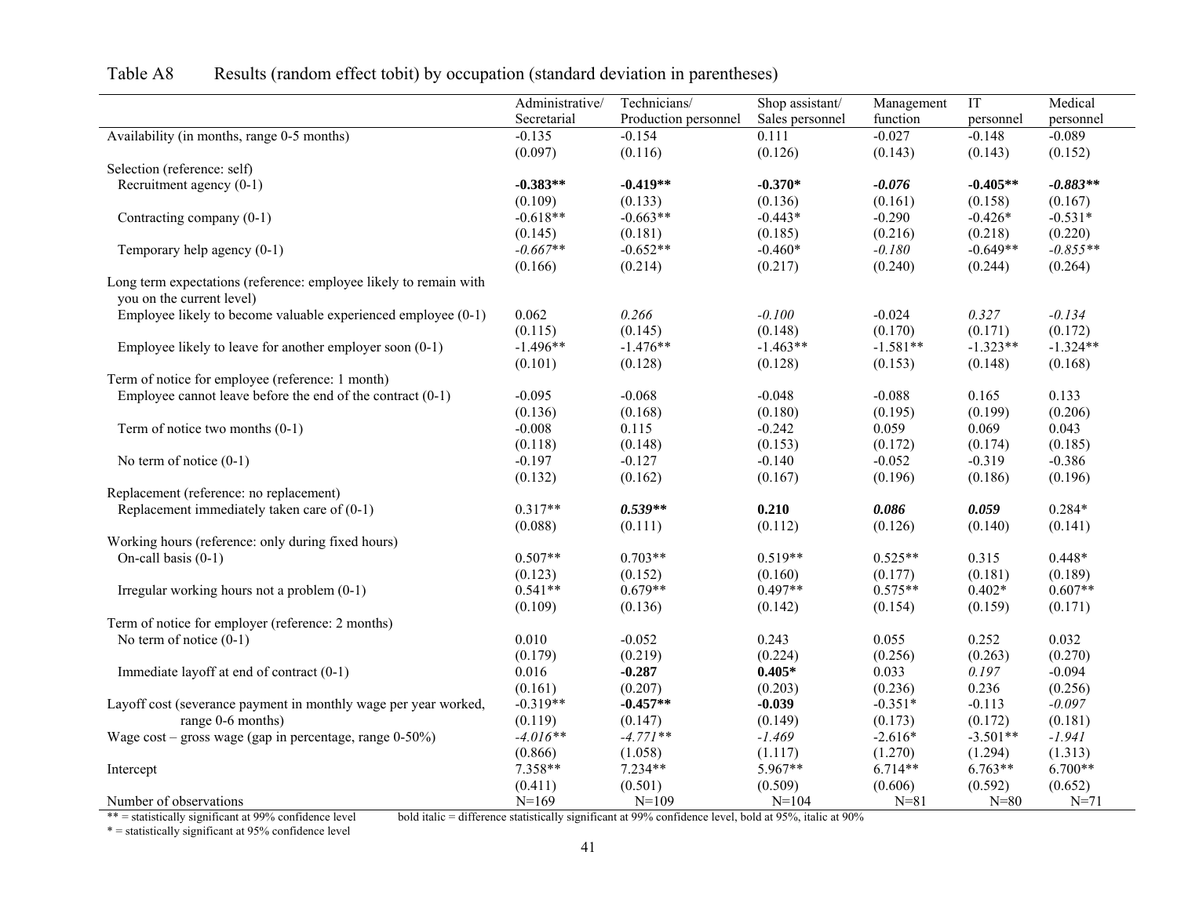Table A8 Results (random effect tobit) by occupation (standard deviation in parentheses)

| | Administrative/ Secretarial | Technicians/ Production personnel | Shop assistant/ Sales personnel | Management function | IT personnel | Medical personnel |
|---|---|---|---|---|---|---|
| Availability (in months, range 0-5 months) | -0.135 | -0.154 | 0.111 | -0.027 | -0.148 | -0.089 |
| | (0.097) | (0.116) | (0.126) | (0.143) | (0.143) | (0.152) |
| Selection (reference: self) | | | | | | |
| Recruitment agency (0-1) | **-0.383\*\*** | **-0.419\*\*** | **-0.370\*** | ***-0.076*** | **-0.405\*\*** | ***-0.883\*\**** |
| | (0.109) | (0.133) | (0.136) | (0.161) | (0.158) | (0.167) |
| Contracting company (0-1) | -0.618\*\* | -0.663\*\* | -0.443\* | -0.290 | -0.426\* | -0.531\* |
| | (0.145) | (0.181) | (0.185) | (0.216) | (0.218) | (0.220) |
| Temporary help agency (0-1) | *-0.667*\*\* | -0.652\*\* | -0.460\* | *-0.180* | -0.649\*\* | *-0.855*\*\* |
| | (0.166) | (0.214) | (0.217) | (0.240) | (0.244) | (0.264) |
| Long term expectations (reference: employee likely to remain with you on the current level) | | | | | | |
| Employee likely to become valuable experienced employee (0-1) | 0.062 | *0.266* | *-0.100* | -0.024 | *0.327* | *-0.134* |
| | (0.115) | (0.145) | (0.148) | (0.170) | (0.171) | (0.172) |
| Employee likely to leave for another employer soon (0-1) | -1.496\*\* | -1.476\*\* | -1.463\*\* | -1.581\*\* | -1.323\*\* | -1.324\*\* |
| | (0.101) | (0.128) | (0.128) | (0.153) | (0.148) | (0.168) |
| Term of notice for employee (reference: 1 month) | | | | | | |
| Employee cannot leave before the end of the contract (0-1) | -0.095 | -0.068 | -0.048 | -0.088 | 0.165 | 0.133 |
| | (0.136) | (0.168) | (0.180) | (0.195) | (0.199) | (0.206) |
| Term of notice two months (0-1) | -0.008 | 0.115 | -0.242 | 0.059 | 0.069 | 0.043 |
| | (0.118) | (0.148) | (0.153) | (0.172) | (0.174) | (0.185) |
| No term of notice (0-1) | -0.197 | -0.127 | -0.140 | -0.052 | -0.319 | -0.386 |
| | (0.132) | (0.162) | (0.167) | (0.196) | (0.186) | (0.196) |
| Replacement (reference: no replacement) | | | | | | |
| Replacement immediately taken care of (0-1) | 0.317\*\* | ***0.539\*\**** | **0.210** | ***0.086*** | ***0.059*** | 0.284\* |
| | (0.088) | (0.111) | (0.112) | (0.126) | (0.140) | (0.141) |
| Working hours (reference: only during fixed hours) | | | | | | |
| On-call basis (0-1) | 0.507\*\* | 0.703\*\* | 0.519\*\* | 0.525\*\* | 0.315 | 0.448\* |
| | (0.123) | (0.152) | (0.160) | (0.177) | (0.181) | (0.189) |
| Irregular working hours not a problem (0-1) | 0.541\*\* | 0.679\*\* | 0.497\*\* | 0.575\*\* | 0.402\* | 0.607\*\* |
| | (0.109) | (0.136) | (0.142) | (0.154) | (0.159) | (0.171) |
| Term of notice for employer (reference: 2 months) | | | | | | |
| No term of notice (0-1) | 0.010 | -0.052 | 0.243 | 0.055 | 0.252 | 0.032 |
| | (0.179) | (0.219) | (0.224) | (0.256) | (0.263) | (0.270) |
| Immediate layoff at end of contract (0-1) | 0.016 | **-0.287** | **0.405\*** | 0.033 | *0.197* | -0.094 |
| | (0.161) | (0.207) | (0.203) | (0.236) | 0.236 | (0.256) |
| Layoff cost (severance payment in monthly wage per year worked, range 0-6 months) | -0.319\*\* | **-0.457\*\*** | **-0.039** | -0.351\* | -0.113 | *-0.097* |
| | (0.119) | (0.147) | (0.149) | (0.173) | (0.172) | (0.181) |
| Wage cost – gross wage (gap in percentage, range 0-50%) | *-4.016*\*\* | *-4.771*\*\* | *-1.469* | -2.616\* | -3.501\*\* | *-1.941* |
| | (0.866) | (1.058) | (1.117) | (1.270) | (1.294) | (1.313) |
| Intercept | 7.358\*\* | 7.234\*\* | 5.967\*\* | 6.714\*\* | 6.763\*\* | 6.700\*\* |
| | (0.411) | (0.501) | (0.509) | (0.606) | (0.592) | (0.652) |
| Number of observations | N=169 | N=109 | N=104 | N=81 | N=80 | N=71 |

** = statistically significant at 99% confidence level    bold italic = difference statistically significant at 99% confidence level, bold at 95%, italic at 90%

* = statistically significant at 95% confidence level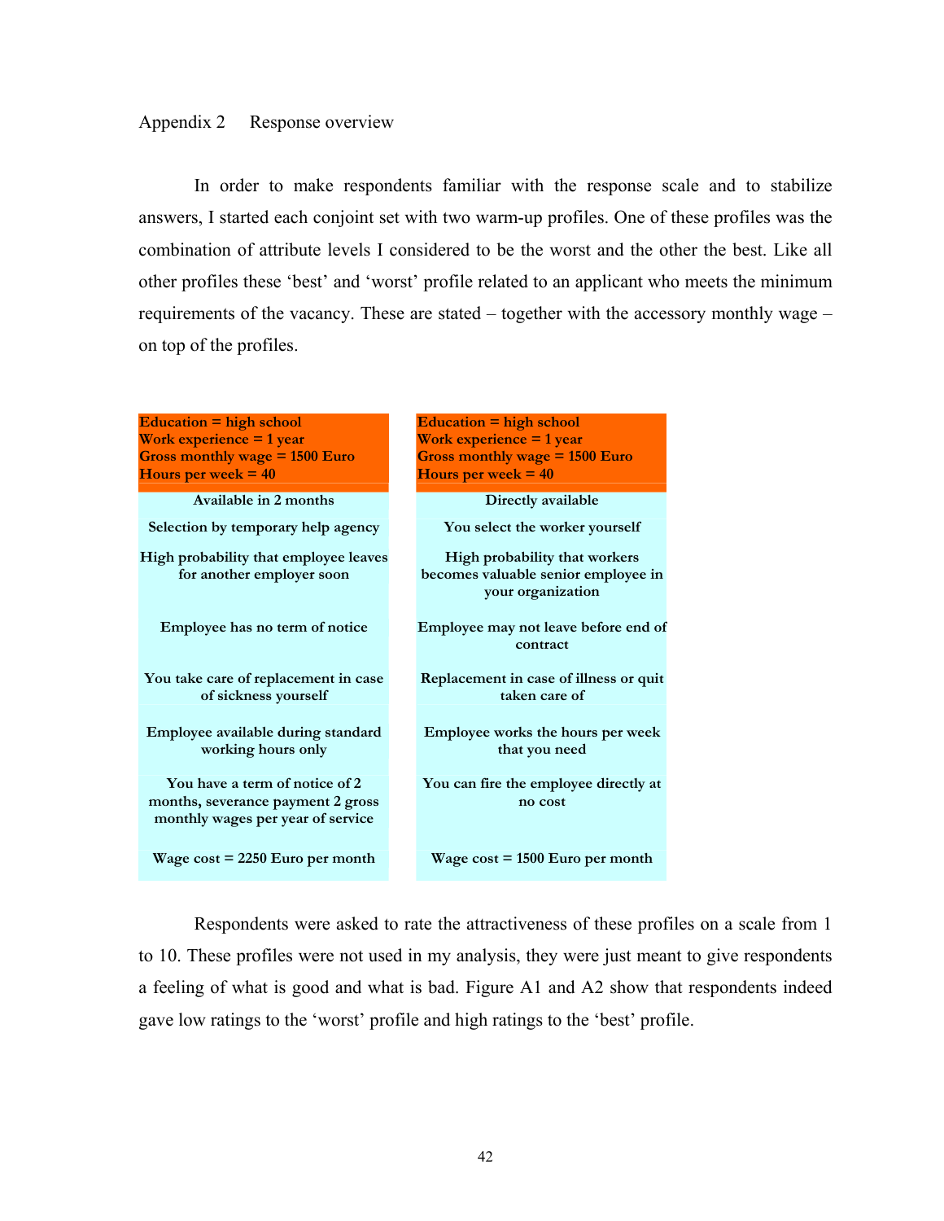## Appendix 2 Response overview

In order to make respondents familiar with the response scale and to stabilize answers, I started each conjoint set with two warm-up profiles. One of these profiles was the combination of attribute levels I considered to be the worst and the other the best. Like all other profiles these 'best' and 'worst' profile related to an applicant who meets the minimum requirements of the vacancy. These are stated – together with the accessory monthly wage – on top of the profiles.

| **Education = high school**<br>**Work experience = 1 year**<br>**Gross monthly wage = 1500 Euro**<br>**Hours per week = 40** | **Education = high school**<br>**Work experience = 1 year**<br>**Gross monthly wage = 1500 Euro**<br>**Hours per week = 40** |
|---|---|
| **Available in 2 months** | **Directly available** |
| **Selection by temporary help agency** | **You select the worker yourself** |
| **High probability that employee leaves for another employer soon** | **High probability that workers becomes valuable senior employee in your organization** |
| **Employee has no term of notice** | **Employee may not leave before end of contract** |
| **You take care of replacement in case of sickness yourself** | **Replacement in case of illness or quit taken care of** |
| **Employee available during standard working hours only** | **Employee works the hours per week that you need** |
| **You have a term of notice of 2 months, severance payment 2 gross monthly wages per year of service** | **You can fire the employee directly at no cost** |
| **Wage cost = 2250 Euro per month** | **Wage cost = 1500 Euro per month** |

Respondents were asked to rate the attractiveness of these profiles on a scale from 1 to 10. These profiles were not used in my analysis, they were just meant to give respondents a feeling of what is good and what is bad. Figure A1 and A2 show that respondents indeed gave low ratings to the 'worst' profile and high ratings to the 'best' profile.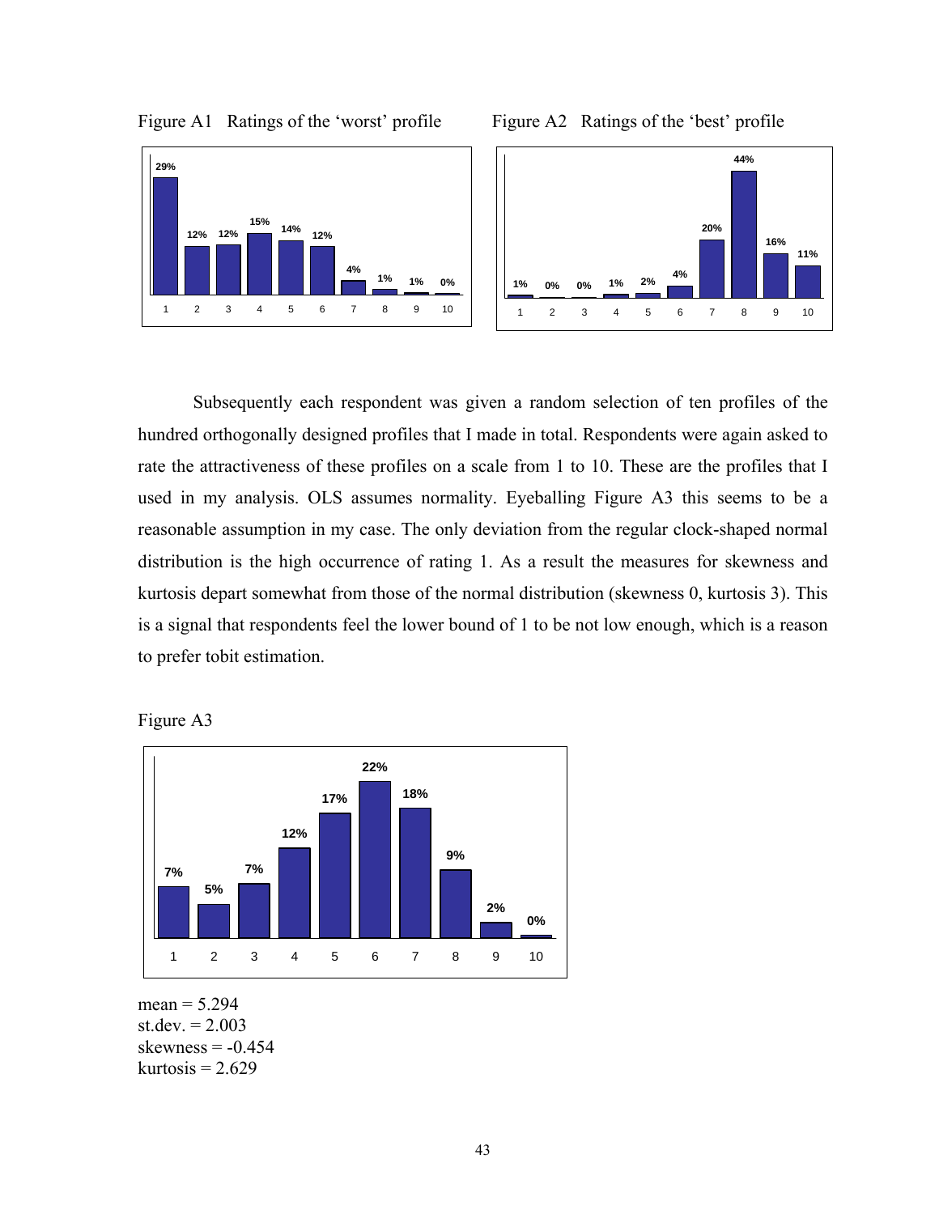Figure A1 Ratings of the 'worst' profile

29%
12% 12%
15%
14%
12%
4%
1% 1% 0%

1 2 3 4 5 6 7 8 9 10

Figure A2 Ratings of the 'best' profile

44%
20%
16%
11%
4%
1% 0% 0% 1% 2%

1 2 3 4 5 6 7 8 9 10

Subsequently each respondent was given a random selection of ten profiles of the hundred orthogonally designed profiles that I made in total. Respondents were again asked to rate the attractiveness of these profiles on a scale from 1 to 10. These are the profiles that I used in my analysis. OLS assumes normality. Eyeballing Figure A3 this seems to be a reasonable assumption in my case. The only deviation from the regular clock-shaped normal distribution is the high occurrence of rating 1. As a result the measures for skewness and kurtosis depart somewhat from those of the normal distribution (skewness 0, kurtosis 3). This is a signal that respondents feel the lower bound of 1 to be not low enough, which is a reason to prefer tobit estimation.

Figure A3

22%
18%
17%
12%
9%
7% 5% 7%
2%
0%

1 2 3 4 5 6 7 8 9 10

mean = 5.294
st.dev. = 2.003
skewness = -0.454
kurtosis = 2.629